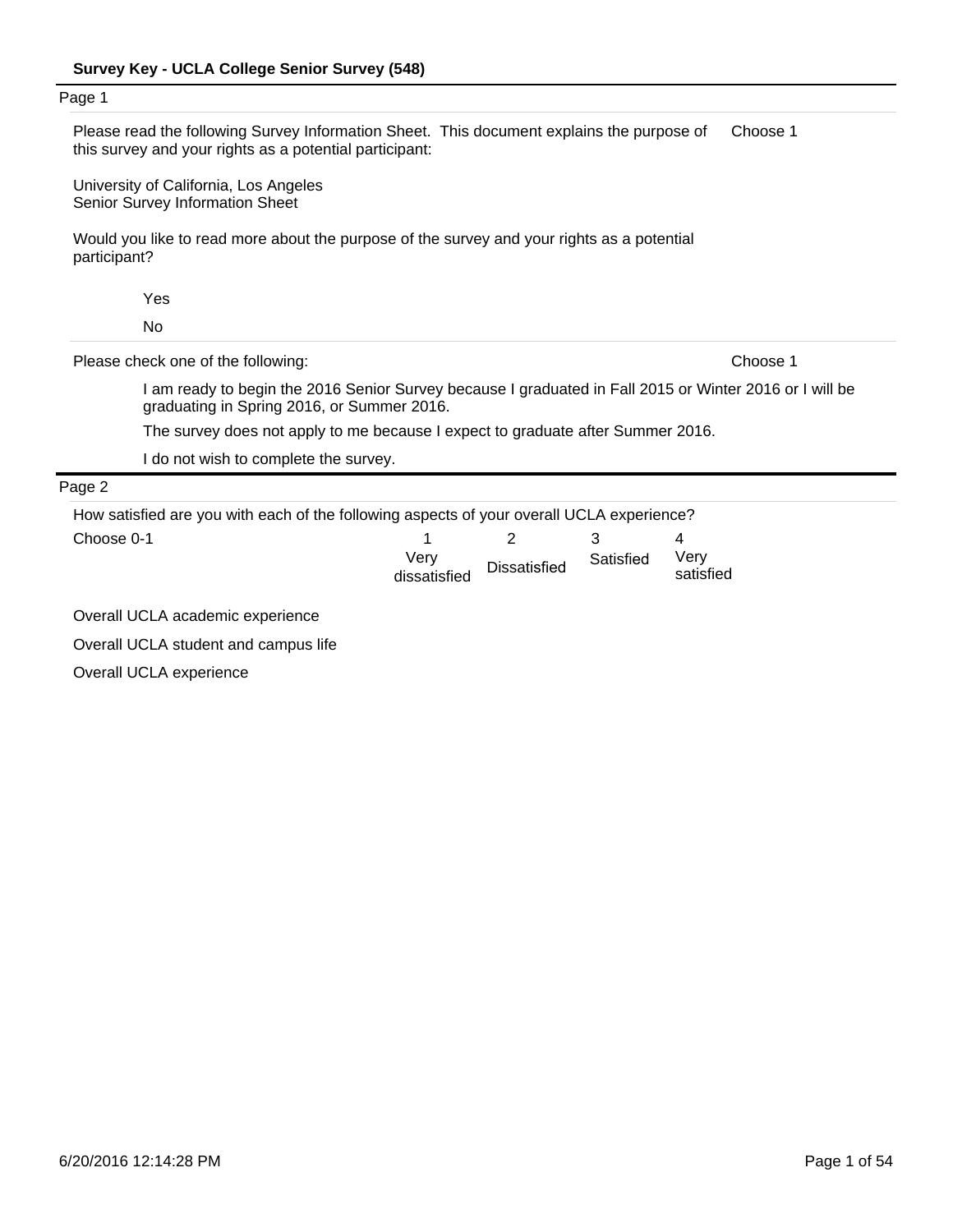**Survey Key - UCLA College Senior Survey (548)**

## Page 1

Please read the following Survey Information Sheet. This document explains the purpose of this survey and your rights as a potential participant: — Choose 1

University of California, Los Angeles
Senior Survey Information Sheet

Would you like to read more about the purpose of the survey and your rights as a potential participant?

- Yes
- No

Please check one of the following: — Choose 1

- I am ready to begin the 2016 Senior Survey because I graduated in Fall 2015 or Winter 2016 or I will be graduating in Spring 2016, or Summer 2016.
- The survey does not apply to me because I expect to graduate after Summer 2016.
- I do not wish to complete the survey.

## Page 2

How satisfied are you with each of the following aspects of your overall UCLA experience?

| Choose 0-1 | 1 Very dissatisfied | 2 Dissatisfied | 3 Satisfied | 4 Very satisfied |
|---|---|---|---|---|
| Overall UCLA academic experience | | | | |
| Overall UCLA student and campus life | | | | |
| Overall UCLA experience | | | | |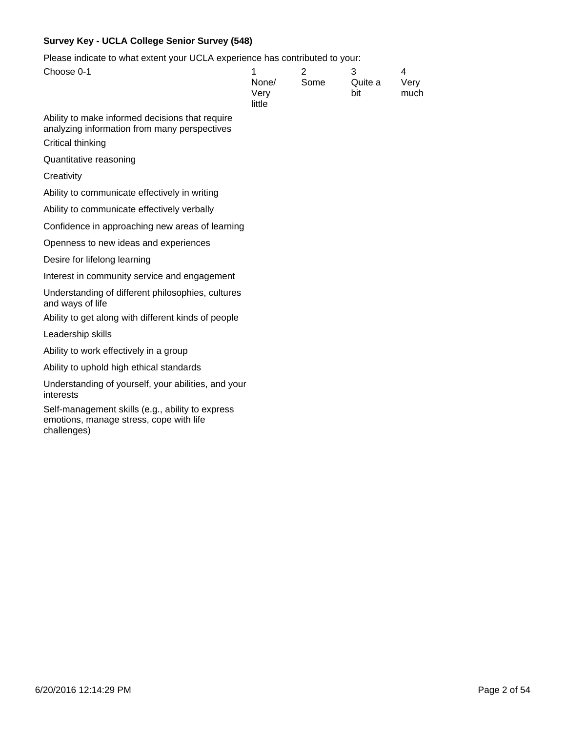**Survey Key - UCLA College Senior Survey (548)**

Please indicate to what extent your UCLA experience has contributed to your:

| Choose 0-1 | 1 None/ Very little | 2 Some | 3 Quite a bit | 4 Very much |
| --- | --- | --- | --- | --- |
| Ability to make informed decisions that require analyzing information from many perspectives | | | | |
| Critical thinking | | | | |
| Quantitative reasoning | | | | |
| Creativity | | | | |
| Ability to communicate effectively in writing | | | | |
| Ability to communicate effectively verbally | | | | |
| Confidence in approaching new areas of learning | | | | |
| Openness to new ideas and experiences | | | | |
| Desire for lifelong learning | | | | |
| Interest in community service and engagement | | | | |
| Understanding of different philosophies, cultures and ways of life | | | | |
| Ability to get along with different kinds of people | | | | |
| Leadership skills | | | | |
| Ability to work effectively in a group | | | | |
| Ability to uphold high ethical standards | | | | |
| Understanding of yourself, your abilities, and your interests | | | | |
| Self-management skills (e.g., ability to express emotions, manage stress, cope with life challenges) | | | | |

6/20/2016 12:14:29 PM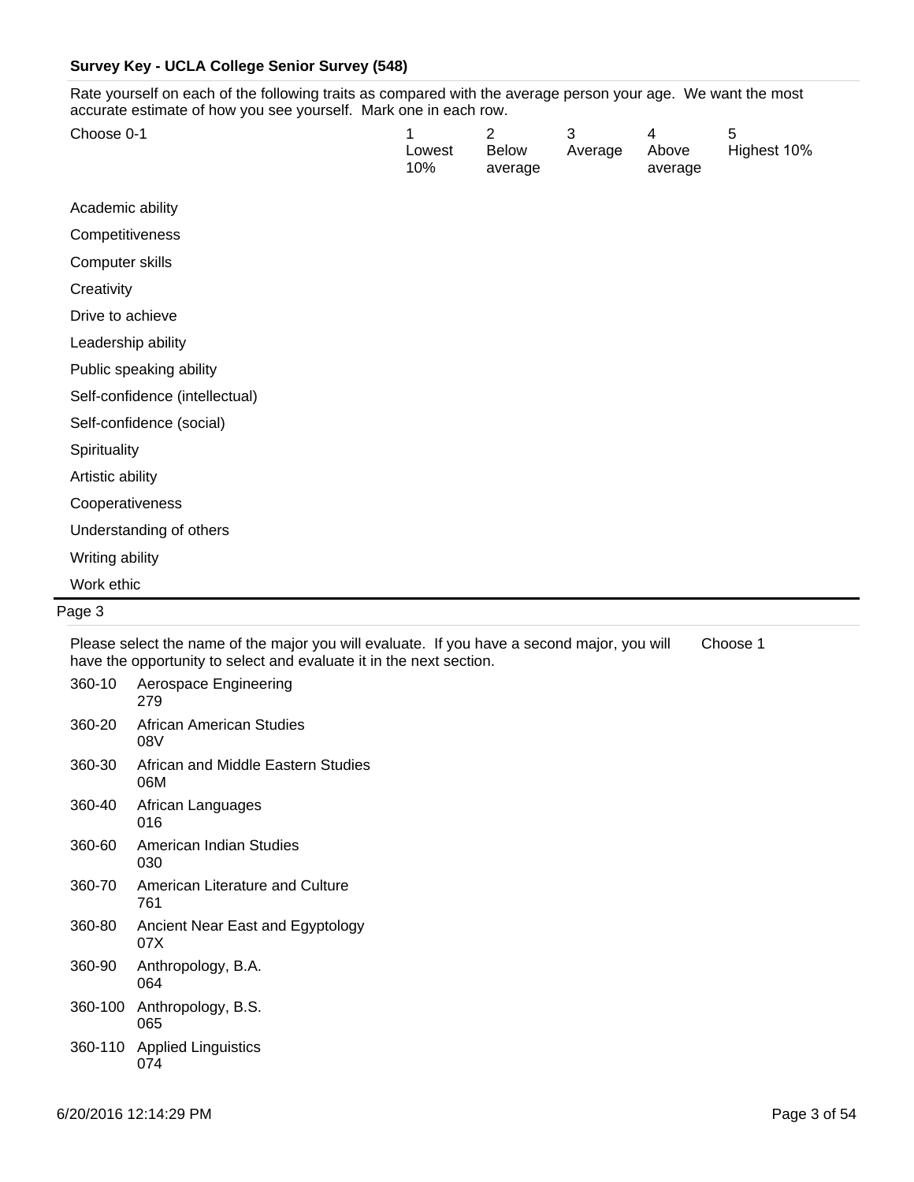**Survey Key - UCLA College Senior Survey (548)**

Rate yourself on each of the following traits as compared with the average person your age. We want the most accurate estimate of how you see yourself. Mark one in each row.

| Choose 0-1 | 1 Lowest 10% | 2 Below average | 3 Average | 4 Above average | 5 Highest 10% |
|---|---|---|---|---|---|
| Academic ability | | | | | |
| Competitiveness | | | | | |
| Computer skills | | | | | |
| Creativity | | | | | |
| Drive to achieve | | | | | |
| Leadership ability | | | | | |
| Public speaking ability | | | | | |
| Self-confidence (intellectual) | | | | | |
| Self-confidence (social) | | | | | |
| Spirituality | | | | | |
| Artistic ability | | | | | |
| Cooperativeness | | | | | |
| Understanding of others | | | | | |
| Writing ability | | | | | |
| Work ethic | | | | | |

Page 3

Please select the name of the major you will evaluate. If you have a second major, you will have the opportunity to select and evaluate it in the next section. Choose 1

- 360-10 Aerospace Engineering 279
- 360-20 African American Studies 08V
- 360-30 African and Middle Eastern Studies 06M
- 360-40 African Languages 016
- 360-60 American Indian Studies 030
- 360-70 American Literature and Culture 761
- 360-80 Ancient Near East and Egyptology 07X
- 360-90 Anthropology, B.A. 064
- 360-100 Anthropology, B.S. 065
- 360-110 Applied Linguistics 074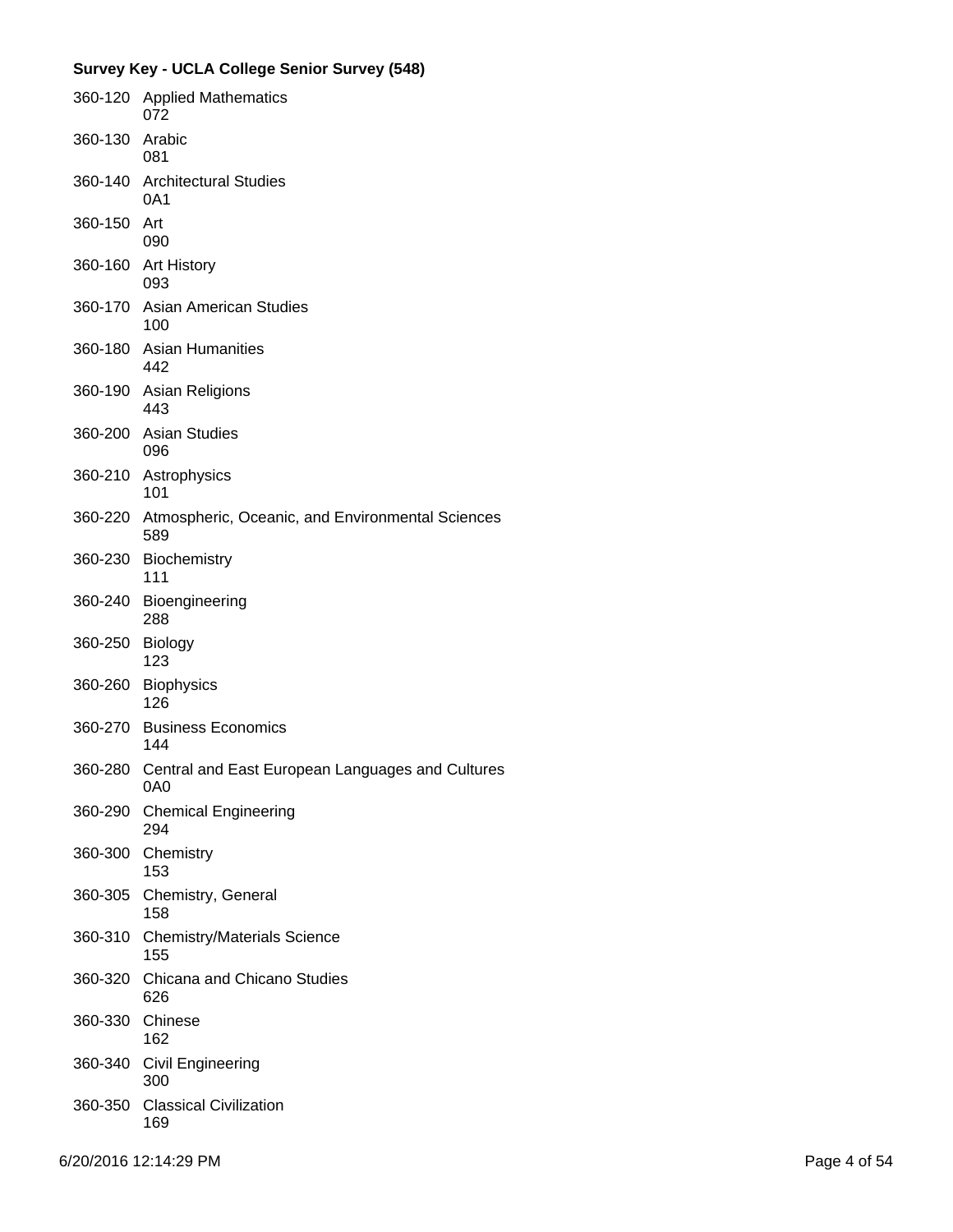**Survey Key - UCLA College Senior Survey (548)**

360-120 Applied Mathematics
072

360-130 Arabic
081

360-140 Architectural Studies
0A1

360-150 Art
090

360-160 Art History
093

360-170 Asian American Studies
100

360-180 Asian Humanities
442

360-190 Asian Religions
443

360-200 Asian Studies
096

360-210 Astrophysics
101

360-220 Atmospheric, Oceanic, and Environmental Sciences
589

360-230 Biochemistry
111

360-240 Bioengineering
288

360-250 Biology
123

360-260 Biophysics
126

360-270 Business Economics
144

360-280 Central and East European Languages and Cultures
0A0

360-290 Chemical Engineering
294

360-300 Chemistry
153

360-305 Chemistry, General
158

360-310 Chemistry/Materials Science
155

360-320 Chicana and Chicano Studies
626

360-330 Chinese
162

360-340 Civil Engineering
300

360-350 Classical Civilization
169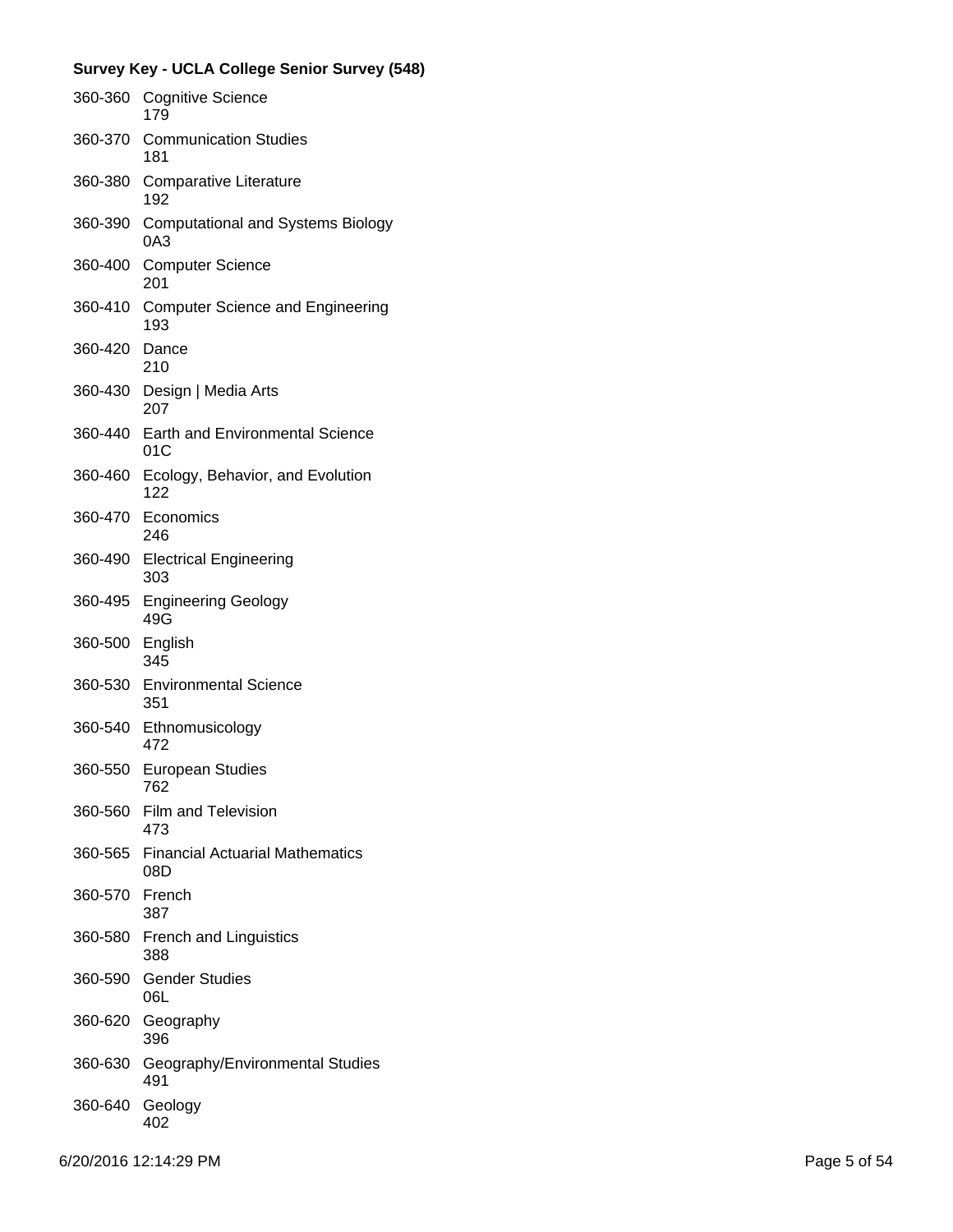**Survey Key - UCLA College Senior Survey (548)**

360-360 Cognitive Science
179

360-370 Communication Studies
181

360-380 Comparative Literature
192

360-390 Computational and Systems Biology
0A3

360-400 Computer Science
201

360-410 Computer Science and Engineering
193

360-420 Dance
210

360-430 Design | Media Arts
207

360-440 Earth and Environmental Science
01C

360-460 Ecology, Behavior, and Evolution
122

360-470 Economics
246

360-490 Electrical Engineering
303

360-495 Engineering Geology
49G

360-500 English
345

360-530 Environmental Science
351

360-540 Ethnomusicology
472

360-550 European Studies
762

360-560 Film and Television
473

360-565 Financial Actuarial Mathematics
08D

360-570 French
387

360-580 French and Linguistics
388

360-590 Gender Studies
06L

360-620 Geography
396

360-630 Geography/Environmental Studies
491

360-640 Geology
402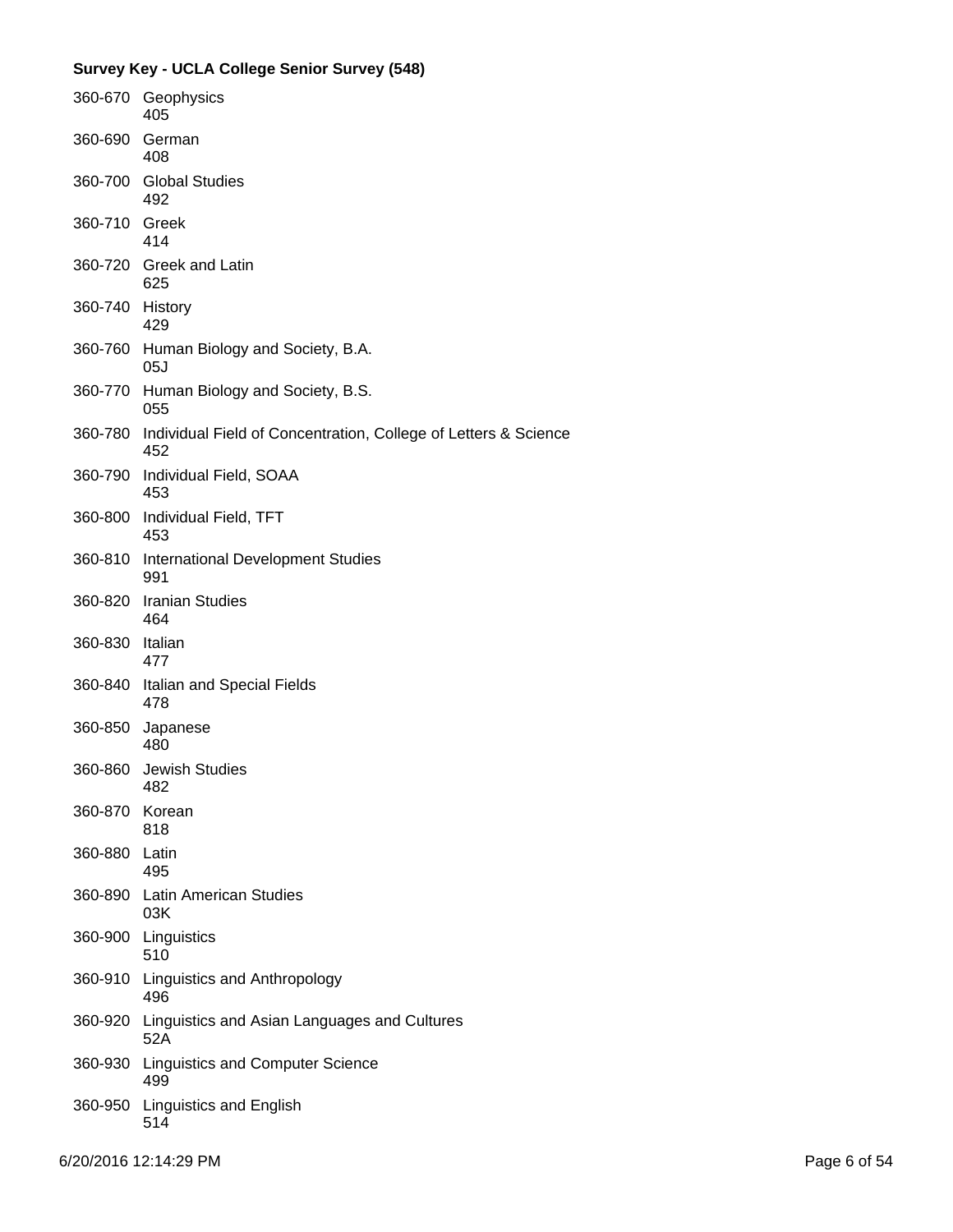**Survey Key - UCLA College Senior Survey (548)**

| | |
|---|---|
| 360-670 | Geophysics<br>405 |
| 360-690 | German<br>408 |
| 360-700 | Global Studies<br>492 |
| 360-710 | Greek<br>414 |
| 360-720 | Greek and Latin<br>625 |
| 360-740 | History<br>429 |
| 360-760 | Human Biology and Society, B.A.<br>05J |
| 360-770 | Human Biology and Society, B.S.<br>055 |
| 360-780 | Individual Field of Concentration, College of Letters & Science<br>452 |
| 360-790 | Individual Field, SOAA<br>453 |
| 360-800 | Individual Field, TFT<br>453 |
| 360-810 | International Development Studies<br>991 |
| 360-820 | Iranian Studies<br>464 |
| 360-830 | Italian<br>477 |
| 360-840 | Italian and Special Fields<br>478 |
| 360-850 | Japanese<br>480 |
| 360-860 | Jewish Studies<br>482 |
| 360-870 | Korean<br>818 |
| 360-880 | Latin<br>495 |
| 360-890 | Latin American Studies<br>03K |
| 360-900 | Linguistics<br>510 |
| 360-910 | Linguistics and Anthropology<br>496 |
| 360-920 | Linguistics and Asian Languages and Cultures<br>52A |
| 360-930 | Linguistics and Computer Science<br>499 |
| 360-950 | Linguistics and English<br>514 |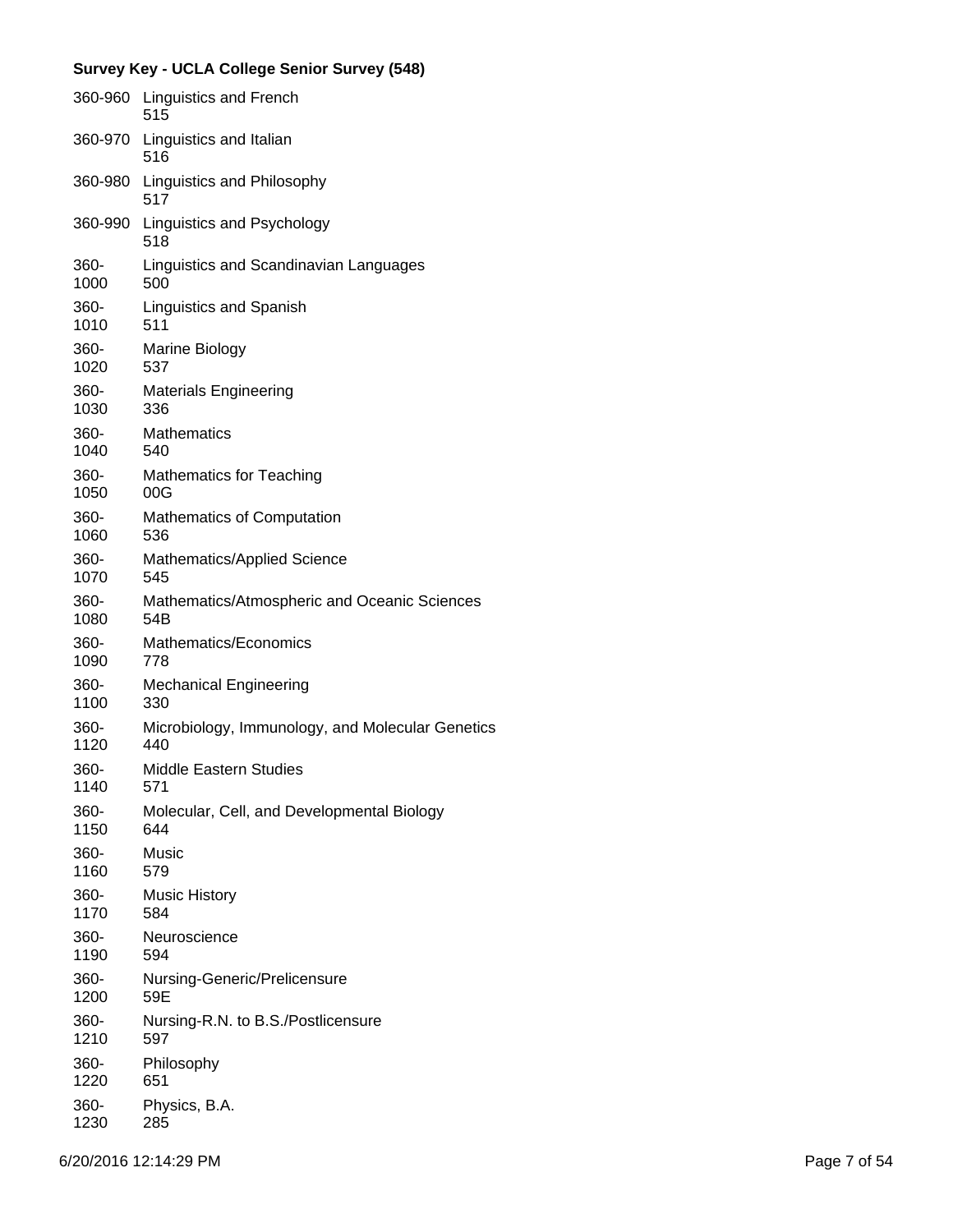**Survey Key - UCLA College Senior Survey (548)**

| Code | Description |
|---|---|
| 360-960 | Linguistics and French<br>515 |
| 360-970 | Linguistics and Italian<br>516 |
| 360-980 | Linguistics and Philosophy<br>517 |
| 360-990 | Linguistics and Psychology<br>518 |
| 360-1000 | Linguistics and Scandinavian Languages<br>500 |
| 360-1010 | Linguistics and Spanish<br>511 |
| 360-1020 | Marine Biology<br>537 |
| 360-1030 | Materials Engineering<br>336 |
| 360-1040 | Mathematics<br>540 |
| 360-1050 | Mathematics for Teaching<br>00G |
| 360-1060 | Mathematics of Computation<br>536 |
| 360-1070 | Mathematics/Applied Science<br>545 |
| 360-1080 | Mathematics/Atmospheric and Oceanic Sciences<br>54B |
| 360-1090 | Mathematics/Economics<br>778 |
| 360-1100 | Mechanical Engineering<br>330 |
| 360-1120 | Microbiology, Immunology, and Molecular Genetics<br>440 |
| 360-1140 | Middle Eastern Studies<br>571 |
| 360-1150 | Molecular, Cell, and Developmental Biology<br>644 |
| 360-1160 | Music<br>579 |
| 360-1170 | Music History<br>584 |
| 360-1190 | Neuroscience<br>594 |
| 360-1200 | Nursing-Generic/Prelicensure<br>59E |
| 360-1210 | Nursing-R.N. to B.S./Postlicensure<br>597 |
| 360-1220 | Philosophy<br>651 |
| 360-1230 | Physics, B.A.<br>285 |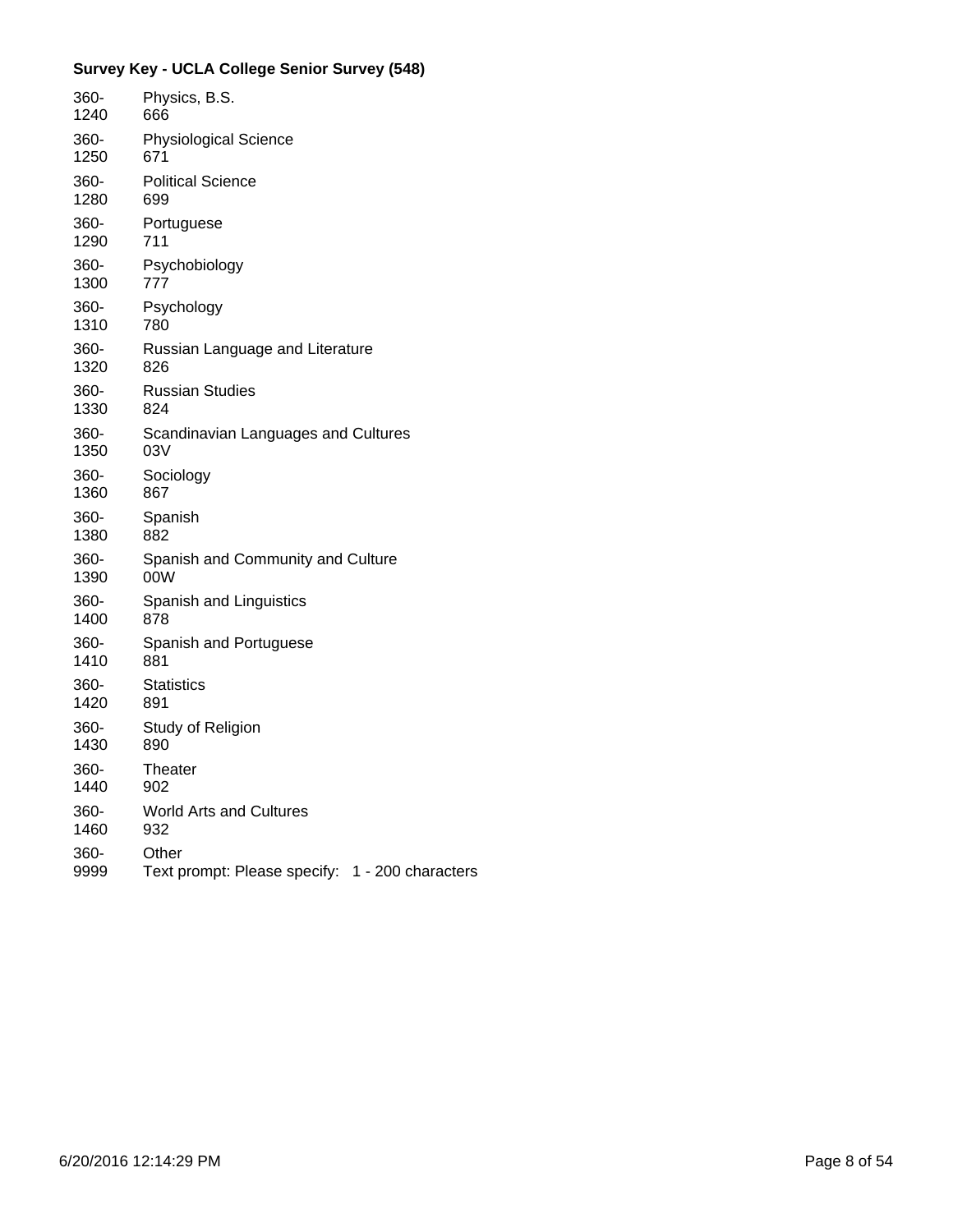**Survey Key - UCLA College Senior Survey (548)**

| Code | Label |
|---|---|
| 360-1240 | Physics, B.S.<br>666 |
| 360-1250 | Physiological Science<br>671 |
| 360-1280 | Political Science<br>699 |
| 360-1290 | Portuguese<br>711 |
| 360-1300 | Psychobiology<br>777 |
| 360-1310 | Psychology<br>780 |
| 360-1320 | Russian Language and Literature<br>826 |
| 360-1330 | Russian Studies<br>824 |
| 360-1350 | Scandinavian Languages and Cultures<br>03V |
| 360-1360 | Sociology<br>867 |
| 360-1380 | Spanish<br>882 |
| 360-1390 | Spanish and Community and Culture<br>00W |
| 360-1400 | Spanish and Linguistics<br>878 |
| 360-1410 | Spanish and Portuguese<br>881 |
| 360-1420 | Statistics<br>891 |
| 360-1430 | Study of Religion<br>890 |
| 360-1440 | Theater<br>902 |
| 360-1460 | World Arts and Cultures<br>932 |
| 360-9999 | Other<br>Text prompt: Please specify: 1 - 200 characters |

6/20/2016 12:14:29 PM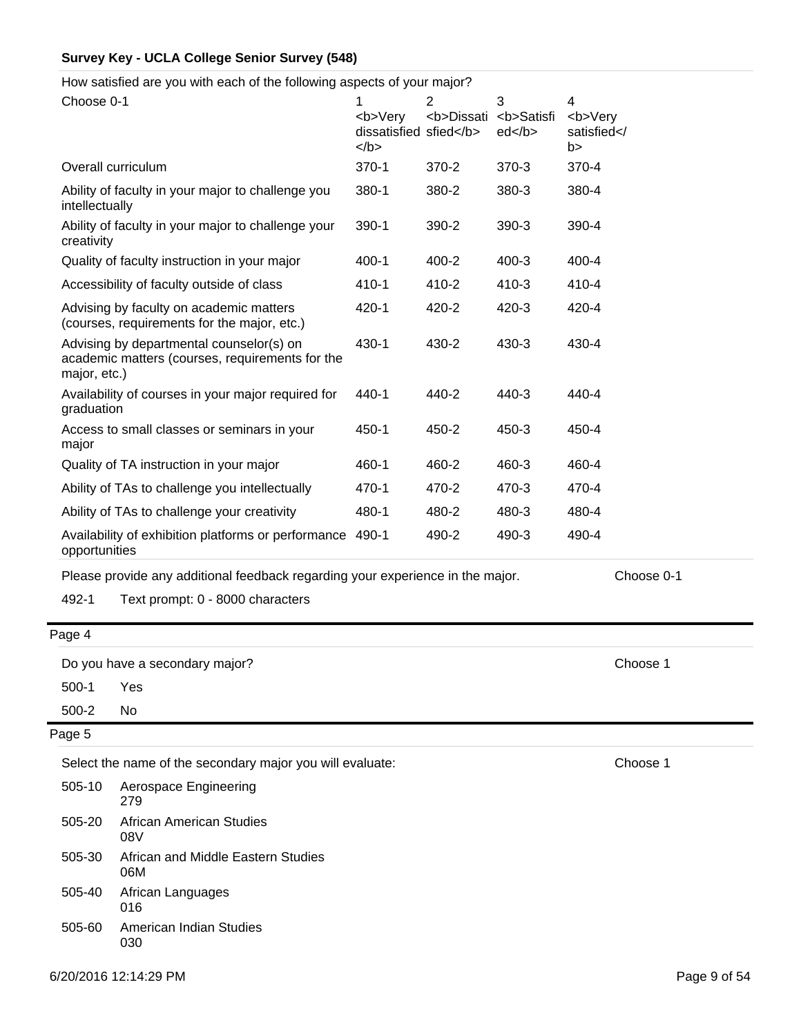**Survey Key - UCLA College Senior Survey (548)**

How satisfied are you with each of the following aspects of your major?

| Choose 0-1 | 1 <b>Very dissatisfied</b> | 2 <b>Dissatisfied</b> | 3 <b>Satisfied</b> | 4 <b>Very satisfied</b> |
|---|---|---|---|---|
| Overall curriculum | 370-1 | 370-2 | 370-3 | 370-4 |
| Ability of faculty in your major to challenge you intellectually | 380-1 | 380-2 | 380-3 | 380-4 |
| Ability of faculty in your major to challenge your creativity | 390-1 | 390-2 | 390-3 | 390-4 |
| Quality of faculty instruction in your major | 400-1 | 400-2 | 400-3 | 400-4 |
| Accessibility of faculty outside of class | 410-1 | 410-2 | 410-3 | 410-4 |
| Advising by faculty on academic matters (courses, requirements for the major, etc.) | 420-1 | 420-2 | 420-3 | 420-4 |
| Advising by departmental counselor(s) on academic matters (courses, requirements for the major, etc.) | 430-1 | 430-2 | 430-3 | 430-4 |
| Availability of courses in your major required for graduation | 440-1 | 440-2 | 440-3 | 440-4 |
| Access to small classes or seminars in your major | 450-1 | 450-2 | 450-3 | 450-4 |
| Quality of TA instruction in your major | 460-1 | 460-2 | 460-3 | 460-4 |
| Ability of TAs to challenge you intellectually | 470-1 | 470-2 | 470-3 | 470-4 |
| Ability of TAs to challenge your creativity | 480-1 | 480-2 | 480-3 | 480-4 |
| Availability of exhibition platforms or performance opportunities | 490-1 | 490-2 | 490-3 | 490-4 |

Please provide any additional feedback regarding your experience in the major. — Choose 0-1

492-1 Text prompt: 0 - 8000 characters

## Page 4

Do you have a secondary major? — Choose 1

500-1 Yes

500-2 No

## Page 5

Select the name of the secondary major you will evaluate: — Choose 1

505-10 Aerospace Engineering
279

505-20 African American Studies
08V

505-30 African and Middle Eastern Studies
06M

505-40 African Languages
016

505-60 American Indian Studies
030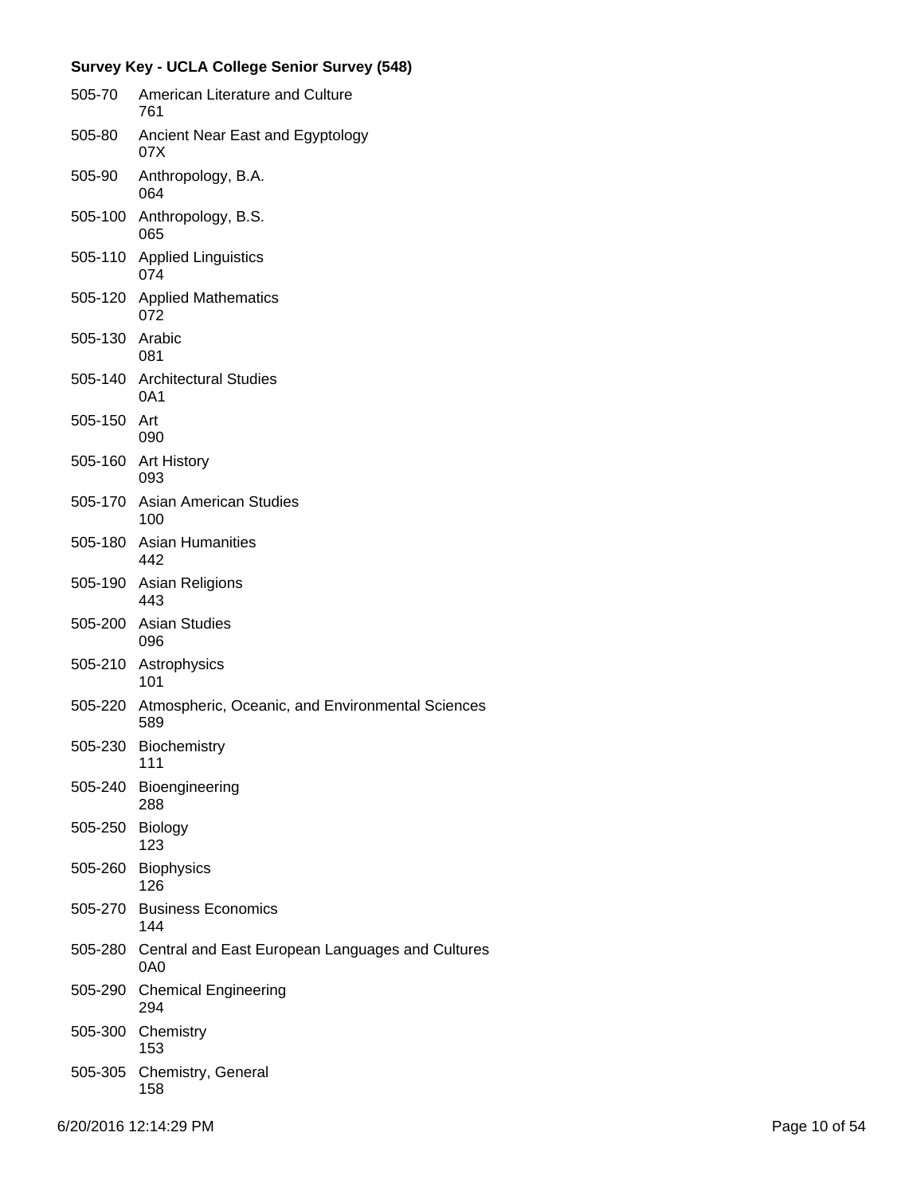**Survey Key - UCLA College Senior Survey (548)**

| | |
|---|---|
| 505-70 | American Literature and Culture<br>761 |
| 505-80 | Ancient Near East and Egyptology<br>07X |
| 505-90 | Anthropology, B.A.<br>064 |
| 505-100 | Anthropology, B.S.<br>065 |
| 505-110 | Applied Linguistics<br>074 |
| 505-120 | Applied Mathematics<br>072 |
| 505-130 | Arabic<br>081 |
| 505-140 | Architectural Studies<br>0A1 |
| 505-150 | Art<br>090 |
| 505-160 | Art History<br>093 |
| 505-170 | Asian American Studies<br>100 |
| 505-180 | Asian Humanities<br>442 |
| 505-190 | Asian Religions<br>443 |
| 505-200 | Asian Studies<br>096 |
| 505-210 | Astrophysics<br>101 |
| 505-220 | Atmospheric, Oceanic, and Environmental Sciences<br>589 |
| 505-230 | Biochemistry<br>111 |
| 505-240 | Bioengineering<br>288 |
| 505-250 | Biology<br>123 |
| 505-260 | Biophysics<br>126 |
| 505-270 | Business Economics<br>144 |
| 505-280 | Central and East European Languages and Cultures<br>0A0 |
| 505-290 | Chemical Engineering<br>294 |
| 505-300 | Chemistry<br>153 |
| 505-305 | Chemistry, General<br>158 |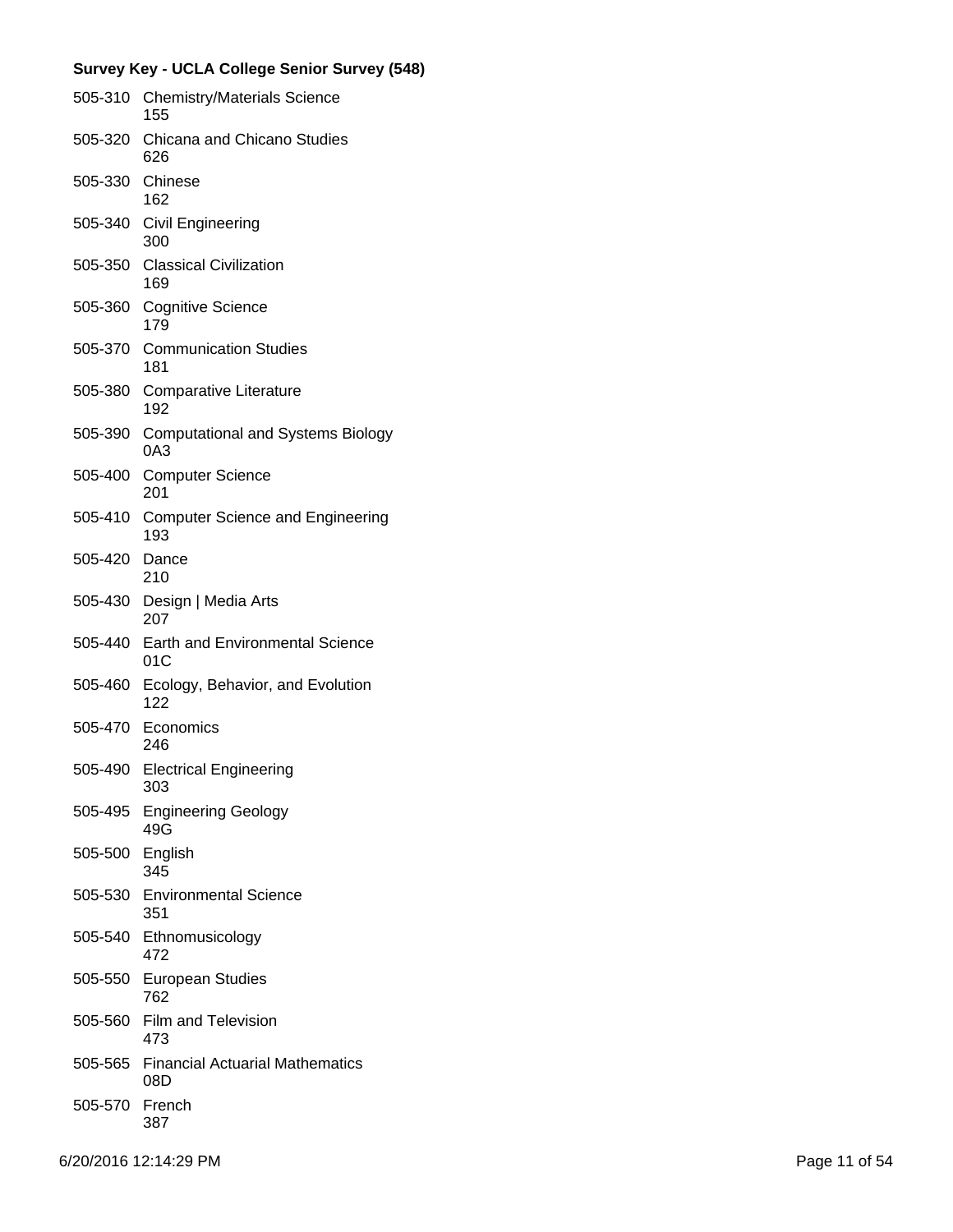**Survey Key - UCLA College Senior Survey (548)**

505-310 Chemistry/Materials Science
155

505-320 Chicana and Chicano Studies
626

505-330 Chinese
162

505-340 Civil Engineering
300

505-350 Classical Civilization
169

505-360 Cognitive Science
179

505-370 Communication Studies
181

505-380 Comparative Literature
192

505-390 Computational and Systems Biology
0A3

505-400 Computer Science
201

505-410 Computer Science and Engineering
193

505-420 Dance
210

505-430 Design | Media Arts
207

505-440 Earth and Environmental Science
01C

505-460 Ecology, Behavior, and Evolution
122

505-470 Economics
246

505-490 Electrical Engineering
303

505-495 Engineering Geology
49G

505-500 English
345

505-530 Environmental Science
351

505-540 Ethnomusicology
472

505-550 European Studies
762

505-560 Film and Television
473

505-565 Financial Actuarial Mathematics
08D

505-570 French
387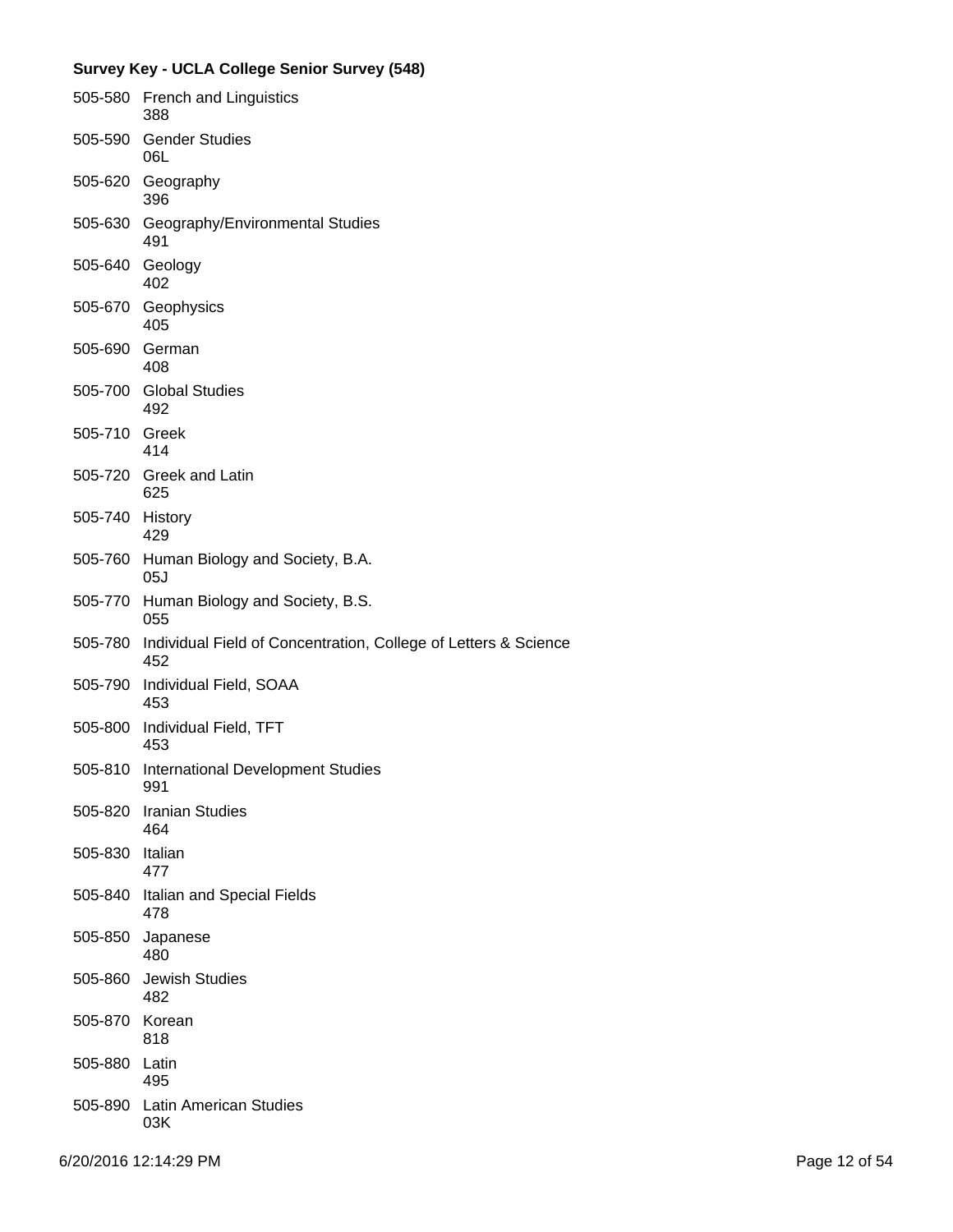**Survey Key - UCLA College Senior Survey (548)**

505-580 French and Linguistics
388

505-590 Gender Studies
06L

505-620 Geography
396

505-630 Geography/Environmental Studies
491

505-640 Geology
402

505-670 Geophysics
405

505-690 German
408

505-700 Global Studies
492

505-710 Greek
414

505-720 Greek and Latin
625

505-740 History
429

505-760 Human Biology and Society, B.A.
05J

505-770 Human Biology and Society, B.S.
055

505-780 Individual Field of Concentration, College of Letters & Science
452

505-790 Individual Field, SOAA
453

505-800 Individual Field, TFT
453

505-810 International Development Studies
991

505-820 Iranian Studies
464

505-830 Italian
477

505-840 Italian and Special Fields
478

505-850 Japanese
480

505-860 Jewish Studies
482

505-870 Korean
818

505-880 Latin
495

505-890 Latin American Studies
03K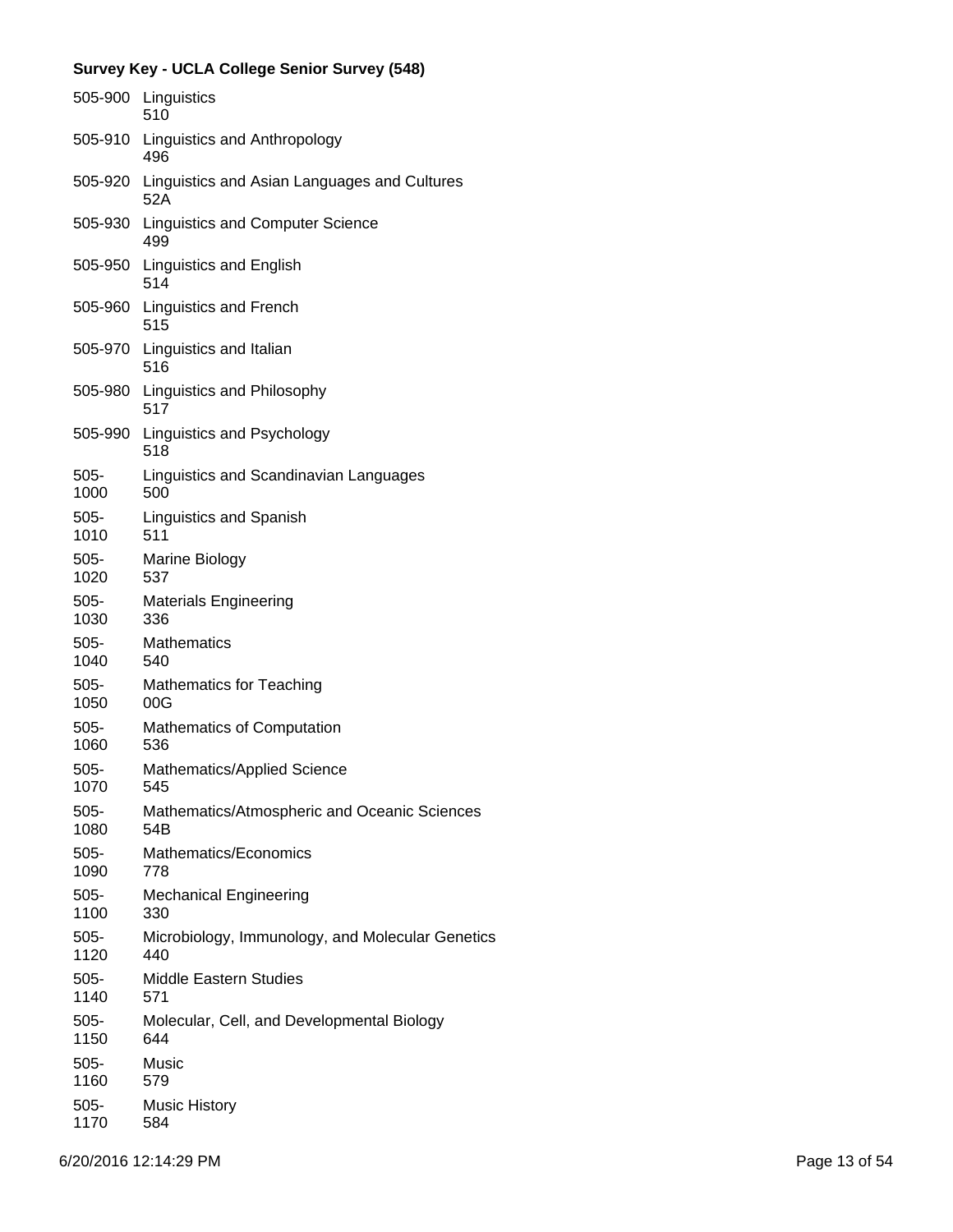**Survey Key - UCLA College Senior Survey (548)**

| Code | Major / Value |
|---|---|
| 505-900 | Linguistics<br>510 |
| 505-910 | Linguistics and Anthropology<br>496 |
| 505-920 | Linguistics and Asian Languages and Cultures<br>52A |
| 505-930 | Linguistics and Computer Science<br>499 |
| 505-950 | Linguistics and English<br>514 |
| 505-960 | Linguistics and French<br>515 |
| 505-970 | Linguistics and Italian<br>516 |
| 505-980 | Linguistics and Philosophy<br>517 |
| 505-990 | Linguistics and Psychology<br>518 |
| 505-1000 | Linguistics and Scandinavian Languages<br>500 |
| 505-1010 | Linguistics and Spanish<br>511 |
| 505-1020 | Marine Biology<br>537 |
| 505-1030 | Materials Engineering<br>336 |
| 505-1040 | Mathematics<br>540 |
| 505-1050 | Mathematics for Teaching<br>00G |
| 505-1060 | Mathematics of Computation<br>536 |
| 505-1070 | Mathematics/Applied Science<br>545 |
| 505-1080 | Mathematics/Atmospheric and Oceanic Sciences<br>54B |
| 505-1090 | Mathematics/Economics<br>778 |
| 505-1100 | Mechanical Engineering<br>330 |
| 505-1120 | Microbiology, Immunology, and Molecular Genetics<br>440 |
| 505-1140 | Middle Eastern Studies<br>571 |
| 505-1150 | Molecular, Cell, and Developmental Biology<br>644 |
| 505-1160 | Music<br>579 |
| 505-1170 | Music History<br>584 |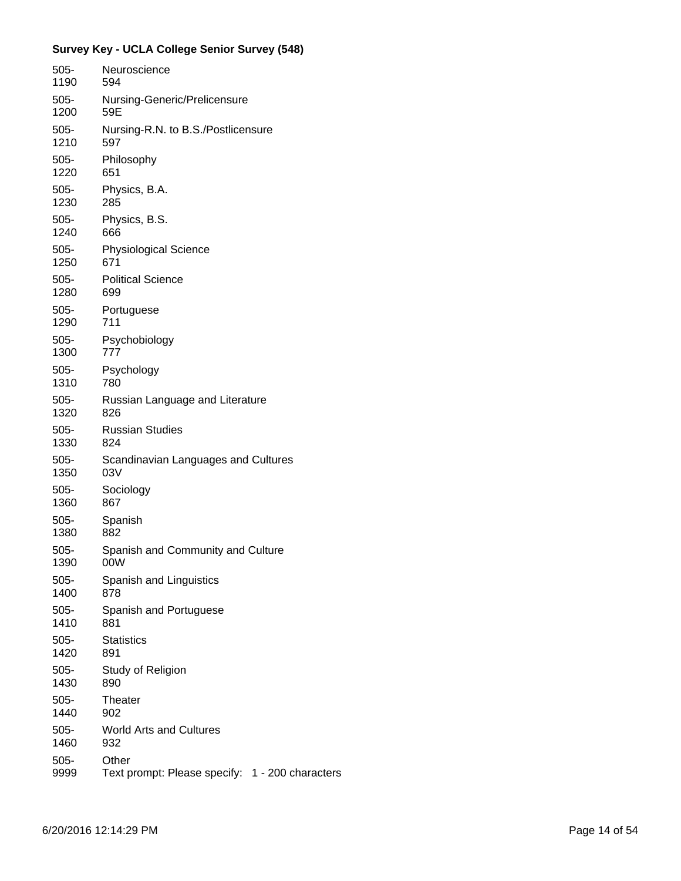**Survey Key - UCLA College Senior Survey (548)**

| Code | Response |
| --- | --- |
| 505-1190 | Neuroscience 594 |
| 505-1200 | Nursing-Generic/Prelicensure 59E |
| 505-1210 | Nursing-R.N. to B.S./Postlicensure 597 |
| 505-1220 | Philosophy 651 |
| 505-1230 | Physics, B.A. 285 |
| 505-1240 | Physics, B.S. 666 |
| 505-1250 | Physiological Science 671 |
| 505-1280 | Political Science 699 |
| 505-1290 | Portuguese 711 |
| 505-1300 | Psychobiology 777 |
| 505-1310 | Psychology 780 |
| 505-1320 | Russian Language and Literature 826 |
| 505-1330 | Russian Studies 824 |
| 505-1350 | Scandinavian Languages and Cultures 03V |
| 505-1360 | Sociology 867 |
| 505-1380 | Spanish 882 |
| 505-1390 | Spanish and Community and Culture 00W |
| 505-1400 | Spanish and Linguistics 878 |
| 505-1410 | Spanish and Portuguese 881 |
| 505-1420 | Statistics 891 |
| 505-1430 | Study of Religion 890 |
| 505-1440 | Theater 902 |
| 505-1460 | World Arts and Cultures 932 |
| 505-9999 | Other<br>Text prompt: Please specify: 1 - 200 characters |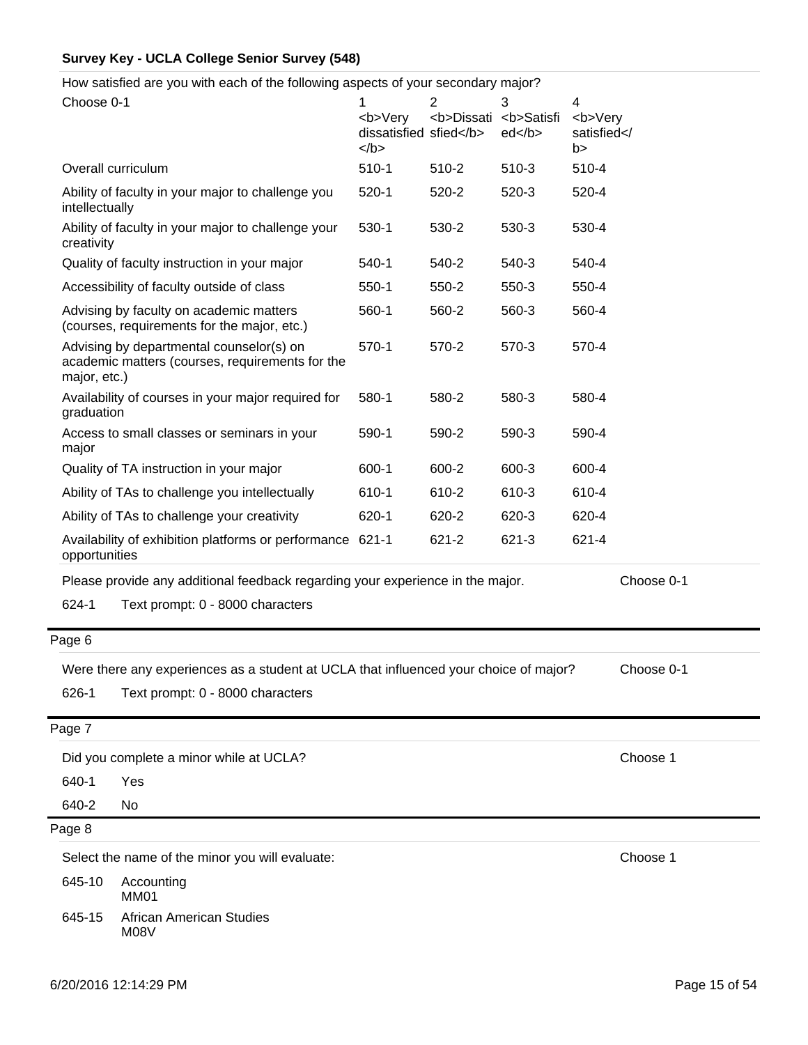**Survey Key - UCLA College Senior Survey (548)**

How satisfied are you with each of the following aspects of your secondary major?

| Choose 0-1 | 1 <b>Very dissatisfied </b> | 2 <b>Dissatisfied</b> | 3 <b>Satisfied</b> | 4 <b>Very satisfied</b> |
|---|---|---|---|---|
| Overall curriculum | 510-1 | 510-2 | 510-3 | 510-4 |
| Ability of faculty in your major to challenge you intellectually | 520-1 | 520-2 | 520-3 | 520-4 |
| Ability of faculty in your major to challenge your creativity | 530-1 | 530-2 | 530-3 | 530-4 |
| Quality of faculty instruction in your major | 540-1 | 540-2 | 540-3 | 540-4 |
| Accessibility of faculty outside of class | 550-1 | 550-2 | 550-3 | 550-4 |
| Advising by faculty on academic matters (courses, requirements for the major, etc.) | 560-1 | 560-2 | 560-3 | 560-4 |
| Advising by departmental counselor(s) on academic matters (courses, requirements for the major, etc.) | 570-1 | 570-2 | 570-3 | 570-4 |
| Availability of courses in your major required for graduation | 580-1 | 580-2 | 580-3 | 580-4 |
| Access to small classes or seminars in your major | 590-1 | 590-2 | 590-3 | 590-4 |
| Quality of TA instruction in your major | 600-1 | 600-2 | 600-3 | 600-4 |
| Ability of TAs to challenge you intellectually | 610-1 | 610-2 | 610-3 | 610-4 |
| Ability of TAs to challenge your creativity | 620-1 | 620-2 | 620-3 | 620-4 |
| Availability of exhibition platforms or performance opportunities | 621-1 | 621-2 | 621-3 | 621-4 |

Please provide any additional feedback regarding your experience in the major. Choose 0-1

624-1 Text prompt: 0 - 8000 characters

## Page 6

Were there any experiences as a student at UCLA that influenced your choice of major? Choose 0-1

626-1 Text prompt: 0 - 8000 characters

## Page 7

Did you complete a minor while at UCLA? Choose 1

640-1 Yes

640-2 No

## Page 8

Select the name of the minor you will evaluate: Choose 1

645-10 Accounting
MM01

645-15 African American Studies
M08V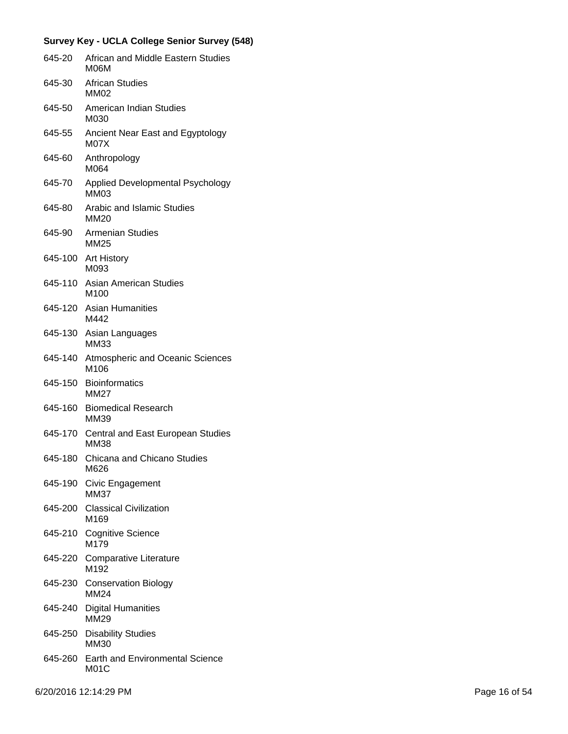**Survey Key - UCLA College Senior Survey (548)**

645-20 African and Middle Eastern Studies
M06M

645-30 African Studies
MM02

645-50 American Indian Studies
M030

645-55 Ancient Near East and Egyptology
M07X

645-60 Anthropology
M064

645-70 Applied Developmental Psychology
MM03

645-80 Arabic and Islamic Studies
MM20

645-90 Armenian Studies
MM25

645-100 Art History
M093

645-110 Asian American Studies
M100

645-120 Asian Humanities
M442

645-130 Asian Languages
MM33

645-140 Atmospheric and Oceanic Sciences
M106

645-150 Bioinformatics
MM27

645-160 Biomedical Research
MM39

645-170 Central and East European Studies
MM38

645-180 Chicana and Chicano Studies
M626

645-190 Civic Engagement
MM37

645-200 Classical Civilization
M169

645-210 Cognitive Science
M179

645-220 Comparative Literature
M192

645-230 Conservation Biology
MM24

645-240 Digital Humanities
MM29

645-250 Disability Studies
MM30

645-260 Earth and Environmental Science
M01C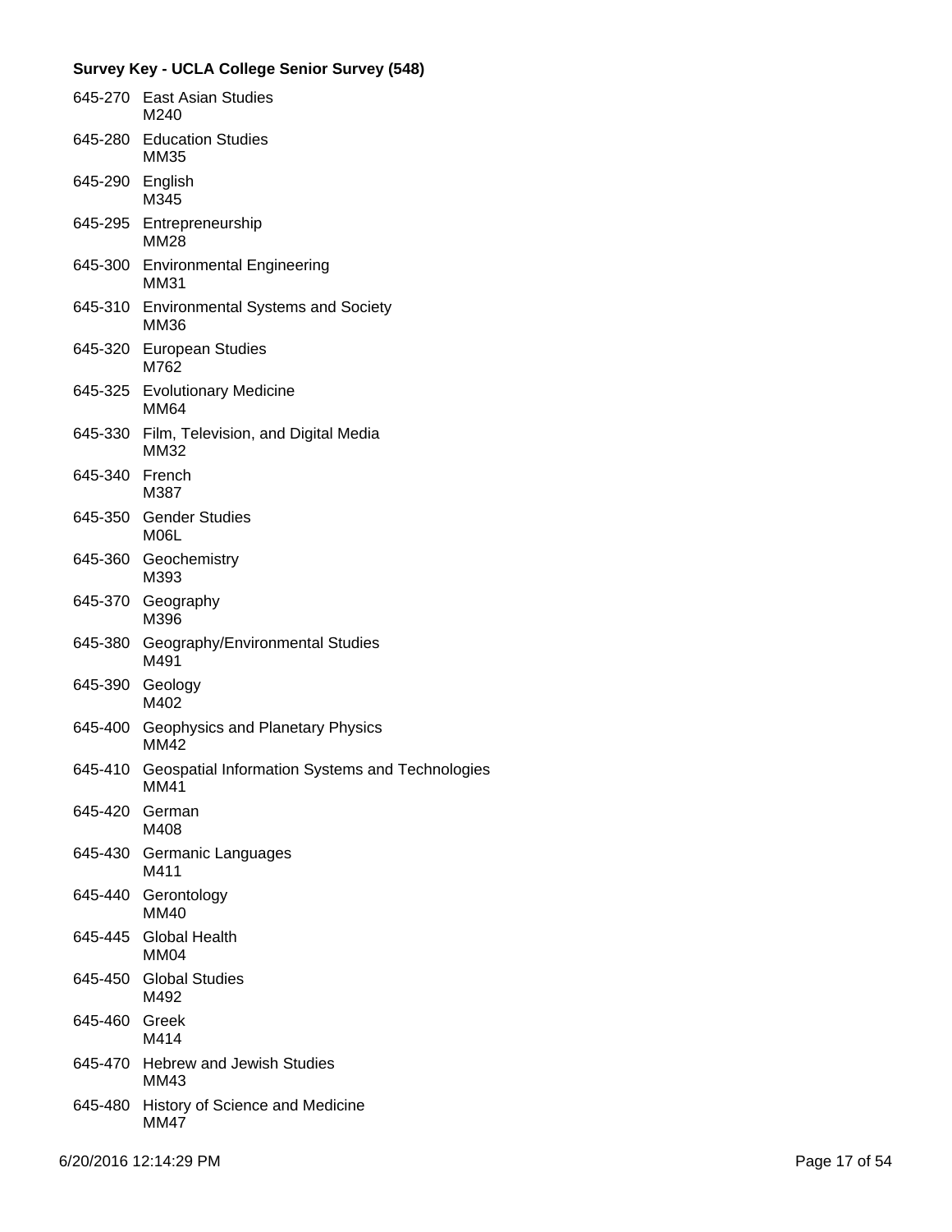**Survey Key - UCLA College Senior Survey (548)**

645-270 East Asian Studies
M240

645-280 Education Studies
MM35

645-290 English
M345

645-295 Entrepreneurship
MM28

645-300 Environmental Engineering
MM31

645-310 Environmental Systems and Society
MM36

645-320 European Studies
M762

645-325 Evolutionary Medicine
MM64

645-330 Film, Television, and Digital Media
MM32

645-340 French
M387

645-350 Gender Studies
M06L

645-360 Geochemistry
M393

645-370 Geography
M396

645-380 Geography/Environmental Studies
M491

645-390 Geology
M402

645-400 Geophysics and Planetary Physics
MM42

645-410 Geospatial Information Systems and Technologies
MM41

645-420 German
M408

645-430 Germanic Languages
M411

645-440 Gerontology
MM40

645-445 Global Health
MM04

645-450 Global Studies
M492

645-460 Greek
M414

645-470 Hebrew and Jewish Studies
MM43

645-480 History of Science and Medicine
MM47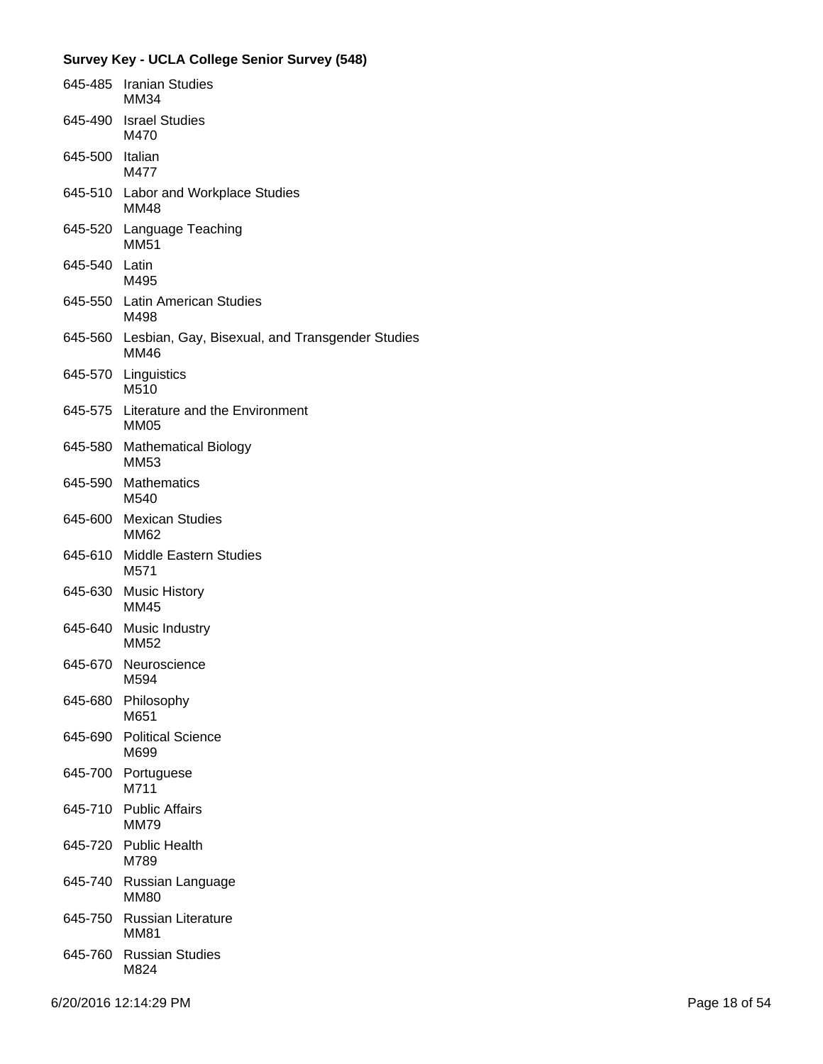**Survey Key - UCLA College Senior Survey (548)**

645-485 Iranian Studies
MM34

645-490 Israel Studies
M470

645-500 Italian
M477

645-510 Labor and Workplace Studies
MM48

645-520 Language Teaching
MM51

645-540 Latin
M495

645-550 Latin American Studies
M498

645-560 Lesbian, Gay, Bisexual, and Transgender Studies
MM46

645-570 Linguistics
M510

645-575 Literature and the Environment
MM05

645-580 Mathematical Biology
MM53

645-590 Mathematics
M540

645-600 Mexican Studies
MM62

645-610 Middle Eastern Studies
M571

645-630 Music History
MM45

645-640 Music Industry
MM52

645-670 Neuroscience
M594

645-680 Philosophy
M651

645-690 Political Science
M699

645-700 Portuguese
M711

645-710 Public Affairs
MM79

645-720 Public Health
M789

645-740 Russian Language
MM80

645-750 Russian Literature
MM81

645-760 Russian Studies
M824

6/20/2016 12:14:29 PM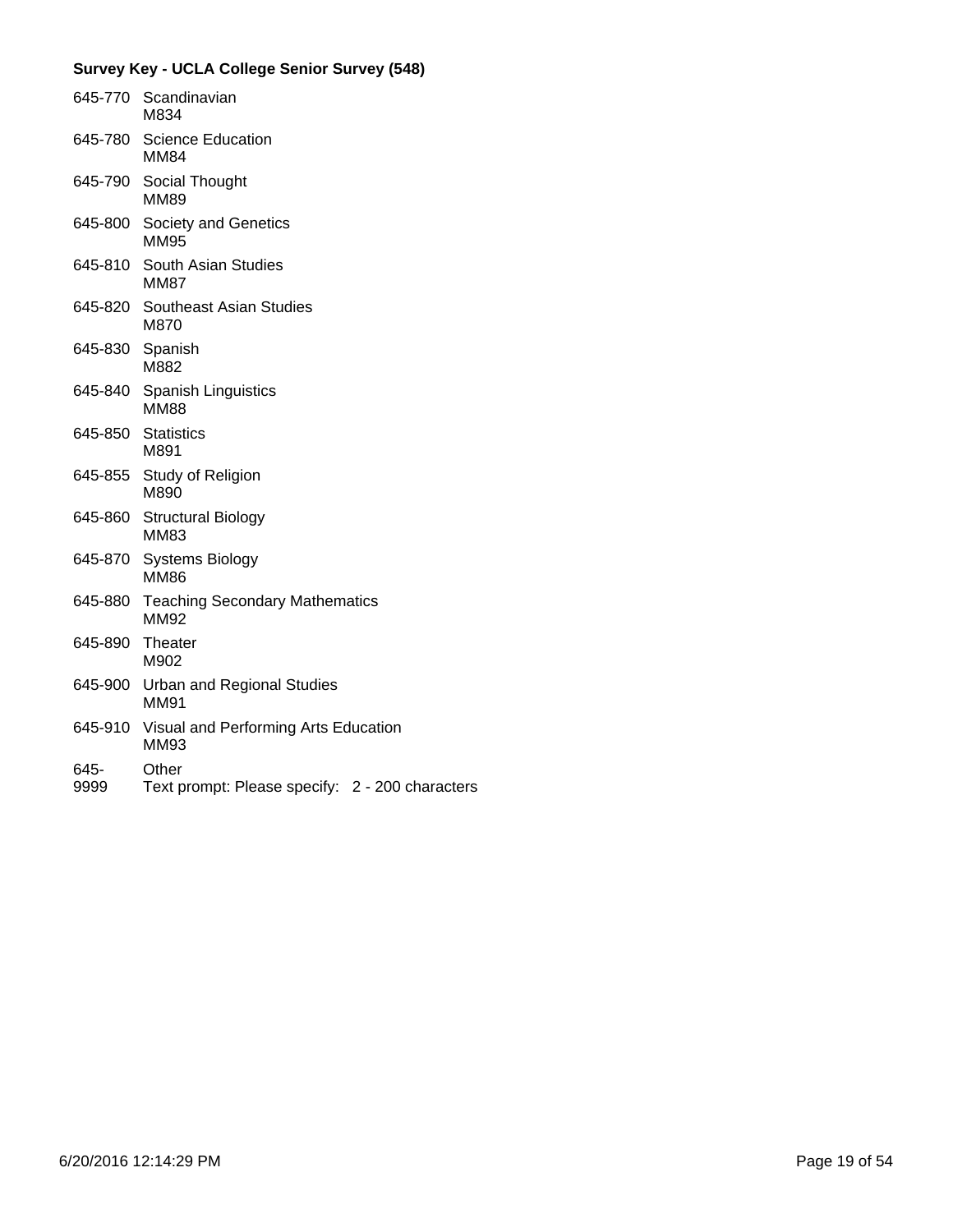**Survey Key - UCLA College Senior Survey (548)**

| Code | Label |
|---|---|
| 645-770 | Scandinavian<br>M834 |
| 645-780 | Science Education<br>MM84 |
| 645-790 | Social Thought<br>MM89 |
| 645-800 | Society and Genetics<br>MM95 |
| 645-810 | South Asian Studies<br>MM87 |
| 645-820 | Southeast Asian Studies<br>M870 |
| 645-830 | Spanish<br>M882 |
| 645-840 | Spanish Linguistics<br>MM88 |
| 645-850 | Statistics<br>M891 |
| 645-855 | Study of Religion<br>M890 |
| 645-860 | Structural Biology<br>MM83 |
| 645-870 | Systems Biology<br>MM86 |
| 645-880 | Teaching Secondary Mathematics<br>MM92 |
| 645-890 | Theater<br>M902 |
| 645-900 | Urban and Regional Studies<br>MM91 |
| 645-910 | Visual and Performing Arts Education<br>MM93 |
| 645-9999 | Other<br>Text prompt: Please specify: 2 - 200 characters |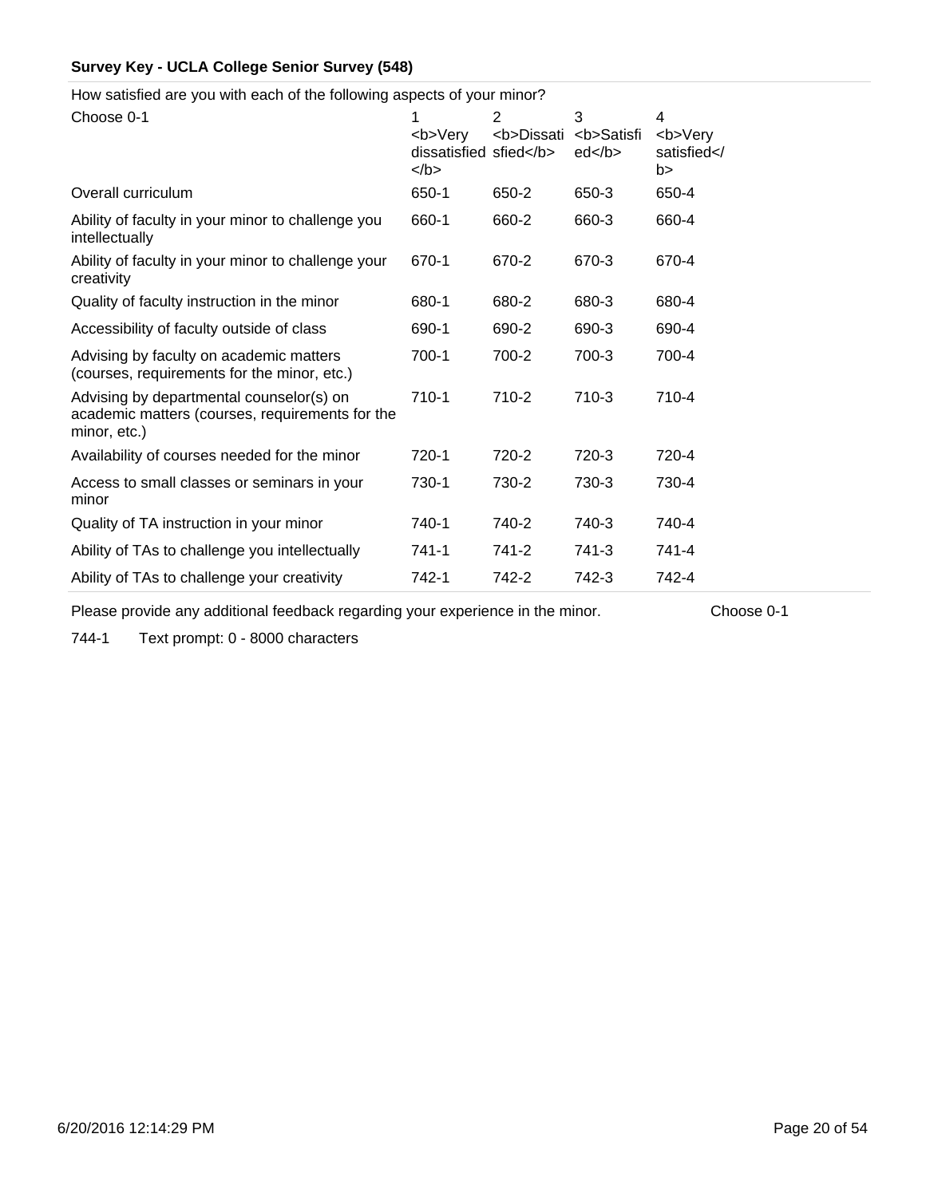**Survey Key - UCLA College Senior Survey (548)**

How satisfied are you with each of the following aspects of your minor?

| Choose 0-1 | 1 <b>Very dissatisfied</b> | 2 <b>Dissatisfied</b> | 3 <b>Satisfied</b> | 4 <b>Very satisfied</b> |
|---|---|---|---|---|
| Overall curriculum | 650-1 | 650-2 | 650-3 | 650-4 |
| Ability of faculty in your minor to challenge you intellectually | 660-1 | 660-2 | 660-3 | 660-4 |
| Ability of faculty in your minor to challenge your creativity | 670-1 | 670-2 | 670-3 | 670-4 |
| Quality of faculty instruction in the minor | 680-1 | 680-2 | 680-3 | 680-4 |
| Accessibility of faculty outside of class | 690-1 | 690-2 | 690-3 | 690-4 |
| Advising by faculty on academic matters (courses, requirements for the minor, etc.) | 700-1 | 700-2 | 700-3 | 700-4 |
| Advising by departmental counselor(s) on academic matters (courses, requirements for the minor, etc.) | 710-1 | 710-2 | 710-3 | 710-4 |
| Availability of courses needed for the minor | 720-1 | 720-2 | 720-3 | 720-4 |
| Access to small classes or seminars in your minor | 730-1 | 730-2 | 730-3 | 730-4 |
| Quality of TA instruction in your minor | 740-1 | 740-2 | 740-3 | 740-4 |
| Ability of TAs to challenge you intellectually | 741-1 | 741-2 | 741-3 | 741-4 |
| Ability of TAs to challenge your creativity | 742-1 | 742-2 | 742-3 | 742-4 |

Please provide any additional feedback regarding your experience in the minor. Choose 0-1

744-1 Text prompt: 0 - 8000 characters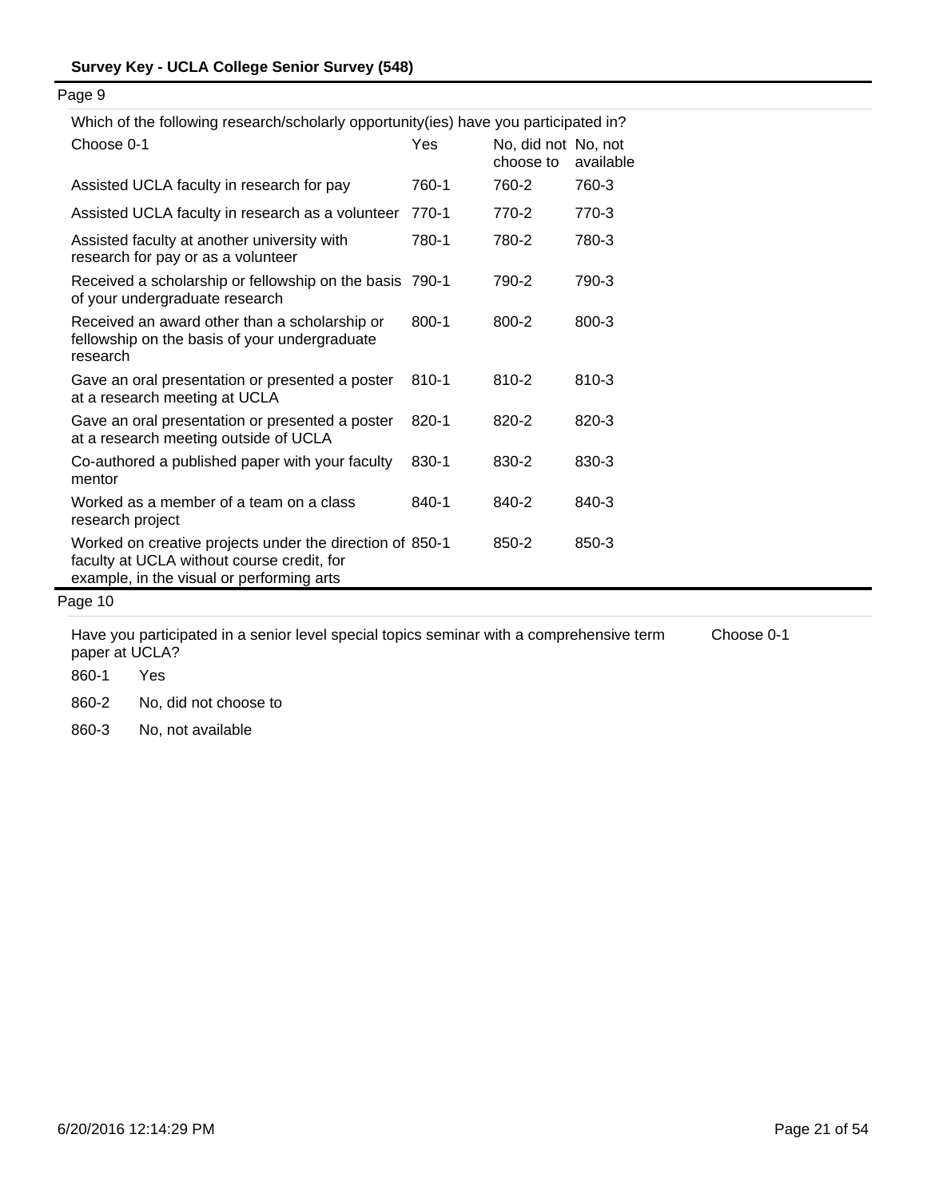Page 9

Which of the following research/scholarly opportunity(ies) have you participated in?

| Choose 0-1 | Yes | No, did not choose to | No, not available |
|---|---|---|---|
| Assisted UCLA faculty in research for pay | 760-1 | 760-2 | 760-3 |
| Assisted UCLA faculty in research as a volunteer | 770-1 | 770-2 | 770-3 |
| Assisted faculty at another university with research for pay or as a volunteer | 780-1 | 780-2 | 780-3 |
| Received a scholarship or fellowship on the basis of your undergraduate research | 790-1 | 790-2 | 790-3 |
| Received an award other than a scholarship or fellowship on the basis of your undergraduate research | 800-1 | 800-2 | 800-3 |
| Gave an oral presentation or presented a poster at a research meeting at UCLA | 810-1 | 810-2 | 810-3 |
| Gave an oral presentation or presented a poster at a research meeting outside of UCLA | 820-1 | 820-2 | 820-3 |
| Co-authored a published paper with your faculty mentor | 830-1 | 830-2 | 830-3 |
| Worked as a member of a team on a class research project | 840-1 | 840-2 | 840-3 |
| Worked on creative projects under the direction of faculty at UCLA without course credit, for example, in the visual or performing arts | 850-1 | 850-2 | 850-3 |

Page 10

Have you participated in a senior level special topics seminar with a comprehensive term paper at UCLA? Choose 0-1

- 860-1 Yes
- 860-2 No, did not choose to
- 860-3 No, not available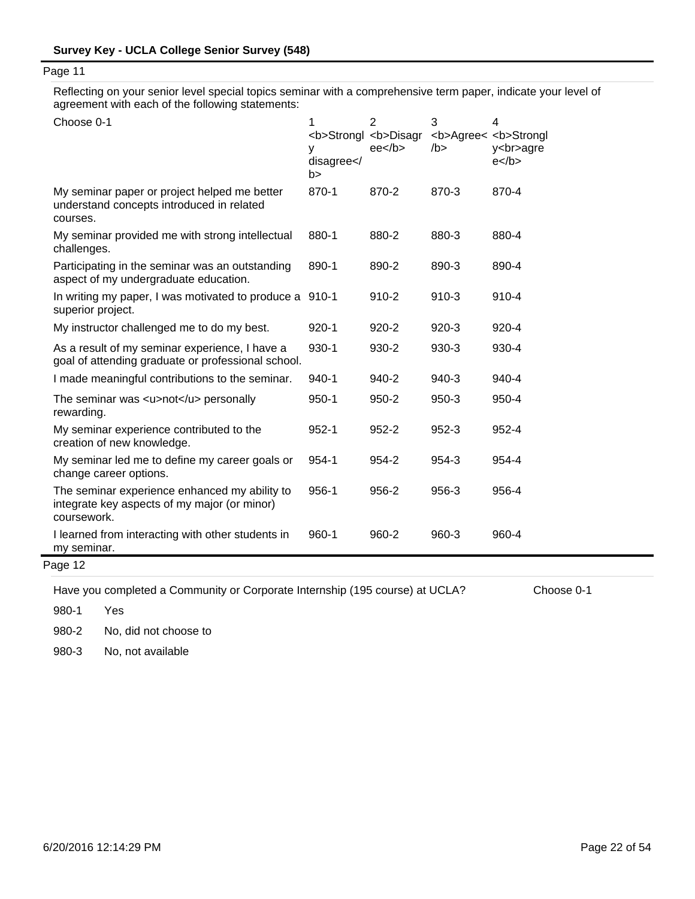## Survey Key - UCLA College Senior Survey (548)

Page 11

Reflecting on your senior level special topics seminar with a comprehensive term paper, indicate your level of agreement with each of the following statements:

| Choose 0-1 | 1 <b>Strongly disagree</b> | 2 <b>Disagree</b> | 3 <b>Agree</b> | 4 <b>Strongly<br>agree</b> |
|---|---|---|---|---|
| My seminar paper or project helped me better understand concepts introduced in related courses. | 870-1 | 870-2 | 870-3 | 870-4 |
| My seminar provided me with strong intellectual challenges. | 880-1 | 880-2 | 880-3 | 880-4 |
| Participating in the seminar was an outstanding aspect of my undergraduate education. | 890-1 | 890-2 | 890-3 | 890-4 |
| In writing my paper, I was motivated to produce a superior project. | 910-1 | 910-2 | 910-3 | 910-4 |
| My instructor challenged me to do my best. | 920-1 | 920-2 | 920-3 | 920-4 |
| As a result of my seminar experience, I have a goal of attending graduate or professional school. | 930-1 | 930-2 | 930-3 | 930-4 |
| I made meaningful contributions to the seminar. | 940-1 | 940-2 | 940-3 | 940-4 |
| The seminar was <u>not</u> personally rewarding. | 950-1 | 950-2 | 950-3 | 950-4 |
| My seminar experience contributed to the creation of new knowledge. | 952-1 | 952-2 | 952-3 | 952-4 |
| My seminar led me to define my career goals or change career options. | 954-1 | 954-2 | 954-3 | 954-4 |
| The seminar experience enhanced my ability to integrate key aspects of my major (or minor) coursework. | 956-1 | 956-2 | 956-3 | 956-4 |
| I learned from interacting with other students in my seminar. | 960-1 | 960-2 | 960-3 | 960-4 |

Page 12

Have you completed a Community or Corporate Internship (195 course) at UCLA? Choose 0-1

| | |
|---|---|
| 980-1 | Yes |
| 980-2 | No, did not choose to |
| 980-3 | No, not available |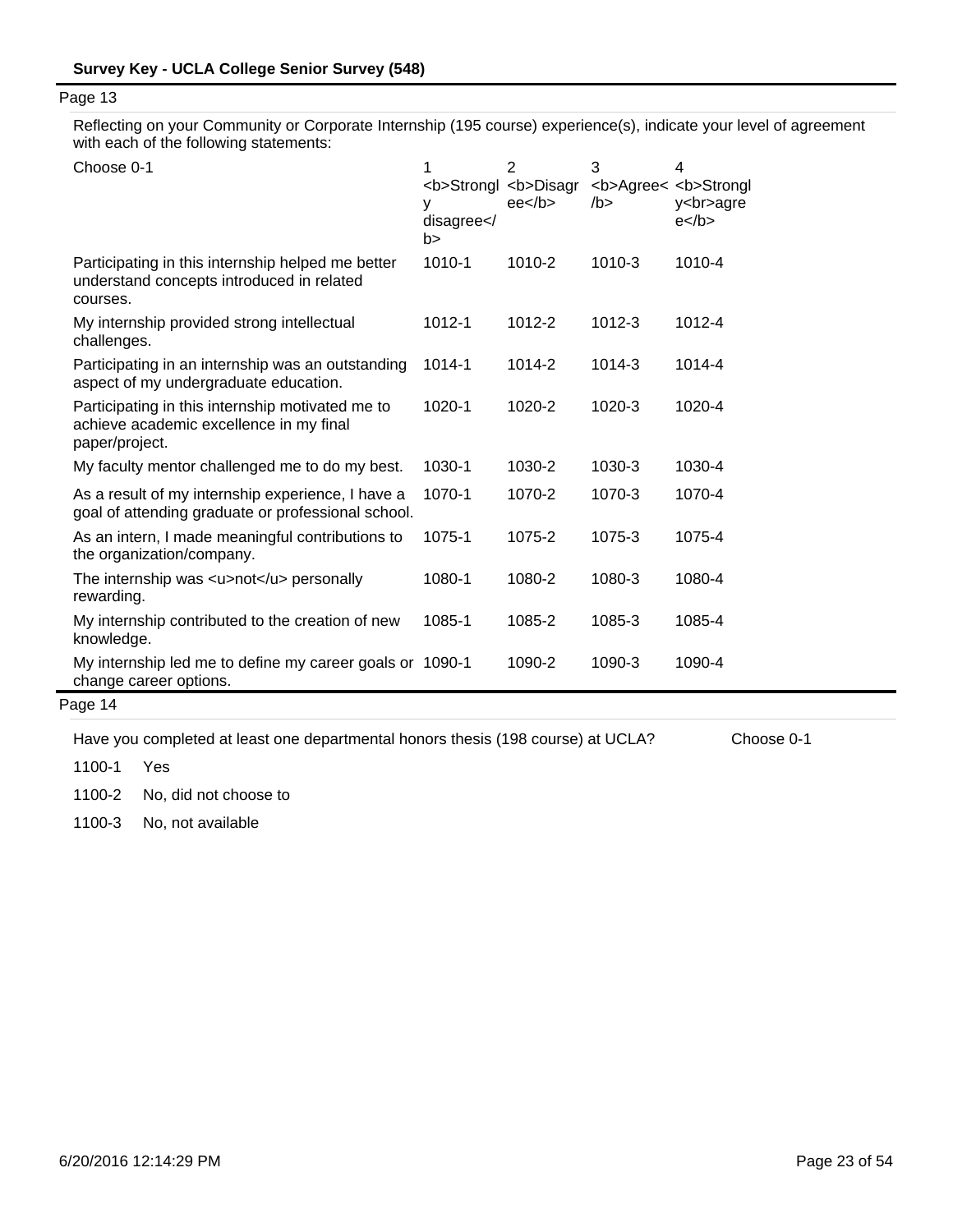**Survey Key - UCLA College Senior Survey (548)**

Page 13

Reflecting on your Community or Corporate Internship (195 course) experience(s), indicate your level of agreement with each of the following statements:

| Choose 0-1 | 1 <b>Strongly disagree</b> | 2 <b>Disagree</b> | 3 <b>Agree</b> | 4 <b>Strongly<br>agree</b> |
|---|---|---|---|---|
| Participating in this internship helped me better understand concepts introduced in related courses. | 1010-1 | 1010-2 | 1010-3 | 1010-4 |
| My internship provided strong intellectual challenges. | 1012-1 | 1012-2 | 1012-3 | 1012-4 |
| Participating in an internship was an outstanding aspect of my undergraduate education. | 1014-1 | 1014-2 | 1014-3 | 1014-4 |
| Participating in this internship motivated me to achieve academic excellence in my final paper/project. | 1020-1 | 1020-2 | 1020-3 | 1020-4 |
| My faculty mentor challenged me to do my best. | 1030-1 | 1030-2 | 1030-3 | 1030-4 |
| As a result of my internship experience, I have a goal of attending graduate or professional school. | 1070-1 | 1070-2 | 1070-3 | 1070-4 |
| As an intern, I made meaningful contributions to the organization/company. | 1075-1 | 1075-2 | 1075-3 | 1075-4 |
| The internship was <u>not</u> personally rewarding. | 1080-1 | 1080-2 | 1080-3 | 1080-4 |
| My internship contributed to the creation of new knowledge. | 1085-1 | 1085-2 | 1085-3 | 1085-4 |
| My internship led me to define my career goals or change career options. | 1090-1 | 1090-2 | 1090-3 | 1090-4 |

Page 14

Have you completed at least one departmental honors thesis (198 course) at UCLA? Choose 0-1

1100-1 Yes

1100-2 No, did not choose to

1100-3 No, not available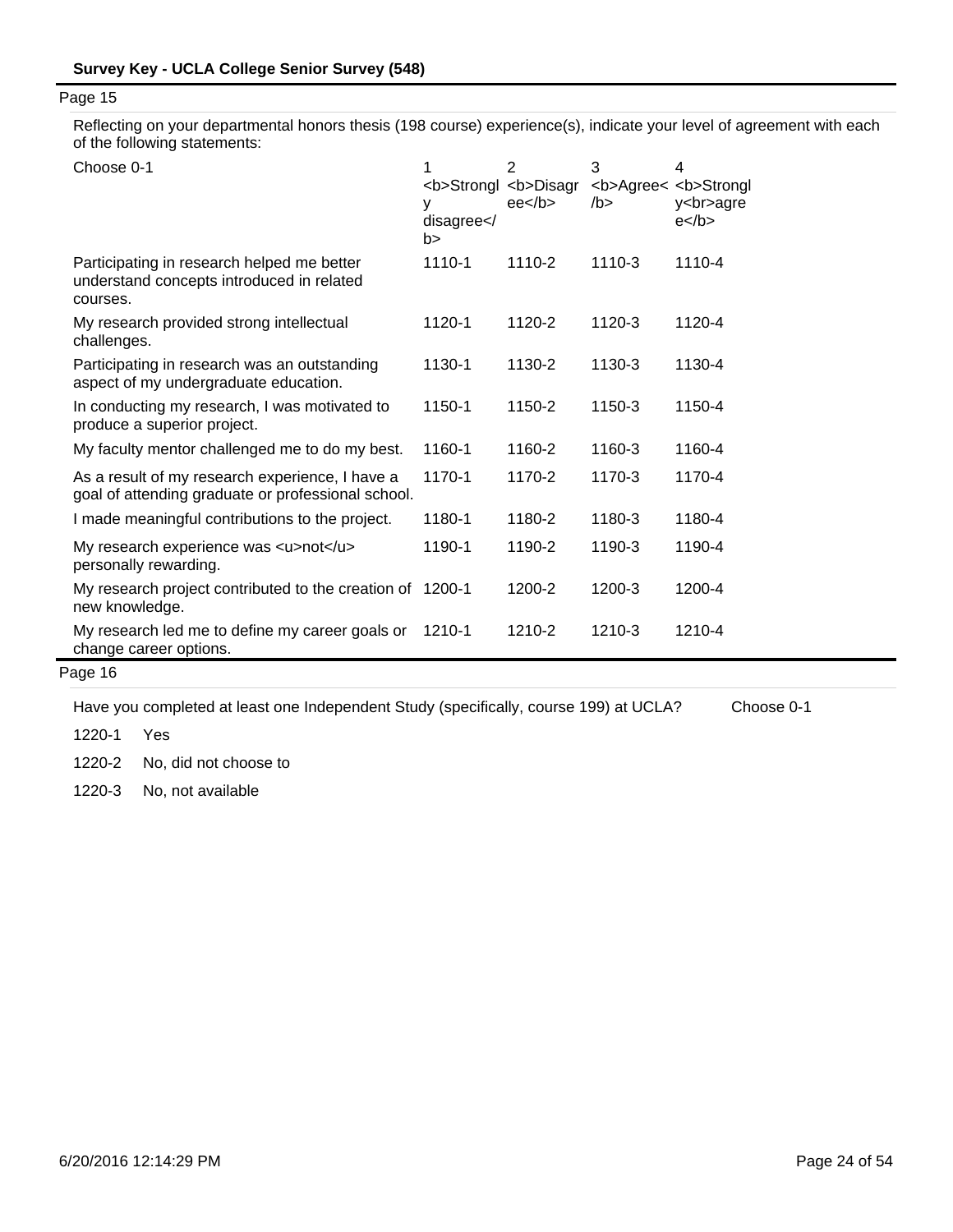Page 15

Reflecting on your departmental honors thesis (198 course) experience(s), indicate your level of agreement with each of the following statements:

| Choose 0-1 | 1 <b>Strongly disagree</b> | 2 <b>Disagree</b> | 3 <b>Agree</b> | 4 <b>Strongly<br>agree</b> |
|---|---|---|---|---|
| Participating in research helped me better understand concepts introduced in related courses. | 1110-1 | 1110-2 | 1110-3 | 1110-4 |
| My research provided strong intellectual challenges. | 1120-1 | 1120-2 | 1120-3 | 1120-4 |
| Participating in research was an outstanding aspect of my undergraduate education. | 1130-1 | 1130-2 | 1130-3 | 1130-4 |
| In conducting my research, I was motivated to produce a superior project. | 1150-1 | 1150-2 | 1150-3 | 1150-4 |
| My faculty mentor challenged me to do my best. | 1160-1 | 1160-2 | 1160-3 | 1160-4 |
| As a result of my research experience, I have a goal of attending graduate or professional school. | 1170-1 | 1170-2 | 1170-3 | 1170-4 |
| I made meaningful contributions to the project. | 1180-1 | 1180-2 | 1180-3 | 1180-4 |
| My research experience was <u>not</u> personally rewarding. | 1190-1 | 1190-2 | 1190-3 | 1190-4 |
| My research project contributed to the creation of new knowledge. | 1200-1 | 1200-2 | 1200-3 | 1200-4 |
| My research led me to define my career goals or change career options. | 1210-1 | 1210-2 | 1210-3 | 1210-4 |

Page 16

Have you completed at least one Independent Study (specifically, course 199) at UCLA? Choose 0-1

1220-1 Yes

1220-2 No, did not choose to

1220-3 No, not available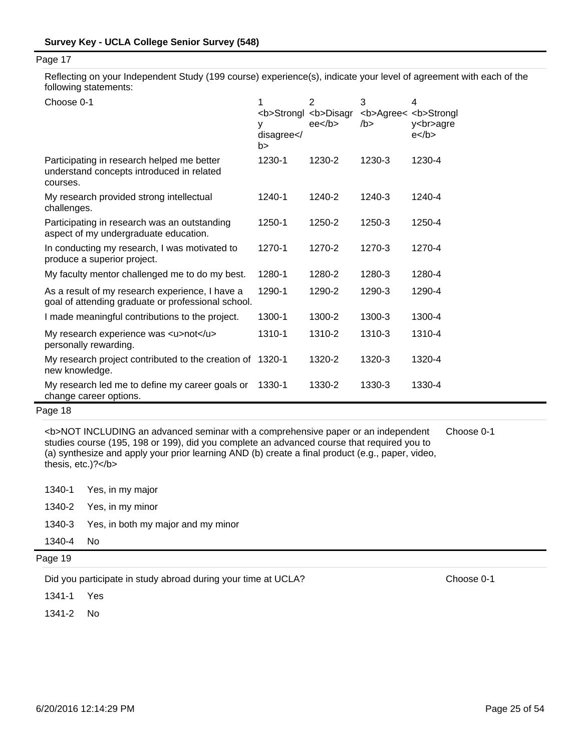Page 17

Reflecting on your Independent Study (199 course) experience(s), indicate your level of agreement with each of the following statements:

| Choose 0-1 | 1 <b>Strongly disagree</b> | 2 <b>Disagree</b> | 3 <b>Agree</b> | 4 <b>Strongly<br>agree</b> |
|---|---|---|---|---|
| Participating in research helped me better understand concepts introduced in related courses. | 1230-1 | 1230-2 | 1230-3 | 1230-4 |
| My research provided strong intellectual challenges. | 1240-1 | 1240-2 | 1240-3 | 1240-4 |
| Participating in research was an outstanding aspect of my undergraduate education. | 1250-1 | 1250-2 | 1250-3 | 1250-4 |
| In conducting my research, I was motivated to produce a superior project. | 1270-1 | 1270-2 | 1270-3 | 1270-4 |
| My faculty mentor challenged me to do my best. | 1280-1 | 1280-2 | 1280-3 | 1280-4 |
| As a result of my research experience, I have a goal of attending graduate or professional school. | 1290-1 | 1290-2 | 1290-3 | 1290-4 |
| I made meaningful contributions to the project. | 1300-1 | 1300-2 | 1300-3 | 1300-4 |
| My research experience was <u>not</u> personally rewarding. | 1310-1 | 1310-2 | 1310-3 | 1310-4 |
| My research project contributed to the creation of new knowledge. | 1320-1 | 1320-2 | 1320-3 | 1320-4 |
| My research led me to define my career goals or change career options. | 1330-1 | 1330-2 | 1330-3 | 1330-4 |

Page 18

<b>NOT INCLUDING an advanced seminar with a comprehensive paper or an independent studies course (195, 198 or 199), did you complete an advanced course that required you to (a) synthesize and apply your prior learning AND (b) create a final product (e.g., paper, video, thesis, etc.)?</b> — Choose 0-1

- 1340-1 Yes, in my major
- 1340-2 Yes, in my minor
- 1340-3 Yes, in both my major and my minor
- 1340-4 No

Page 19

Did you participate in study abroad during your time at UCLA? — Choose 0-1

- 1341-1 Yes
- 1341-2 No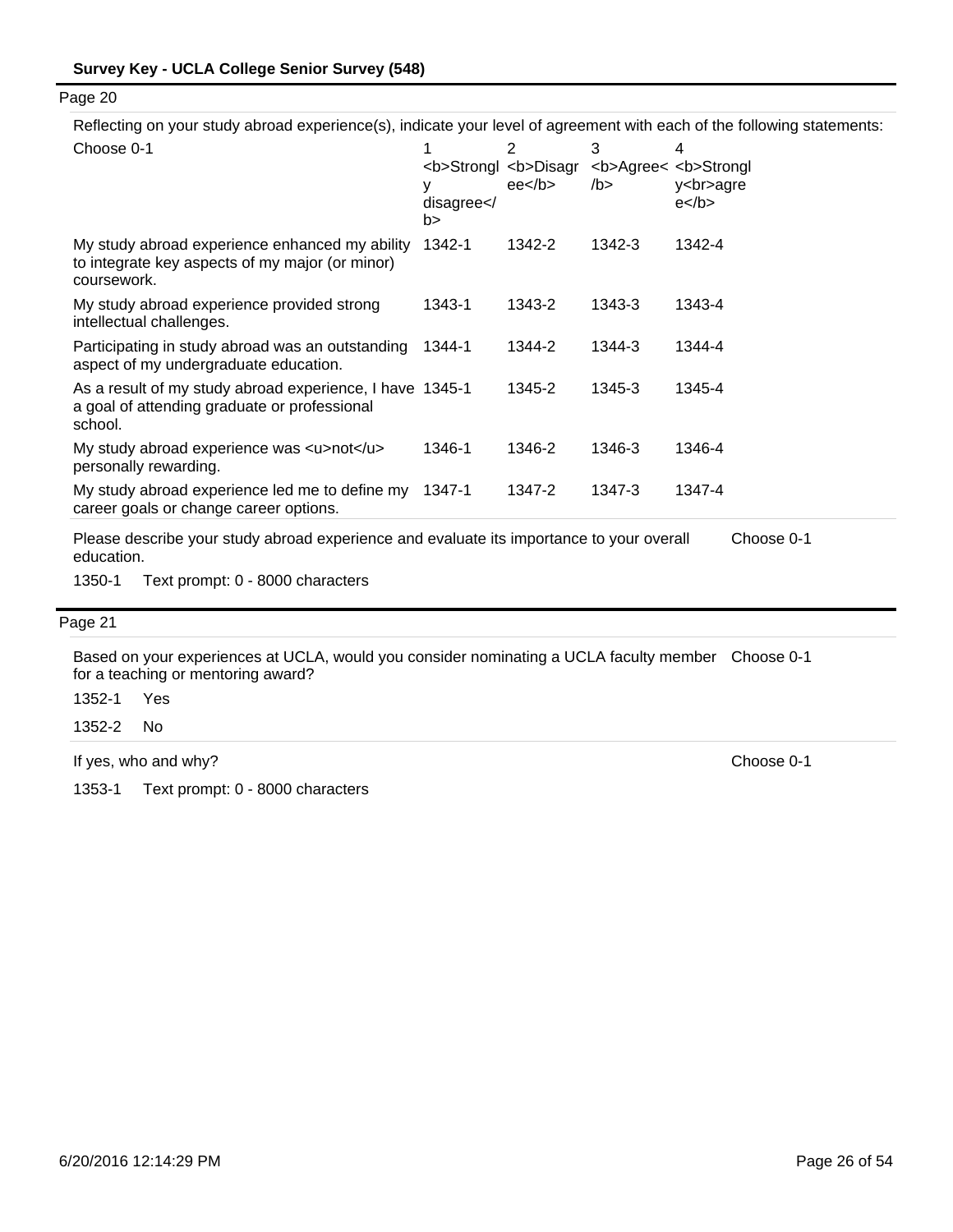**Survey Key - UCLA College Senior Survey (548)**

Page 20

Reflecting on your study abroad experience(s), indicate your level of agreement with each of the following statements:

| Choose 0-1 | 1 <b>Strongly disagree</b> | 2 <b>Disagree</b> | 3 <b>Agree</b> | 4 <b>Strongly<br>agree</b> |
|---|---|---|---|---|
| My study abroad experience enhanced my ability to integrate key aspects of my major (or minor) coursework. | 1342-1 | 1342-2 | 1342-3 | 1342-4 |
| My study abroad experience provided strong intellectual challenges. | 1343-1 | 1343-2 | 1343-3 | 1343-4 |
| Participating in study abroad was an outstanding aspect of my undergraduate education. | 1344-1 | 1344-2 | 1344-3 | 1344-4 |
| As a result of my study abroad experience, I have a goal of attending graduate or professional school. | 1345-1 | 1345-2 | 1345-3 | 1345-4 |
| My study abroad experience was <u>not</u> personally rewarding. | 1346-1 | 1346-2 | 1346-3 | 1346-4 |
| My study abroad experience led me to define my career goals or change career options. | 1347-1 | 1347-2 | 1347-3 | 1347-4 |

Please describe your study abroad experience and evaluate its importance to your overall education. — Choose 0-1

1350-1 Text prompt: 0 - 8000 characters

Page 21

Based on your experiences at UCLA, would you consider nominating a UCLA faculty member for a teaching or mentoring award? — Choose 0-1

1352-1 Yes

1352-2 No

If yes, who and why? — Choose 0-1

1353-1 Text prompt: 0 - 8000 characters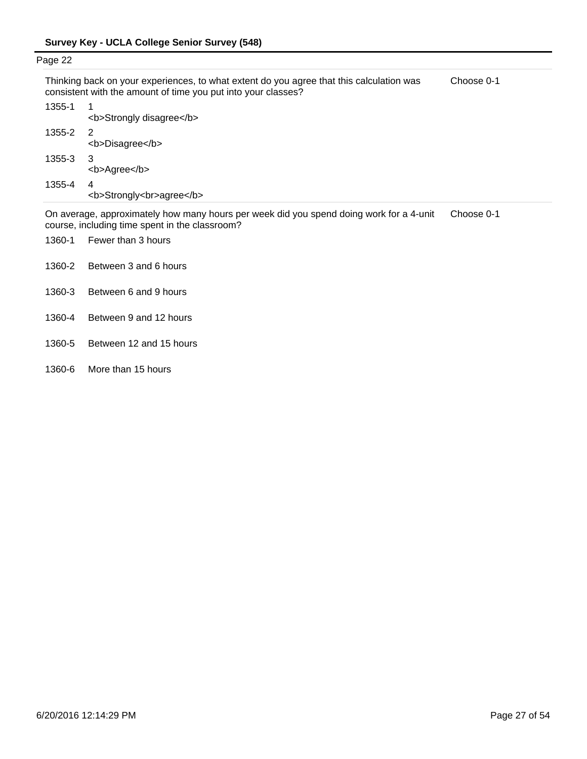Page 22

Thinking back on your experiences, to what extent do you agree that this calculation was consistent with the amount of time you put into your classes? — Choose 0-1

| | |
|---|---|
| 1355-1 | 1<br><b>Strongly disagree</b> |
| 1355-2 | 2<br><b>Disagree</b> |
| 1355-3 | 3<br><b>Agree</b> |
| 1355-4 | 4<br><b>Strongly<br>agree</b> |

On average, approximately how many hours per week did you spend doing work for a 4-unit course, including time spent in the classroom? — Choose 0-1

| | |
|---|---|
| 1360-1 | Fewer than 3 hours |
| 1360-2 | Between 3 and 6 hours |
| 1360-3 | Between 6 and 9 hours |
| 1360-4 | Between 9 and 12 hours |
| 1360-5 | Between 12 and 15 hours |
| 1360-6 | More than 15 hours |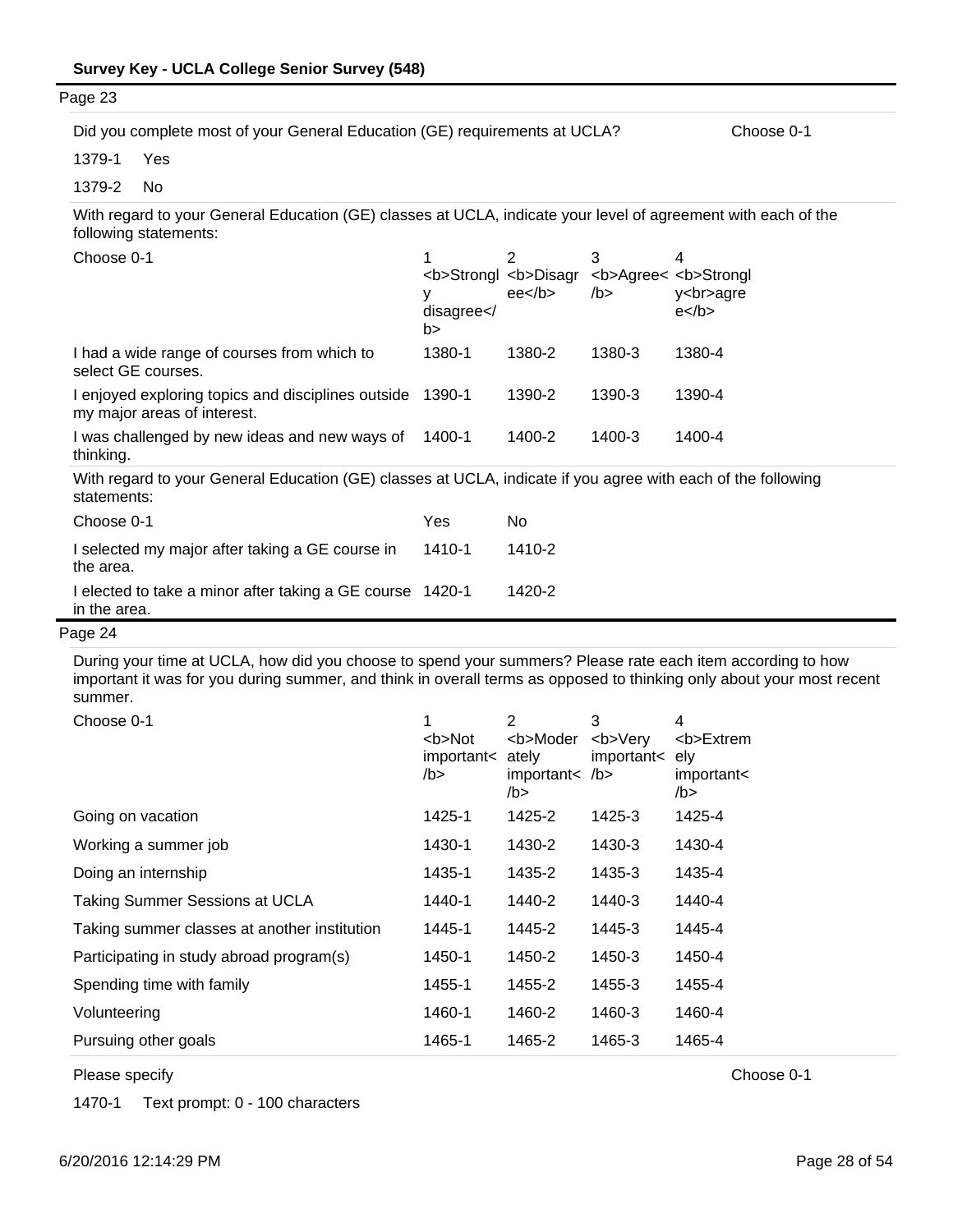## Page 23

Did you complete most of your General Education (GE) requirements at UCLA? — Choose 0-1

1379-1 Yes

1379-2 No

With regard to your General Education (GE) classes at UCLA, indicate your level of agreement with each of the following statements:

| Choose 0-1 | 1 <b>Strongly disagree</b> | 2 <b>Disagree</b> | 3 <b>Agree</b> | 4 <b>Strongly<br>agree</b> |
|---|---|---|---|---|
| I had a wide range of courses from which to select GE courses. | 1380-1 | 1380-2 | 1380-3 | 1380-4 |
| I enjoyed exploring topics and disciplines outside my major areas of interest. | 1390-1 | 1390-2 | 1390-3 | 1390-4 |
| I was challenged by new ideas and new ways of thinking. | 1400-1 | 1400-2 | 1400-3 | 1400-4 |

With regard to your General Education (GE) classes at UCLA, indicate if you agree with each of the following statements:

| Choose 0-1 | Yes | No |
|---|---|---|
| I selected my major after taking a GE course in the area. | 1410-1 | 1410-2 |
| I elected to take a minor after taking a GE course in the area. | 1420-1 | 1420-2 |

## Page 24

During your time at UCLA, how did you choose to spend your summers? Please rate each item according to how important it was for you during summer, and think in overall terms as opposed to thinking only about your most recent summer.

| Choose 0-1 | 1 <b>Not important</b> | 2 <b>Moderately important</b> | 3 <b>Very important</b> | 4 <b>Extremely important</b> |
|---|---|---|---|---|
| Going on vacation | 1425-1 | 1425-2 | 1425-3 | 1425-4 |
| Working a summer job | 1430-1 | 1430-2 | 1430-3 | 1430-4 |
| Doing an internship | 1435-1 | 1435-2 | 1435-3 | 1435-4 |
| Taking Summer Sessions at UCLA | 1440-1 | 1440-2 | 1440-3 | 1440-4 |
| Taking summer classes at another institution | 1445-1 | 1445-2 | 1445-3 | 1445-4 |
| Participating in study abroad program(s) | 1450-1 | 1450-2 | 1450-3 | 1450-4 |
| Spending time with family | 1455-1 | 1455-2 | 1455-3 | 1455-4 |
| Volunteering | 1460-1 | 1460-2 | 1460-3 | 1460-4 |
| Pursuing other goals | 1465-1 | 1465-2 | 1465-3 | 1465-4 |

Please specify — Choose 0-1

1470-1 Text prompt: 0 - 100 characters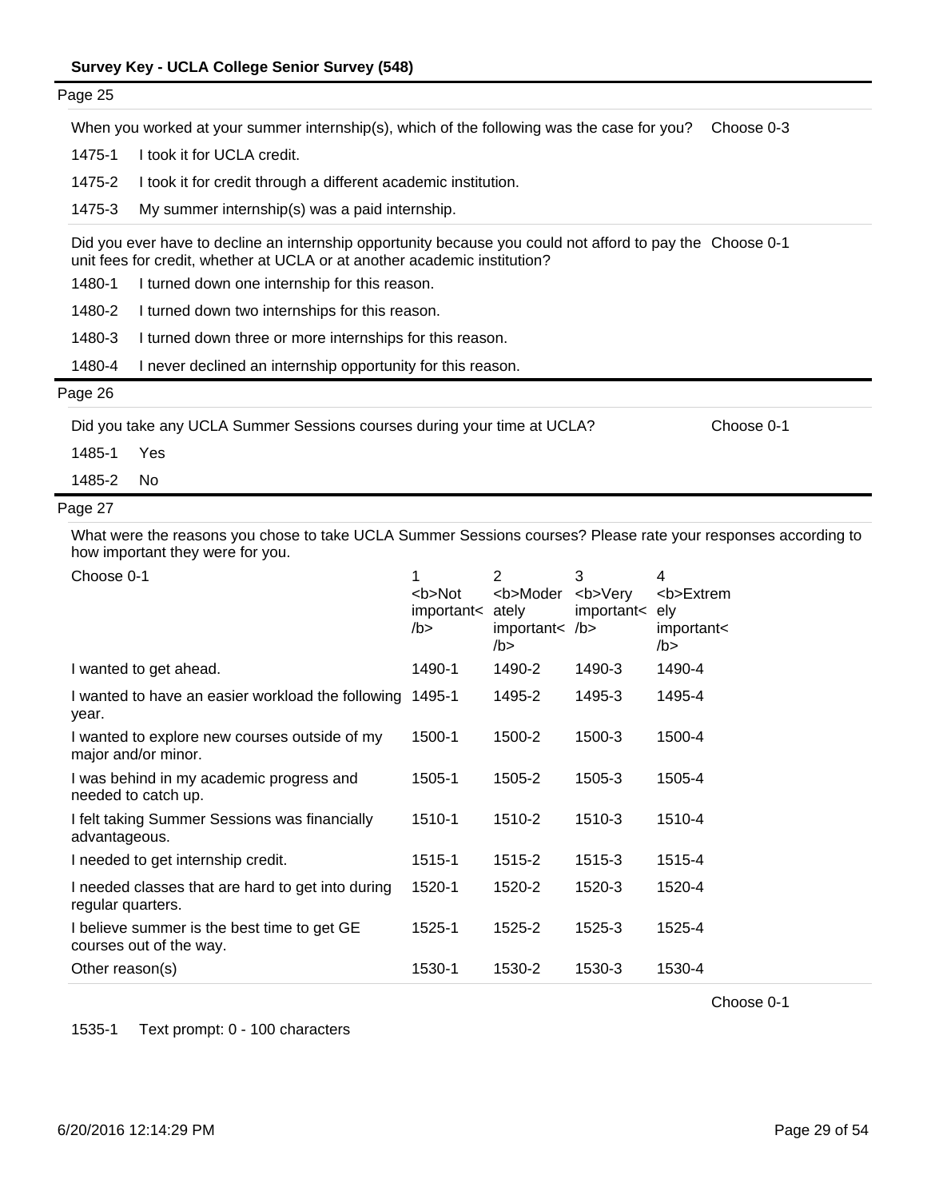Page 25

When you worked at your summer internship(s), which of the following was the case for you? Choose 0-3

| | |
|---|---|
| 1475-1 | I took it for UCLA credit. |
| 1475-2 | I took it for credit through a different academic institution. |
| 1475-3 | My summer internship(s) was a paid internship. |

Did you ever have to decline an internship opportunity because you could not afford to pay the unit fees for credit, whether at UCLA or at another academic institution? Choose 0-1

| | |
|---|---|
| 1480-1 | I turned down one internship for this reason. |
| 1480-2 | I turned down two internships for this reason. |
| 1480-3 | I turned down three or more internships for this reason. |
| 1480-4 | I never declined an internship opportunity for this reason. |

Page 26

Did you take any UCLA Summer Sessions courses during your time at UCLA? Choose 0-1

| | |
|---|---|
| 1485-1 | Yes |
| 1485-2 | No |

Page 27

What were the reasons you chose to take UCLA Summer Sessions courses? Please rate your responses according to how important they were for you.

| Choose 0-1 | 1 <b>Not important</b> | 2 <b>Moderately important</b> | 3 <b>Very important</b> | 4 <b>Extremely important</b> |
|---|---|---|---|---|
| I wanted to get ahead. | 1490-1 | 1490-2 | 1490-3 | 1490-4 |
| I wanted to have an easier workload the following year. | 1495-1 | 1495-2 | 1495-3 | 1495-4 |
| I wanted to explore new courses outside of my major and/or minor. | 1500-1 | 1500-2 | 1500-3 | 1500-4 |
| I was behind in my academic progress and needed to catch up. | 1505-1 | 1505-2 | 1505-3 | 1505-4 |
| I felt taking Summer Sessions was financially advantageous. | 1510-1 | 1510-2 | 1510-3 | 1510-4 |
| I needed to get internship credit. | 1515-1 | 1515-2 | 1515-3 | 1515-4 |
| I needed classes that are hard to get into during regular quarters. | 1520-1 | 1520-2 | 1520-3 | 1520-4 |
| I believe summer is the best time to get GE courses out of the way. | 1525-1 | 1525-2 | 1525-3 | 1525-4 |
| Other reason(s) | 1530-1 | 1530-2 | 1530-3 | 1530-4 |

Choose 0-1

1535-1 Text prompt: 0 - 100 characters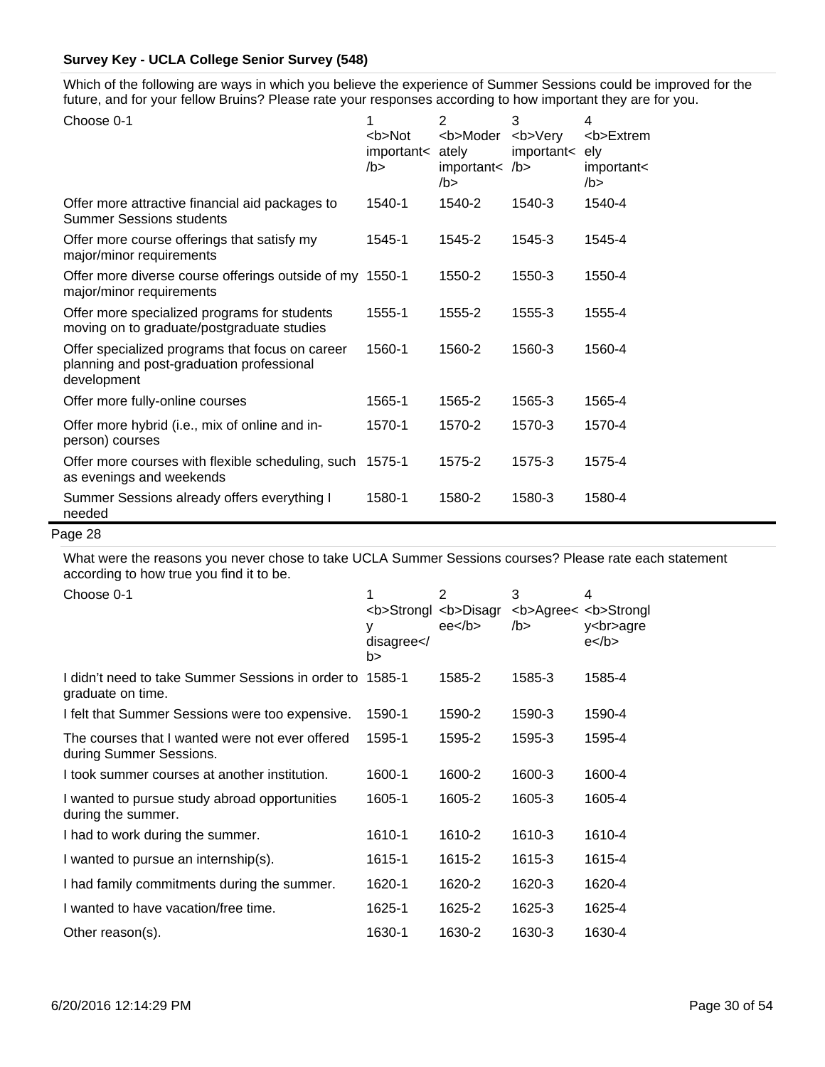**Survey Key - UCLA College Senior Survey (548)**

Which of the following are ways in which you believe the experience of Summer Sessions could be improved for the future, and for your fellow Bruins? Please rate your responses according to how important they are for you.

| Choose 0-1 | 1 <b>Not important</b> | 2 <b>Moderately important</b> | 3 <b>Very important</b> | 4 <b>Extremely important</b> |
|---|---|---|---|---|
| Offer more attractive financial aid packages to Summer Sessions students | 1540-1 | 1540-2 | 1540-3 | 1540-4 |
| Offer more course offerings that satisfy my major/minor requirements | 1545-1 | 1545-2 | 1545-3 | 1545-4 |
| Offer more diverse course offerings outside of my major/minor requirements | 1550-1 | 1550-2 | 1550-3 | 1550-4 |
| Offer more specialized programs for students moving on to graduate/postgraduate studies | 1555-1 | 1555-2 | 1555-3 | 1555-4 |
| Offer specialized programs that focus on career planning and post-graduation professional development | 1560-1 | 1560-2 | 1560-3 | 1560-4 |
| Offer more fully-online courses | 1565-1 | 1565-2 | 1565-3 | 1565-4 |
| Offer more hybrid (i.e., mix of online and in-person) courses | 1570-1 | 1570-2 | 1570-3 | 1570-4 |
| Offer more courses with flexible scheduling, such as evenings and weekends | 1575-1 | 1575-2 | 1575-3 | 1575-4 |
| Summer Sessions already offers everything I needed | 1580-1 | 1580-2 | 1580-3 | 1580-4 |

Page 28

What were the reasons you never chose to take UCLA Summer Sessions courses? Please rate each statement according to how true you find it to be.

| Choose 0-1 | 1 <b>Strongly disagree</b> | 2 <b>Disagree</b> | 3 <b>Agree</b> | 4 <b>Strongly<br>agree</b> |
|---|---|---|---|---|
| I didn't need to take Summer Sessions in order to graduate on time. | 1585-1 | 1585-2 | 1585-3 | 1585-4 |
| I felt that Summer Sessions were too expensive. | 1590-1 | 1590-2 | 1590-3 | 1590-4 |
| The courses that I wanted were not ever offered during Summer Sessions. | 1595-1 | 1595-2 | 1595-3 | 1595-4 |
| I took summer courses at another institution. | 1600-1 | 1600-2 | 1600-3 | 1600-4 |
| I wanted to pursue study abroad opportunities during the summer. | 1605-1 | 1605-2 | 1605-3 | 1605-4 |
| I had to work during the summer. | 1610-1 | 1610-2 | 1610-3 | 1610-4 |
| I wanted to pursue an internship(s). | 1615-1 | 1615-2 | 1615-3 | 1615-4 |
| I had family commitments during the summer. | 1620-1 | 1620-2 | 1620-3 | 1620-4 |
| I wanted to have vacation/free time. | 1625-1 | 1625-2 | 1625-3 | 1625-4 |
| Other reason(s). | 1630-1 | 1630-2 | 1630-3 | 1630-4 |

6/20/2016 12:14:29 PM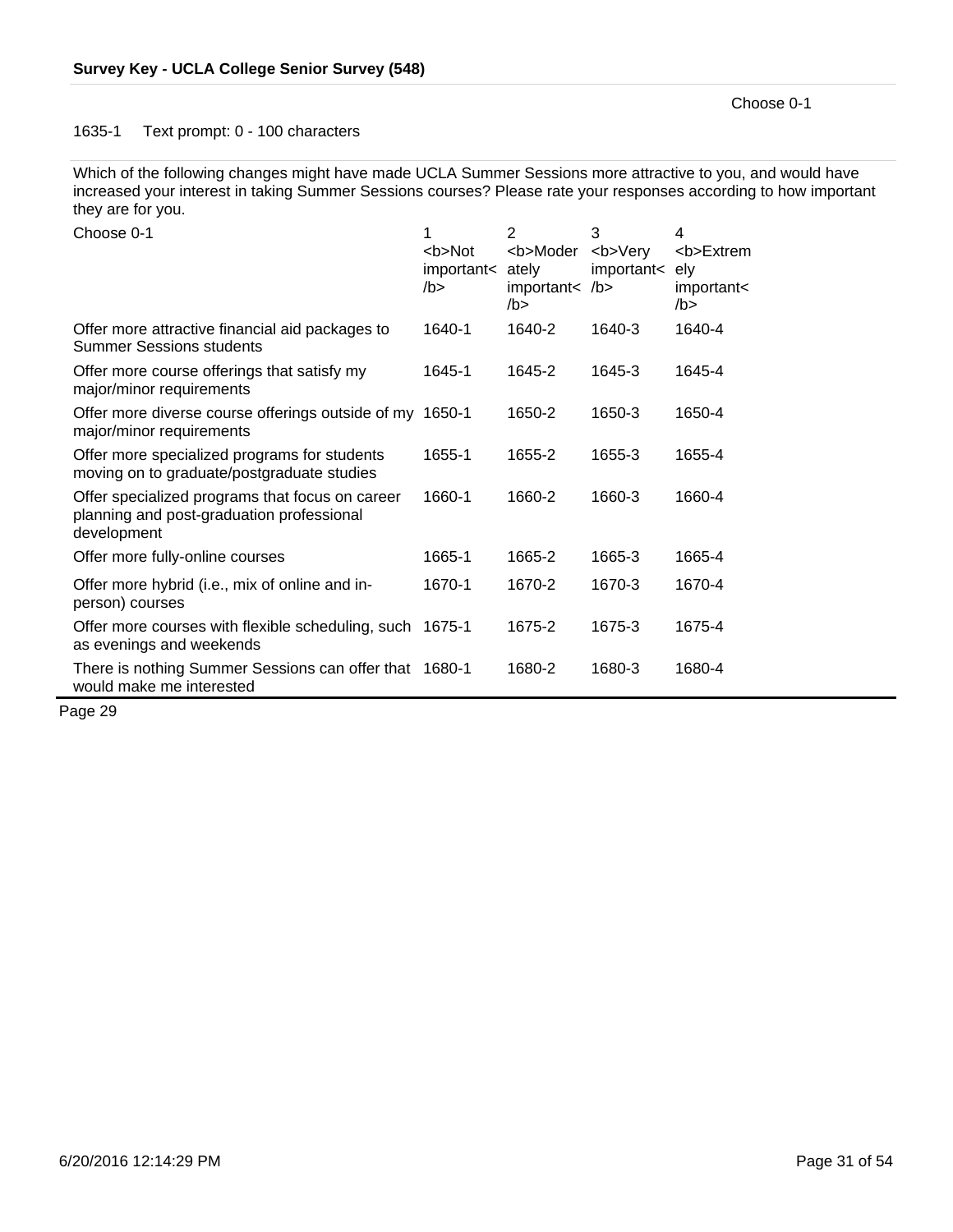Choose 0-1

1635-1 Text prompt: 0 - 100 characters

Which of the following changes might have made UCLA Summer Sessions more attractive to you, and would have increased your interest in taking Summer Sessions courses? Please rate your responses according to how important they are for you.

| Choose 0-1 | 1 <b>Not important</b> | 2 <b>Moderately important</b> | 3 <b>Very important</b> | 4 <b>Extremely important</b> |
|---|---|---|---|---|
| Offer more attractive financial aid packages to Summer Sessions students | 1640-1 | 1640-2 | 1640-3 | 1640-4 |
| Offer more course offerings that satisfy my major/minor requirements | 1645-1 | 1645-2 | 1645-3 | 1645-4 |
| Offer more diverse course offerings outside of my major/minor requirements | 1650-1 | 1650-2 | 1650-3 | 1650-4 |
| Offer more specialized programs for students moving on to graduate/postgraduate studies | 1655-1 | 1655-2 | 1655-3 | 1655-4 |
| Offer specialized programs that focus on career planning and post-graduation professional development | 1660-1 | 1660-2 | 1660-3 | 1660-4 |
| Offer more fully-online courses | 1665-1 | 1665-2 | 1665-3 | 1665-4 |
| Offer more hybrid (i.e., mix of online and in-person) courses | 1670-1 | 1670-2 | 1670-3 | 1670-4 |
| Offer more courses with flexible scheduling, such as evenings and weekends | 1675-1 | 1675-2 | 1675-3 | 1675-4 |
| There is nothing Summer Sessions can offer that would make me interested | 1680-1 | 1680-2 | 1680-3 | 1680-4 |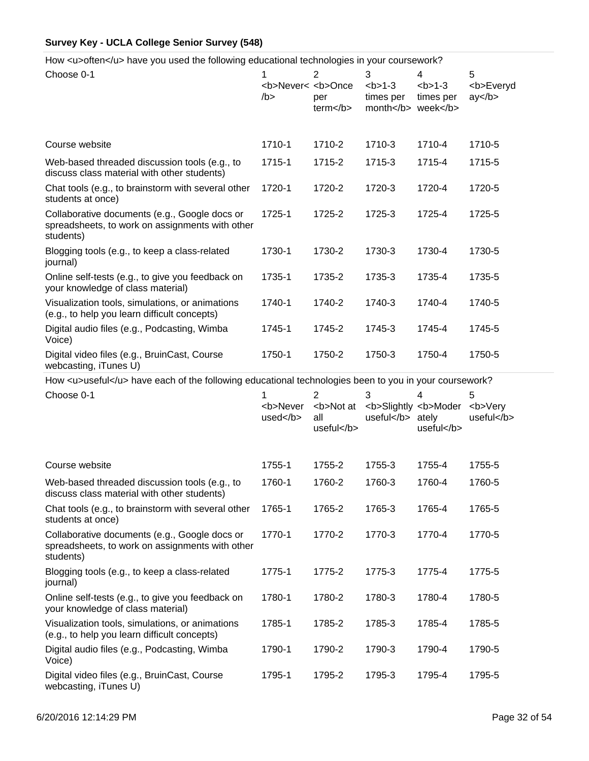**Survey Key - UCLA College Senior Survey (548)**

How <u>often</u> have you used the following educational technologies in your coursework?

| Choose 0-1 | 1 <b>Never</b> | 2 <b>Once per term</b> | 3 <b>1-3 times per month</b> | 4 <b>1-3 times per week</b> | 5 <b>Everyday</b> |
|---|---|---|---|---|---|
| Course website | 1710-1 | 1710-2 | 1710-3 | 1710-4 | 1710-5 |
| Web-based threaded discussion tools (e.g., to discuss class material with other students) | 1715-1 | 1715-2 | 1715-3 | 1715-4 | 1715-5 |
| Chat tools (e.g., to brainstorm with several other students at once) | 1720-1 | 1720-2 | 1720-3 | 1720-4 | 1720-5 |
| Collaborative documents (e.g., Google docs or spreadsheets, to work on assignments with other students) | 1725-1 | 1725-2 | 1725-3 | 1725-4 | 1725-5 |
| Blogging tools (e.g., to keep a class-related journal) | 1730-1 | 1730-2 | 1730-3 | 1730-4 | 1730-5 |
| Online self-tests (e.g., to give you feedback on your knowledge of class material) | 1735-1 | 1735-2 | 1735-3 | 1735-4 | 1735-5 |
| Visualization tools, simulations, or animations (e.g., to help you learn difficult concepts) | 1740-1 | 1740-2 | 1740-3 | 1740-4 | 1740-5 |
| Digital audio files (e.g., Podcasting, Wimba Voice) | 1745-1 | 1745-2 | 1745-3 | 1745-4 | 1745-5 |
| Digital video files (e.g., BruinCast, Course webcasting, iTunes U) | 1750-1 | 1750-2 | 1750-3 | 1750-4 | 1750-5 |

How <u>useful</u> have each of the following educational technologies been to you in your coursework?

| Choose 0-1 | 1 <b>Never used</b> | 2 <b>Not at all useful</b> | 3 <b>Slightly useful</b> | 4 <b>Moderately useful</b> | 5 <b>Very useful</b> |
|---|---|---|---|---|---|
| Course website | 1755-1 | 1755-2 | 1755-3 | 1755-4 | 1755-5 |
| Web-based threaded discussion tools (e.g., to discuss class material with other students) | 1760-1 | 1760-2 | 1760-3 | 1760-4 | 1760-5 |
| Chat tools (e.g., to brainstorm with several other students at once) | 1765-1 | 1765-2 | 1765-3 | 1765-4 | 1765-5 |
| Collaborative documents (e.g., Google docs or spreadsheets, to work on assignments with other students) | 1770-1 | 1770-2 | 1770-3 | 1770-4 | 1770-5 |
| Blogging tools (e.g., to keep a class-related journal) | 1775-1 | 1775-2 | 1775-3 | 1775-4 | 1775-5 |
| Online self-tests (e.g., to give you feedback on your knowledge of class material) | 1780-1 | 1780-2 | 1780-3 | 1780-4 | 1780-5 |
| Visualization tools, simulations, or animations (e.g., to help you learn difficult concepts) | 1785-1 | 1785-2 | 1785-3 | 1785-4 | 1785-5 |
| Digital audio files (e.g., Podcasting, Wimba Voice) | 1790-1 | 1790-2 | 1790-3 | 1790-4 | 1790-5 |
| Digital video files (e.g., BruinCast, Course webcasting, iTunes U) | 1795-1 | 1795-2 | 1795-3 | 1795-4 | 1795-5 |

6/20/2016 12:14:29 PM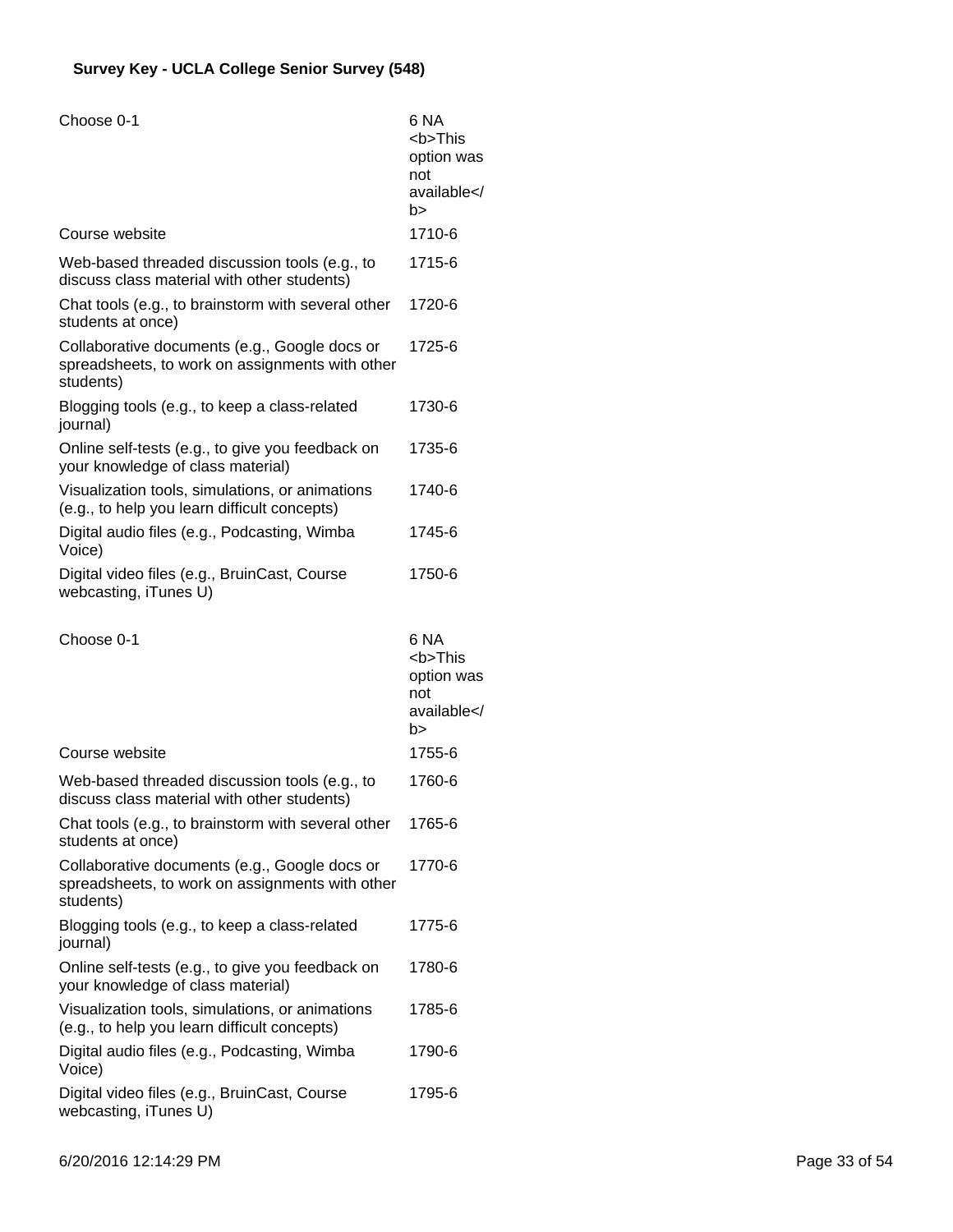**Survey Key - UCLA College Senior Survey (548)**

| Choose 0-1 | 6 NA <b>This option was not available</b> |
|---|---|
| Course website | 1710-6 |
| Web-based threaded discussion tools (e.g., to discuss class material with other students) | 1715-6 |
| Chat tools (e.g., to brainstorm with several other students at once) | 1720-6 |
| Collaborative documents (e.g., Google docs or spreadsheets, to work on assignments with other students) | 1725-6 |
| Blogging tools (e.g., to keep a class-related journal) | 1730-6 |
| Online self-tests (e.g., to give you feedback on your knowledge of class material) | 1735-6 |
| Visualization tools, simulations, or animations (e.g., to help you learn difficult concepts) | 1740-6 |
| Digital audio files (e.g., Podcasting, Wimba Voice) | 1745-6 |
| Digital video files (e.g., BruinCast, Course webcasting, iTunes U) | 1750-6 |

| Choose 0-1 | 6 NA <b>This option was not available</b> |
|---|---|
| Course website | 1755-6 |
| Web-based threaded discussion tools (e.g., to discuss class material with other students) | 1760-6 |
| Chat tools (e.g., to brainstorm with several other students at once) | 1765-6 |
| Collaborative documents (e.g., Google docs or spreadsheets, to work on assignments with other students) | 1770-6 |
| Blogging tools (e.g., to keep a class-related journal) | 1775-6 |
| Online self-tests (e.g., to give you feedback on your knowledge of class material) | 1780-6 |
| Visualization tools, simulations, or animations (e.g., to help you learn difficult concepts) | 1785-6 |
| Digital audio files (e.g., Podcasting, Wimba Voice) | 1790-6 |
| Digital video files (e.g., BruinCast, Course webcasting, iTunes U) | 1795-6 |

6/20/2016 12:14:29 PM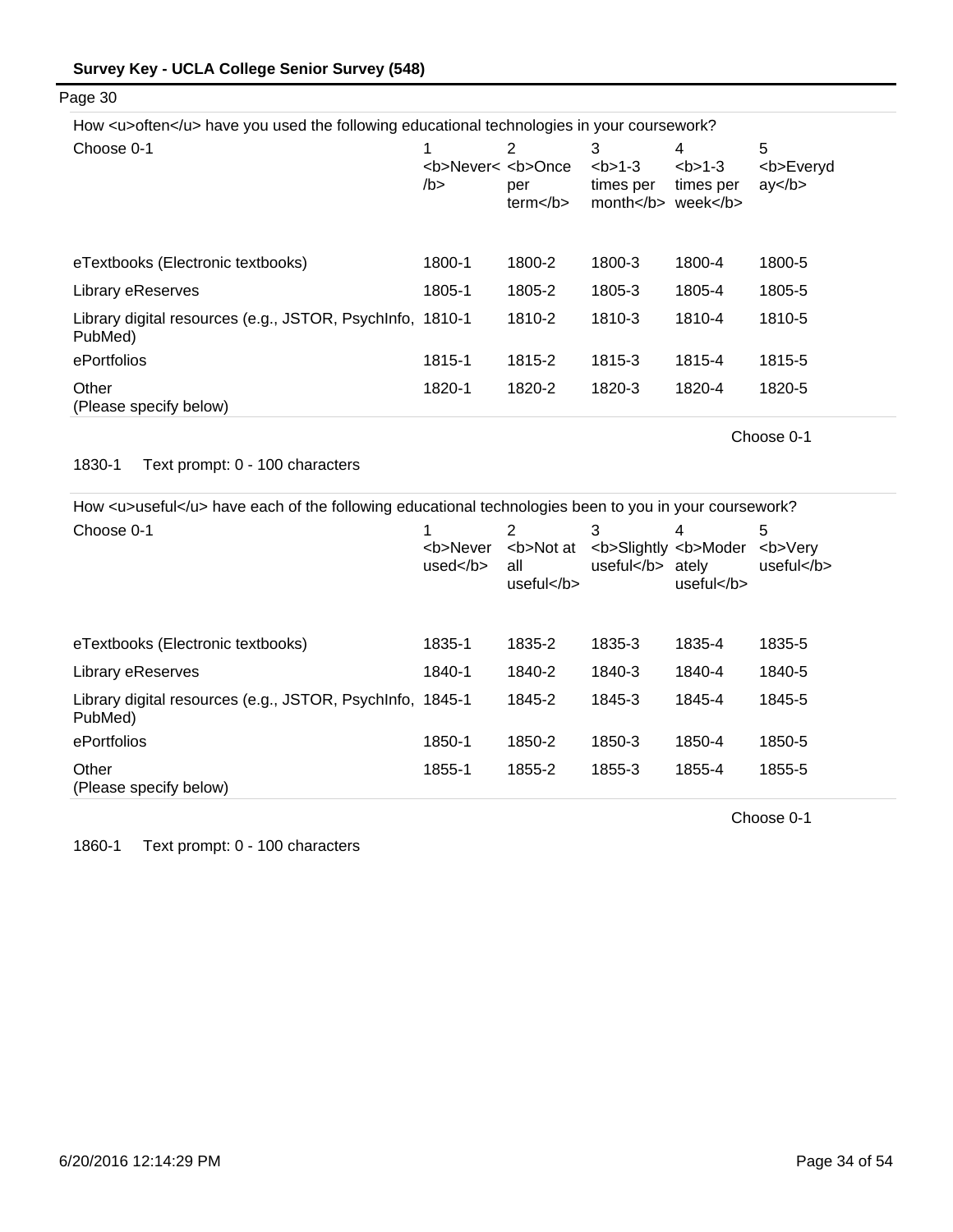Page 30

How <u>often</u> have you used the following educational technologies in your coursework?

| Choose 0-1 | 1 <b>Never</b> | 2 <b>Once per term</b> | 3 <b>1-3 times per month</b> | 4 <b>1-3 times per week</b> | 5 <b>Everyday</b> |
|---|---|---|---|---|---|
| eTextbooks (Electronic textbooks) | 1800-1 | 1800-2 | 1800-3 | 1800-4 | 1800-5 |
| Library eReserves | 1805-1 | 1805-2 | 1805-3 | 1805-4 | 1805-5 |
| Library digital resources (e.g., JSTOR, PsychInfo, PubMed) | 1810-1 | 1810-2 | 1810-3 | 1810-4 | 1810-5 |
| ePortfolios | 1815-1 | 1815-2 | 1815-3 | 1815-4 | 1815-5 |
| Other (Please specify below) | 1820-1 | 1820-2 | 1820-3 | 1820-4 | 1820-5 |

Choose 0-1

1830-1 Text prompt: 0 - 100 characters

How <u>useful</u> have each of the following educational technologies been to you in your coursework?

| Choose 0-1 | 1 <b>Never used</b> | 2 <b>Not at all useful</b> | 3 <b>Slightly useful</b> | 4 <b>Moderately useful</b> | 5 <b>Very useful</b> |
|---|---|---|---|---|---|
| eTextbooks (Electronic textbooks) | 1835-1 | 1835-2 | 1835-3 | 1835-4 | 1835-5 |
| Library eReserves | 1840-1 | 1840-2 | 1840-3 | 1840-4 | 1840-5 |
| Library digital resources (e.g., JSTOR, PsychInfo, PubMed) | 1845-1 | 1845-2 | 1845-3 | 1845-4 | 1845-5 |
| ePortfolios | 1850-1 | 1850-2 | 1850-3 | 1850-4 | 1850-5 |
| Other (Please specify below) | 1855-1 | 1855-2 | 1855-3 | 1855-4 | 1855-5 |

Choose 0-1

1860-1 Text prompt: 0 - 100 characters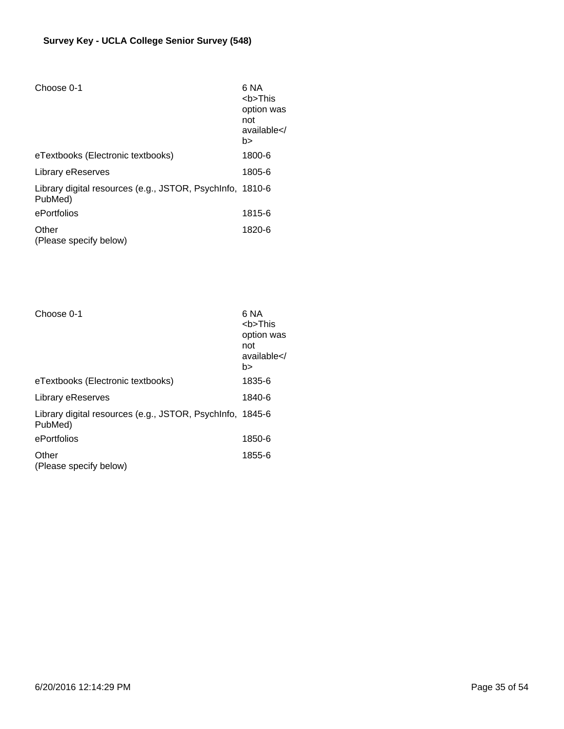**Survey Key - UCLA College Senior Survey (548)**

| Choose 0-1 | 6 NA <b>This option was not available</b> |
|---|---|
| eTextbooks (Electronic textbooks) | 1800-6 |
| Library eReserves | 1805-6 |
| Library digital resources (e.g., JSTOR, PsychInfo, PubMed) | 1810-6 |
| ePortfolios | 1815-6 |
| Other (Please specify below) | 1820-6 |

| Choose 0-1 | 6 NA <b>This option was not available</b> |
|---|---|
| eTextbooks (Electronic textbooks) | 1835-6 |
| Library eReserves | 1840-6 |
| Library digital resources (e.g., JSTOR, PsychInfo, PubMed) | 1845-6 |
| ePortfolios | 1850-6 |
| Other (Please specify below) | 1855-6 |

6/20/2016 12:14:29 PM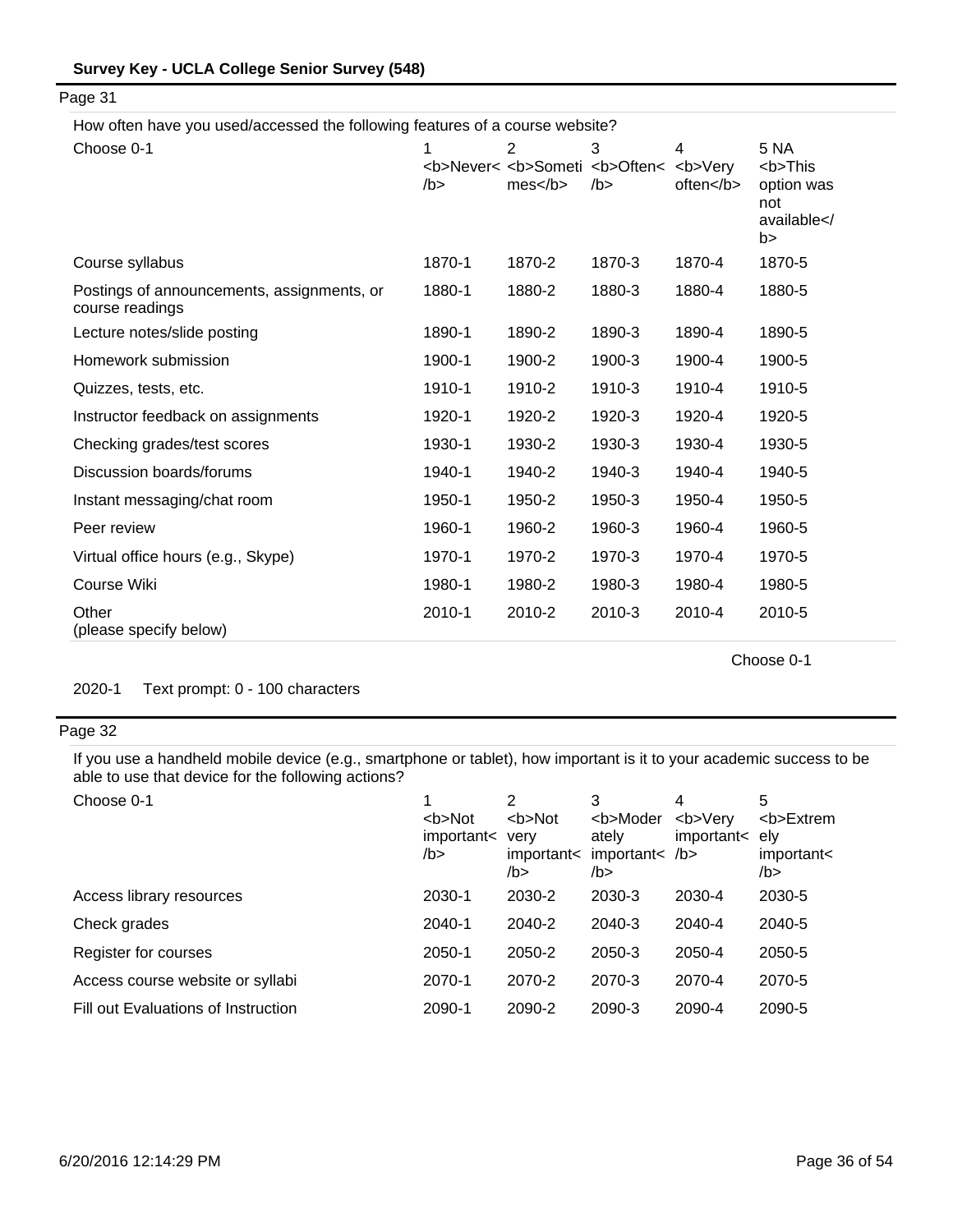Page 31

How often have you used/accessed the following features of a course website?

| Choose 0-1 | 1 <b>Never</b> | 2 <b>Sometimes</b> | 3 <b>Often</b> | 4 <b>Very often</b> | 5 NA <b>This option was not available</b> |
|---|---|---|---|---|---|
| Course syllabus | 1870-1 | 1870-2 | 1870-3 | 1870-4 | 1870-5 |
| Postings of announcements, assignments, or course readings | 1880-1 | 1880-2 | 1880-3 | 1880-4 | 1880-5 |
| Lecture notes/slide posting | 1890-1 | 1890-2 | 1890-3 | 1890-4 | 1890-5 |
| Homework submission | 1900-1 | 1900-2 | 1900-3 | 1900-4 | 1900-5 |
| Quizzes, tests, etc. | 1910-1 | 1910-2 | 1910-3 | 1910-4 | 1910-5 |
| Instructor feedback on assignments | 1920-1 | 1920-2 | 1920-3 | 1920-4 | 1920-5 |
| Checking grades/test scores | 1930-1 | 1930-2 | 1930-3 | 1930-4 | 1930-5 |
| Discussion boards/forums | 1940-1 | 1940-2 | 1940-3 | 1940-4 | 1940-5 |
| Instant messaging/chat room | 1950-1 | 1950-2 | 1950-3 | 1950-4 | 1950-5 |
| Peer review | 1960-1 | 1960-2 | 1960-3 | 1960-4 | 1960-5 |
| Virtual office hours (e.g., Skype) | 1970-1 | 1970-2 | 1970-3 | 1970-4 | 1970-5 |
| Course Wiki | 1980-1 | 1980-2 | 1980-3 | 1980-4 | 1980-5 |
| Other (please specify below) | 2010-1 | 2010-2 | 2010-3 | 2010-4 | 2010-5 |

Choose 0-1

2020-1 Text prompt: 0 - 100 characters

Page 32

If you use a handheld mobile device (e.g., smartphone or tablet), how important is it to your academic success to be able to use that device for the following actions?

| Choose 0-1 | 1 <b>Not important</b> | 2 <b>Not very important</b> | 3 <b>Moderately important</b> | 4 <b>Very important</b> | 5 <b>Extremely important</b> |
|---|---|---|---|---|---|
| Access library resources | 2030-1 | 2030-2 | 2030-3 | 2030-4 | 2030-5 |
| Check grades | 2040-1 | 2040-2 | 2040-3 | 2040-4 | 2040-5 |
| Register for courses | 2050-1 | 2050-2 | 2050-3 | 2050-4 | 2050-5 |
| Access course website or syllabi | 2070-1 | 2070-2 | 2070-3 | 2070-4 | 2070-5 |
| Fill out Evaluations of Instruction | 2090-1 | 2090-2 | 2090-3 | 2090-4 | 2090-5 |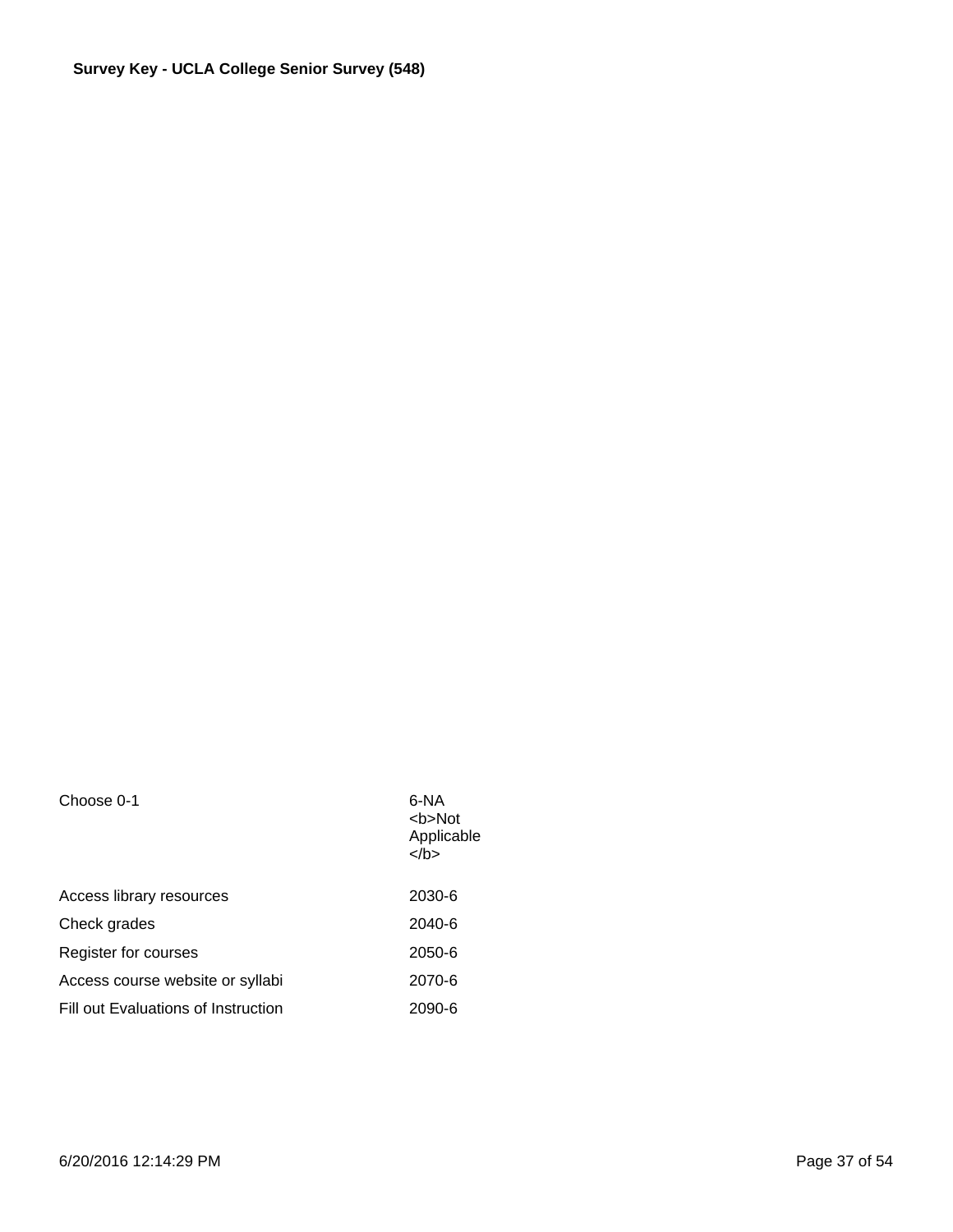**Survey Key - UCLA College Senior Survey (548)**

| Choose 0-1 | 6-NA <b>Not Applicable </b> |
|---|---|
| Access library resources | 2030-6 |
| Check grades | 2040-6 |
| Register for courses | 2050-6 |
| Access course website or syllabi | 2070-6 |
| Fill out Evaluations of Instruction | 2090-6 |

6/20/2016 12:14:29 PM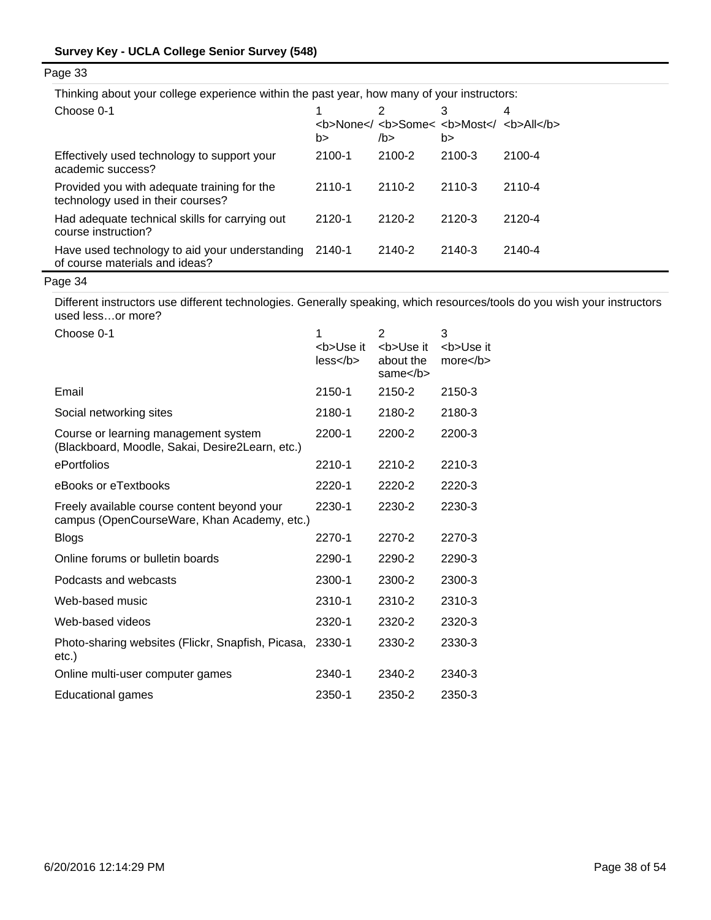Page 33

Thinking about your college experience within the past year, how many of your instructors:

| Choose 0-1 | 1 <b>None</b> | 2 <b>Some</b> | 3 <b>Most</b> | 4 <b>All</b> |
|---|---|---|---|---|
| Effectively used technology to support your academic success? | 2100-1 | 2100-2 | 2100-3 | 2100-4 |
| Provided you with adequate training for the technology used in their courses? | 2110-1 | 2110-2 | 2110-3 | 2110-4 |
| Had adequate technical skills for carrying out course instruction? | 2120-1 | 2120-2 | 2120-3 | 2120-4 |
| Have used technology to aid your understanding of course materials and ideas? | 2140-1 | 2140-2 | 2140-3 | 2140-4 |

Page 34

Different instructors use different technologies. Generally speaking, which resources/tools do you wish your instructors used less…or more?

| Choose 0-1 | 1 <b>Use it less</b> | 2 <b>Use it about the same</b> | 3 <b>Use it more</b> |
|---|---|---|---|
| Email | 2150-1 | 2150-2 | 2150-3 |
| Social networking sites | 2180-1 | 2180-2 | 2180-3 |
| Course or learning management system (Blackboard, Moodle, Sakai, Desire2Learn, etc.) | 2200-1 | 2200-2 | 2200-3 |
| ePortfolios | 2210-1 | 2210-2 | 2210-3 |
| eBooks or eTextbooks | 2220-1 | 2220-2 | 2220-3 |
| Freely available course content beyond your campus (OpenCourseWare, Khan Academy, etc.) | 2230-1 | 2230-2 | 2230-3 |
| Blogs | 2270-1 | 2270-2 | 2270-3 |
| Online forums or bulletin boards | 2290-1 | 2290-2 | 2290-3 |
| Podcasts and webcasts | 2300-1 | 2300-2 | 2300-3 |
| Web-based music | 2310-1 | 2310-2 | 2310-3 |
| Web-based videos | 2320-1 | 2320-2 | 2320-3 |
| Photo-sharing websites (Flickr, Snapfish, Picasa, etc.) | 2330-1 | 2330-2 | 2330-3 |
| Online multi-user computer games | 2340-1 | 2340-2 | 2340-3 |
| Educational games | 2350-1 | 2350-2 | 2350-3 |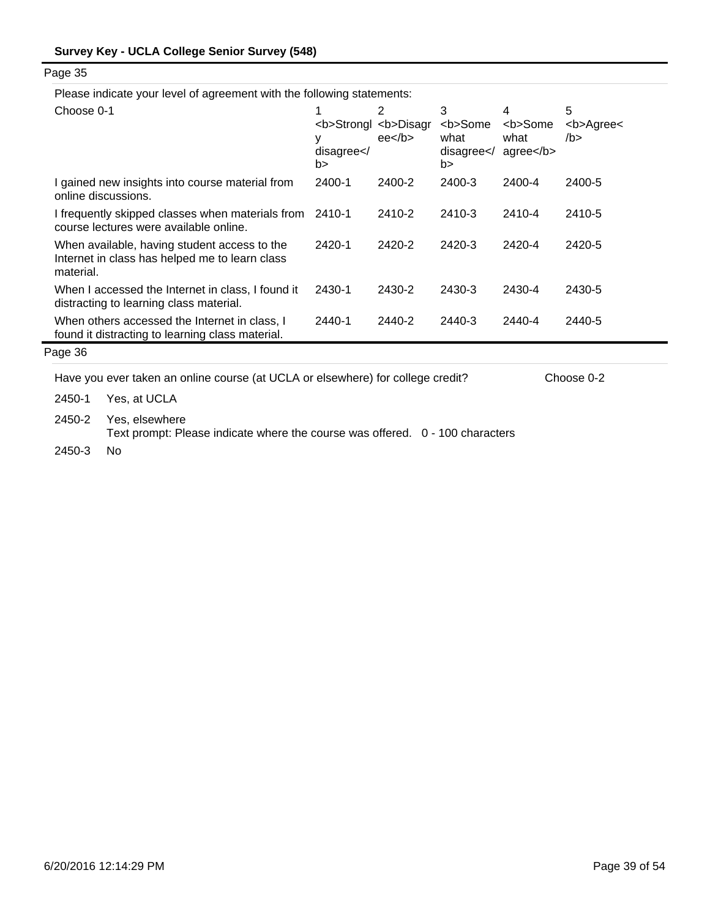**Survey Key - UCLA College Senior Survey (548)**

Page 35

Please indicate your level of agreement with the following statements:

| Choose 0-1 | 1 <b>Strongly disagree</b> | 2 <b>Disagree</b> | 3 <b>Somewhat disagree</b> | 4 <b>Somewhat agree</b> | 5 <b>Agree</b> |
|---|---|---|---|---|---|
| I gained new insights into course material from online discussions. | 2400-1 | 2400-2 | 2400-3 | 2400-4 | 2400-5 |
| I frequently skipped classes when materials from course lectures were available online. | 2410-1 | 2410-2 | 2410-3 | 2410-4 | 2410-5 |
| When available, having student access to the Internet in class has helped me to learn class material. | 2420-1 | 2420-2 | 2420-3 | 2420-4 | 2420-5 |
| When I accessed the Internet in class, I found it distracting to learning class material. | 2430-1 | 2430-2 | 2430-3 | 2430-4 | 2430-5 |
| When others accessed the Internet in class, I found it distracting to learning class material. | 2440-1 | 2440-2 | 2440-3 | 2440-4 | 2440-5 |

Page 36

Have you ever taken an online course (at UCLA or elsewhere) for college credit? Choose 0-2

2450-1 Yes, at UCLA

2450-2 Yes, elsewhere
Text prompt: Please indicate where the course was offered. 0 - 100 characters

2450-3 No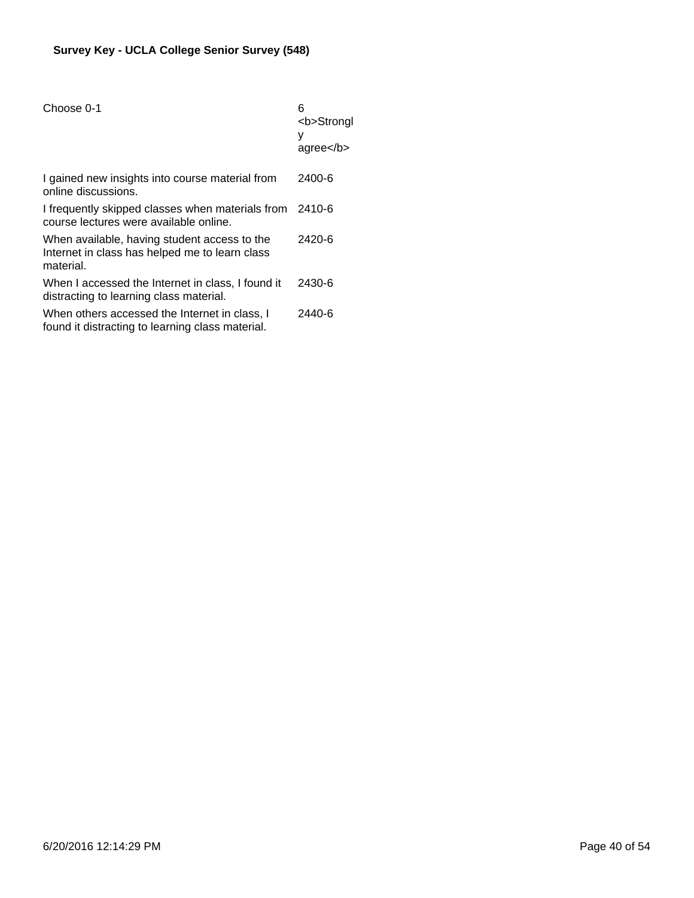**Survey Key - UCLA College Senior Survey (548)**

| Choose 0-1 | 6 <b>Strongly agree</b> |
|---|---|
| I gained new insights into course material from online discussions. | 2400-6 |
| I frequently skipped classes when materials from course lectures were available online. | 2410-6 |
| When available, having student access to the Internet in class has helped me to learn class material. | 2420-6 |
| When I accessed the Internet in class, I found it distracting to learning class material. | 2430-6 |
| When others accessed the Internet in class, I found it distracting to learning class material. | 2440-6 |

6/20/2016 12:14:29 PM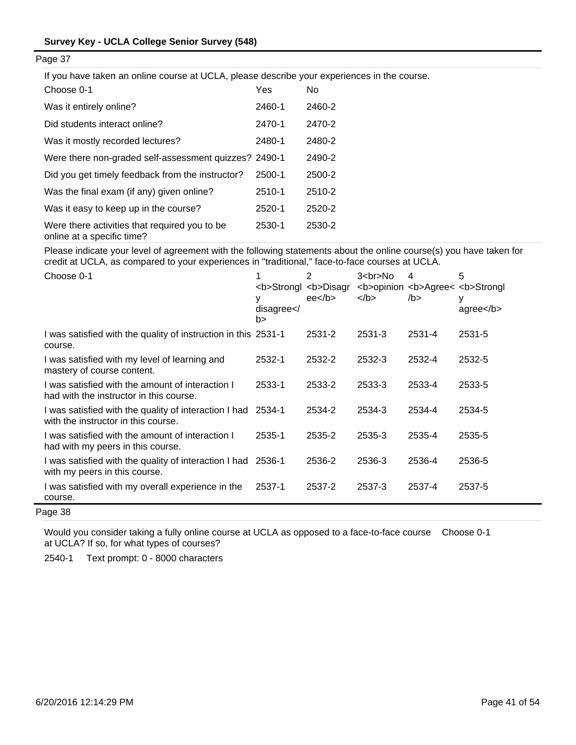Page 37

If you have taken an online course at UCLA, please describe your experiences in the course.

| Choose 0-1 | Yes | No |
| --- | --- | --- |
| Was it entirely online? | 2460-1 | 2460-2 |
| Did students interact online? | 2470-1 | 2470-2 |
| Was it mostly recorded lectures? | 2480-1 | 2480-2 |
| Were there non-graded self-assessment quizzes? | 2490-1 | 2490-2 |
| Did you get timely feedback from the instructor? | 2500-1 | 2500-2 |
| Was the final exam (if any) given online? | 2510-1 | 2510-2 |
| Was it easy to keep up in the course? | 2520-1 | 2520-2 |
| Were there activities that required you to be online at a specific time? | 2530-1 | 2530-2 |

Please indicate your level of agreement with the following statements about the online course(s) you have taken for credit at UCLA, as compared to your experiences in "traditional," face-to-face courses at UCLA.

| Choose 0-1 | 1 <b>Strongly disagree</b> | 2 <b>Disagree</b> | 3<br>No <b>opinion</b> | 4 <b>Agree</b> | 5 <b>Strongly agree</b> |
| --- | --- | --- | --- | --- | --- |
| I was satisfied with the quality of instruction in this course. | 2531-1 | 2531-2 | 2531-3 | 2531-4 | 2531-5 |
| I was satisfied with my level of learning and mastery of course content. | 2532-1 | 2532-2 | 2532-3 | 2532-4 | 2532-5 |
| I was satisfied with the amount of interaction I had with the instructor in this course. | 2533-1 | 2533-2 | 2533-3 | 2533-4 | 2533-5 |
| I was satisfied with the quality of interaction I had with the instructor in this course. | 2534-1 | 2534-2 | 2534-3 | 2534-4 | 2534-5 |
| I was satisfied with the amount of interaction I had with my peers in this course. | 2535-1 | 2535-2 | 2535-3 | 2535-4 | 2535-5 |
| I was satisfied with the quality of interaction I had with my peers in this course. | 2536-1 | 2536-2 | 2536-3 | 2536-4 | 2536-5 |
| I was satisfied with my overall experience in the course. | 2537-1 | 2537-2 | 2537-3 | 2537-4 | 2537-5 |

Page 38

Would you consider taking a fully online course at UCLA as opposed to a face-to-face course at UCLA? If so, for what types of courses? Choose 0-1

2540-1 Text prompt: 0 - 8000 characters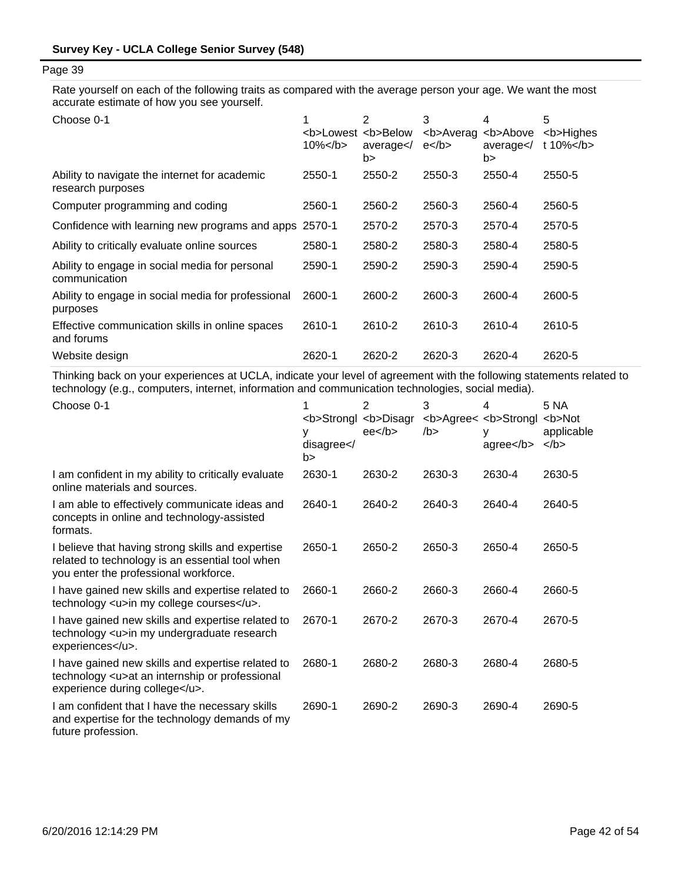Page 39

Rate yourself on each of the following traits as compared with the average person your age. We want the most accurate estimate of how you see yourself.

| Choose 0-1 | 1 <b>Lowest 10%</b> | 2 <b>Below average</b> | 3 <b>Average</b> | 4 <b>Above average</b> | 5 <b>Highest 10%</b> |
|---|---|---|---|---|---|
| Ability to navigate the internet for academic research purposes | 2550-1 | 2550-2 | 2550-3 | 2550-4 | 2550-5 |
| Computer programming and coding | 2560-1 | 2560-2 | 2560-3 | 2560-4 | 2560-5 |
| Confidence with learning new programs and apps | 2570-1 | 2570-2 | 2570-3 | 2570-4 | 2570-5 |
| Ability to critically evaluate online sources | 2580-1 | 2580-2 | 2580-3 | 2580-4 | 2580-5 |
| Ability to engage in social media for personal communication | 2590-1 | 2590-2 | 2590-3 | 2590-4 | 2590-5 |
| Ability to engage in social media for professional purposes | 2600-1 | 2600-2 | 2600-3 | 2600-4 | 2600-5 |
| Effective communication skills in online spaces and forums | 2610-1 | 2610-2 | 2610-3 | 2610-4 | 2610-5 |
| Website design | 2620-1 | 2620-2 | 2620-3 | 2620-4 | 2620-5 |

Thinking back on your experiences at UCLA, indicate your level of agreement with the following statements related to technology (e.g., computers, internet, information and communication technologies, social media).

| Choose 0-1 | 1 <b>Strongly disagree</b> | 2 <b>Disagree</b> | 3 <b>Agree</b> | 4 <b>Strongly agree</b> | 5 NA <b>Not applicable</b> |
|---|---|---|---|---|---|
| I am confident in my ability to critically evaluate online materials and sources. | 2630-1 | 2630-2 | 2630-3 | 2630-4 | 2630-5 |
| I am able to effectively communicate ideas and concepts in online and technology-assisted formats. | 2640-1 | 2640-2 | 2640-3 | 2640-4 | 2640-5 |
| I believe that having strong skills and expertise related to technology is an essential tool when you enter the professional workforce. | 2650-1 | 2650-2 | 2650-3 | 2650-4 | 2650-5 |
| I have gained new skills and expertise related to technology <u>in my college courses</u>. | 2660-1 | 2660-2 | 2660-3 | 2660-4 | 2660-5 |
| I have gained new skills and expertise related to technology <u>in my undergraduate research experiences</u>. | 2670-1 | 2670-2 | 2670-3 | 2670-4 | 2670-5 |
| I have gained new skills and expertise related to technology <u>at an internship or professional experience during college</u>. | 2680-1 | 2680-2 | 2680-3 | 2680-4 | 2680-5 |
| I am confident that I have the necessary skills and expertise for the technology demands of my future profession. | 2690-1 | 2690-2 | 2690-3 | 2690-4 | 2690-5 |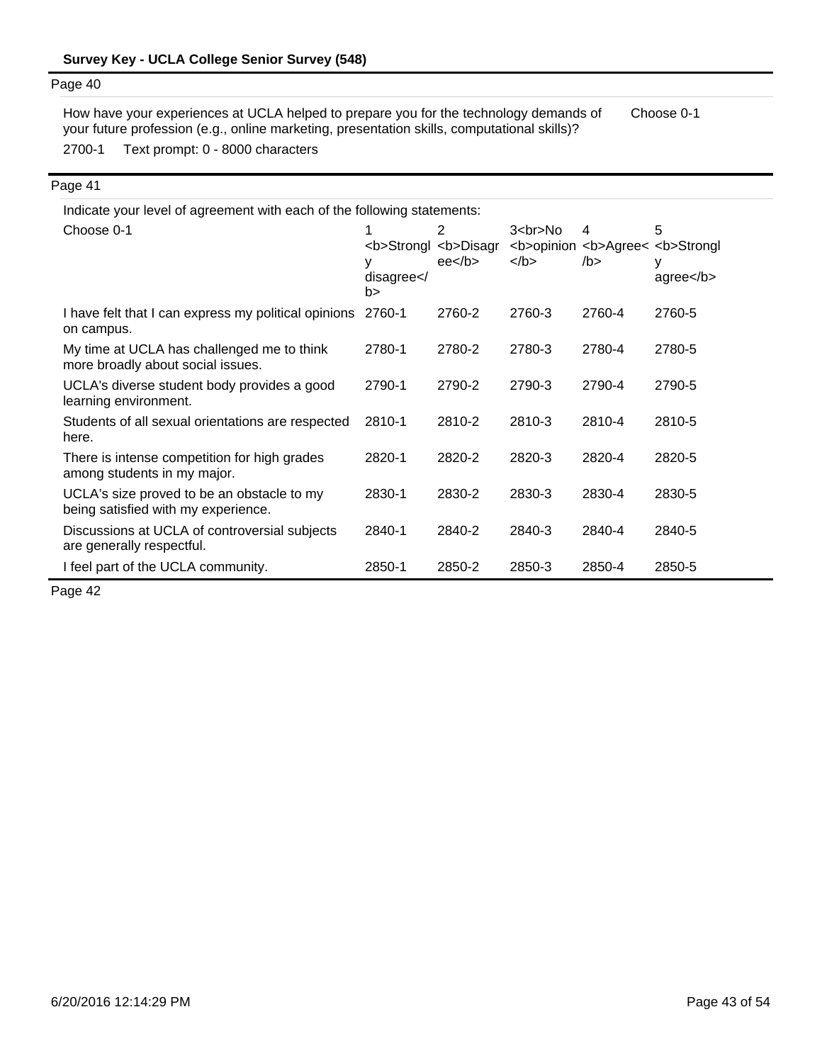## Survey Key - UCLA College Senior Survey (548)

Page 40

How have your experiences at UCLA helped to prepare you for the technology demands of your future profession (e.g., online marketing, presentation skills, computational skills)? Choose 0-1

2700-1 Text prompt: 0 - 8000 characters

Page 41

Indicate your level of agreement with each of the following statements:

| Choose 0-1 | 1 <b>Strongly disagree</b> | 2 <b>Disagree</b> | 3<br>No <b>opinion</b> | 4 <b>Agree</b> | 5 <b>Strongly agree</b> |
|---|---|---|---|---|---|
| I have felt that I can express my political opinions on campus. | 2760-1 | 2760-2 | 2760-3 | 2760-4 | 2760-5 |
| My time at UCLA has challenged me to think more broadly about social issues. | 2780-1 | 2780-2 | 2780-3 | 2780-4 | 2780-5 |
| UCLA's diverse student body provides a good learning environment. | 2790-1 | 2790-2 | 2790-3 | 2790-4 | 2790-5 |
| Students of all sexual orientations are respected here. | 2810-1 | 2810-2 | 2810-3 | 2810-4 | 2810-5 |
| There is intense competition for high grades among students in my major. | 2820-1 | 2820-2 | 2820-3 | 2820-4 | 2820-5 |
| UCLA's size proved to be an obstacle to my being satisfied with my experience. | 2830-1 | 2830-2 | 2830-3 | 2830-4 | 2830-5 |
| Discussions at UCLA of controversial subjects are generally respectful. | 2840-1 | 2840-2 | 2840-3 | 2840-4 | 2840-5 |
| I feel part of the UCLA community. | 2850-1 | 2850-2 | 2850-3 | 2850-4 | 2850-5 |

Page 42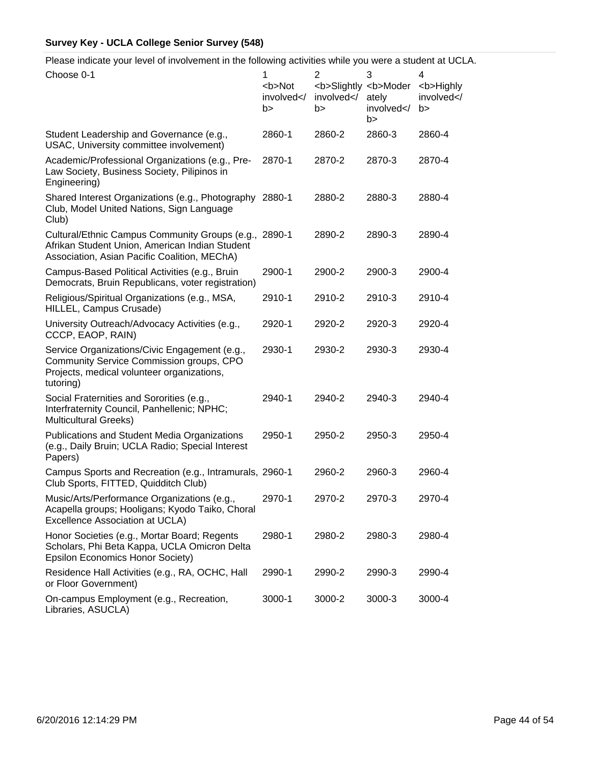**Survey Key - UCLA College Senior Survey (548)**

Please indicate your level of involvement in the following activities while you were a student at UCLA.

| Choose 0-1 | 1 <b>Not involved</b> | 2 <b>Slightly involved</b> | 3 <b>Moderately involved</b> | 4 <b>Highly involved</b> |
|---|---|---|---|---|
| Student Leadership and Governance (e.g., USAC, University committee involvement) | 2860-1 | 2860-2 | 2860-3 | 2860-4 |
| Academic/Professional Organizations (e.g., Pre-Law Society, Business Society, Pilipinos in Engineering) | 2870-1 | 2870-2 | 2870-3 | 2870-4 |
| Shared Interest Organizations (e.g., Photography Club, Model United Nations, Sign Language Club) | 2880-1 | 2880-2 | 2880-3 | 2880-4 |
| Cultural/Ethnic Campus Community Groups (e.g., Afrikan Student Union, American Indian Student Association, Asian Pacific Coalition, MEChA) | 2890-1 | 2890-2 | 2890-3 | 2890-4 |
| Campus-Based Political Activities (e.g., Bruin Democrats, Bruin Republicans, voter registration) | 2900-1 | 2900-2 | 2900-3 | 2900-4 |
| Religious/Spiritual Organizations (e.g., MSA, HILLEL, Campus Crusade) | 2910-1 | 2910-2 | 2910-3 | 2910-4 |
| University Outreach/Advocacy Activities (e.g., CCCP, EAOP, RAIN) | 2920-1 | 2920-2 | 2920-3 | 2920-4 |
| Service Organizations/Civic Engagement (e.g., Community Service Commission groups, CPO Projects, medical volunteer organizations, tutoring) | 2930-1 | 2930-2 | 2930-3 | 2930-4 |
| Social Fraternities and Sororities (e.g., Interfraternity Council, Panhellenic; NPHC; Multicultural Greeks) | 2940-1 | 2940-2 | 2940-3 | 2940-4 |
| Publications and Student Media Organizations (e.g., Daily Bruin; UCLA Radio; Special Interest Papers) | 2950-1 | 2950-2 | 2950-3 | 2950-4 |
| Campus Sports and Recreation (e.g., Intramurals, Club Sports, FITTED, Quidditch Club) | 2960-1 | 2960-2 | 2960-3 | 2960-4 |
| Music/Arts/Performance Organizations (e.g., Acapella groups; Hooligans; Kyodo Taiko, Choral Excellence Association at UCLA) | 2970-1 | 2970-2 | 2970-3 | 2970-4 |
| Honor Societies (e.g., Mortar Board; Regents Scholars, Phi Beta Kappa, UCLA Omicron Delta Epsilon Economics Honor Society) | 2980-1 | 2980-2 | 2980-3 | 2980-4 |
| Residence Hall Activities (e.g., RA, OCHC, Hall or Floor Government) | 2990-1 | 2990-2 | 2990-3 | 2990-4 |
| On-campus Employment (e.g., Recreation, Libraries, ASUCLA) | 3000-1 | 3000-2 | 3000-3 | 3000-4 |

6/20/2016 12:14:29 PM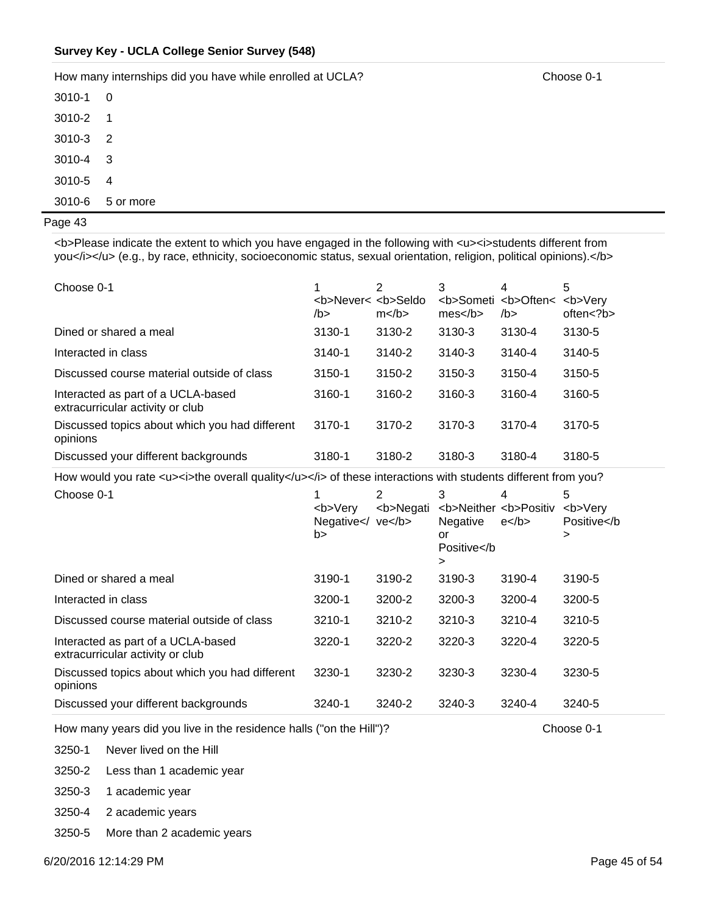**Survey Key - UCLA College Senior Survey (548)**

How many internships did you have while enrolled at UCLA? Choose 0-1

| | |
|---|---|
| 3010-1 | 0 |
| 3010-2 | 1 |
| 3010-3 | 2 |
| 3010-4 | 3 |
| 3010-5 | 4 |
| 3010-6 | 5 or more |

Page 43

<b>Please indicate the extent to which you have engaged in the following with <u><i>students different from you</i></u> (e.g., by race, ethnicity, socioeconomic status, sexual orientation, religion, political opinions).</b>

| Choose 0-1 | 1 <b>Never</b> | 2 <b>Seldom</b> | 3 <b>Sometimes</b> | 4 <b>Often</b> | 5 <b>Very often<?b> |
|---|---|---|---|---|---|
| Dined or shared a meal | 3130-1 | 3130-2 | 3130-3 | 3130-4 | 3130-5 |
| Interacted in class | 3140-1 | 3140-2 | 3140-3 | 3140-4 | 3140-5 |
| Discussed course material outside of class | 3150-1 | 3150-2 | 3150-3 | 3150-4 | 3150-5 |
| Interacted as part of a UCLA-based extracurricular activity or club | 3160-1 | 3160-2 | 3160-3 | 3160-4 | 3160-5 |
| Discussed topics about which you had different opinions | 3170-1 | 3170-2 | 3170-3 | 3170-4 | 3170-5 |
| Discussed your different backgrounds | 3180-1 | 3180-2 | 3180-3 | 3180-4 | 3180-5 |

How would you rate <u><i>the overall quality</u></i> of these interactions with students different from you?

| Choose 0-1 | 1 <b>Very Negative</b> | 2 <b>Negative</b> | 3 <b>Neither Negative or Positive</b> | 4 <b>Positive</b> | 5 <b>Very Positive</b> |
|---|---|---|---|---|---|
| Dined or shared a meal | 3190-1 | 3190-2 | 3190-3 | 3190-4 | 3190-5 |
| Interacted in class | 3200-1 | 3200-2 | 3200-3 | 3200-4 | 3200-5 |
| Discussed course material outside of class | 3210-1 | 3210-2 | 3210-3 | 3210-4 | 3210-5 |
| Interacted as part of a UCLA-based extracurricular activity or club | 3220-1 | 3220-2 | 3220-3 | 3220-4 | 3220-5 |
| Discussed topics about which you had different opinions | 3230-1 | 3230-2 | 3230-3 | 3230-4 | 3230-5 |
| Discussed your different backgrounds | 3240-1 | 3240-2 | 3240-3 | 3240-4 | 3240-5 |

How many years did you live in the residence halls ("on the Hill")? Choose 0-1

| | |
|---|---|
| 3250-1 | Never lived on the Hill |
| 3250-2 | Less than 1 academic year |
| 3250-3 | 1 academic year |
| 3250-4 | 2 academic years |
| 3250-5 | More than 2 academic years |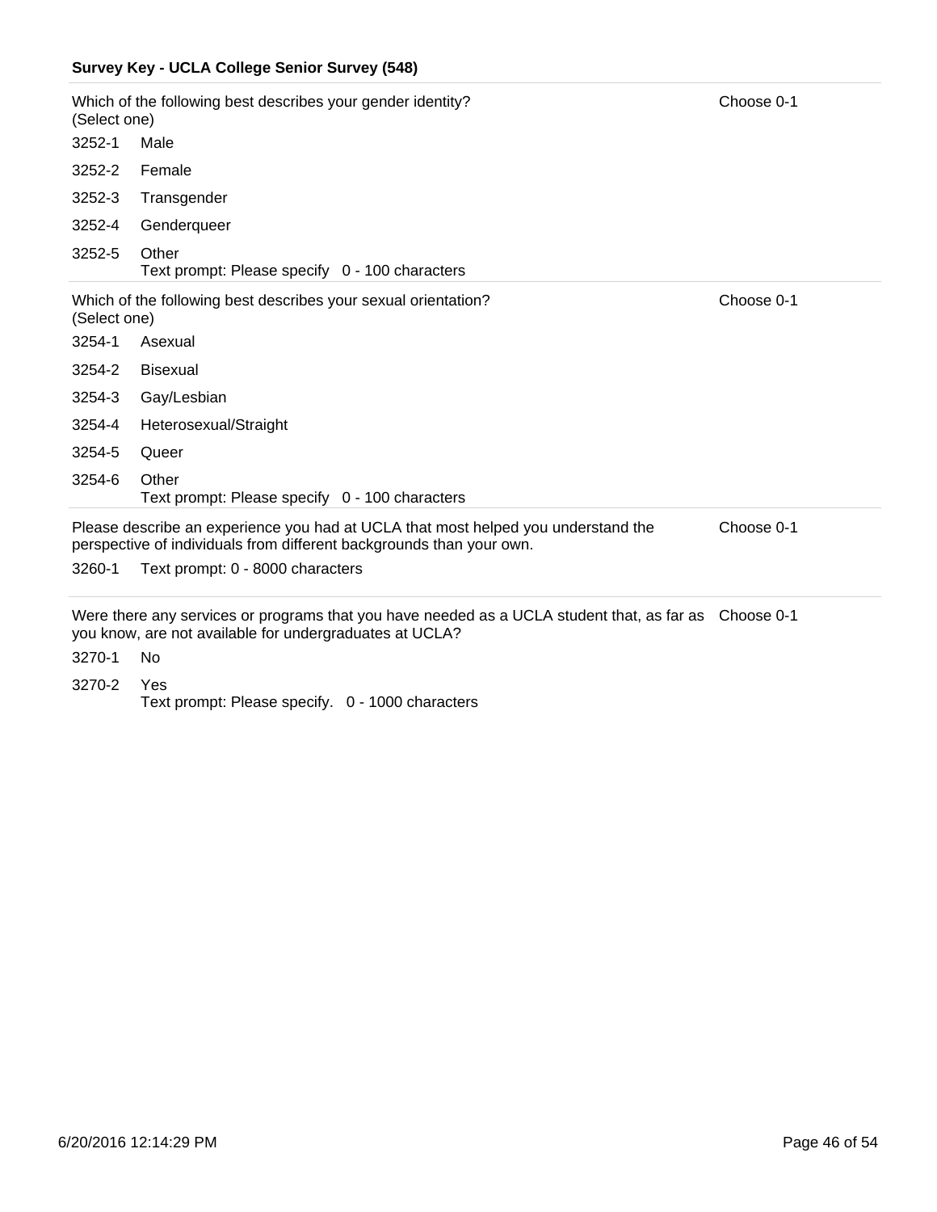**Survey Key - UCLA College Senior Survey (548)**

Which of the following best describes your gender identity? (Select one) — Choose 0-1

| Code | Response |
|---|---|
| 3252-1 | Male |
| 3252-2 | Female |
| 3252-3 | Transgender |
| 3252-4 | Genderqueer |
| 3252-5 | Other<br>Text prompt: Please specify 0 - 100 characters |

Which of the following best describes your sexual orientation? (Select one) — Choose 0-1

| Code | Response |
|---|---|
| 3254-1 | Asexual |
| 3254-2 | Bisexual |
| 3254-3 | Gay/Lesbian |
| 3254-4 | Heterosexual/Straight |
| 3254-5 | Queer |
| 3254-6 | Other<br>Text prompt: Please specify 0 - 100 characters |

Please describe an experience you had at UCLA that most helped you understand the perspective of individuals from different backgrounds than your own. — Choose 0-1

| Code | Response |
|---|---|
| 3260-1 | Text prompt: 0 - 8000 characters |

Were there any services or programs that you have needed as a UCLA student that, as far as you know, are not available for undergraduates at UCLA? — Choose 0-1

| Code | Response |
|---|---|
| 3270-1 | No |
| 3270-2 | Yes<br>Text prompt: Please specify. 0 - 1000 characters |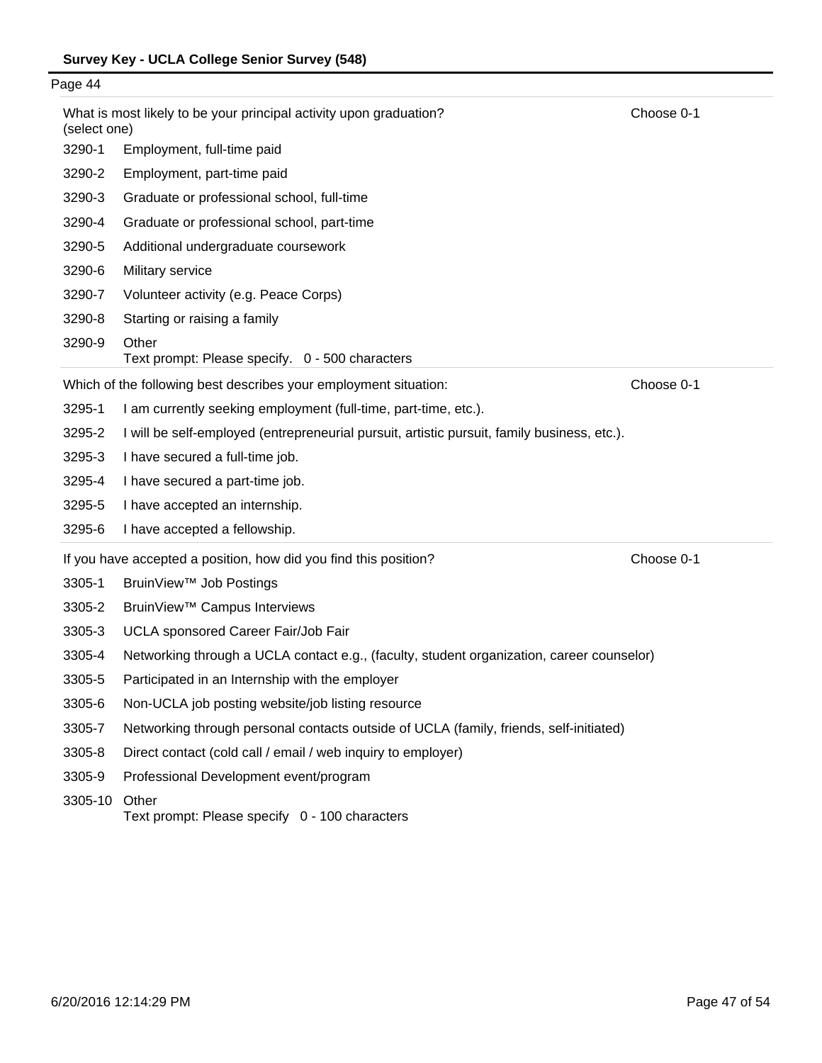What is most likely to be your principal activity upon graduation? (select one) — Choose 0-1

| Code | Option |
|---|---|
| 3290-1 | Employment, full-time paid |
| 3290-2 | Employment, part-time paid |
| 3290-3 | Graduate or professional school, full-time |
| 3290-4 | Graduate or professional school, part-time |
| 3290-5 | Additional undergraduate coursework |
| 3290-6 | Military service |
| 3290-7 | Volunteer activity (e.g. Peace Corps) |
| 3290-8 | Starting or raising a family |
| 3290-9 | Other<br>Text prompt: Please specify. 0 - 500 characters |

Which of the following best describes your employment situation: — Choose 0-1

| Code | Option |
|---|---|
| 3295-1 | I am currently seeking employment (full-time, part-time, etc.). |
| 3295-2 | I will be self-employed (entrepreneurial pursuit, artistic pursuit, family business, etc.). |
| 3295-3 | I have secured a full-time job. |
| 3295-4 | I have secured a part-time job. |
| 3295-5 | I have accepted an internship. |
| 3295-6 | I have accepted a fellowship. |

If you have accepted a position, how did you find this position? — Choose 0-1

| Code | Option |
|---|---|
| 3305-1 | BruinView™ Job Postings |
| 3305-2 | BruinView™ Campus Interviews |
| 3305-3 | UCLA sponsored Career Fair/Job Fair |
| 3305-4 | Networking through a UCLA contact e.g., (faculty, student organization, career counselor) |
| 3305-5 | Participated in an Internship with the employer |
| 3305-6 | Non-UCLA job posting website/job listing resource |
| 3305-7 | Networking through personal contacts outside of UCLA (family, friends, self-initiated) |
| 3305-8 | Direct contact (cold call / email / web inquiry to employer) |
| 3305-9 | Professional Development event/program |
| 3305-10 | Other<br>Text prompt: Please specify 0 - 100 characters |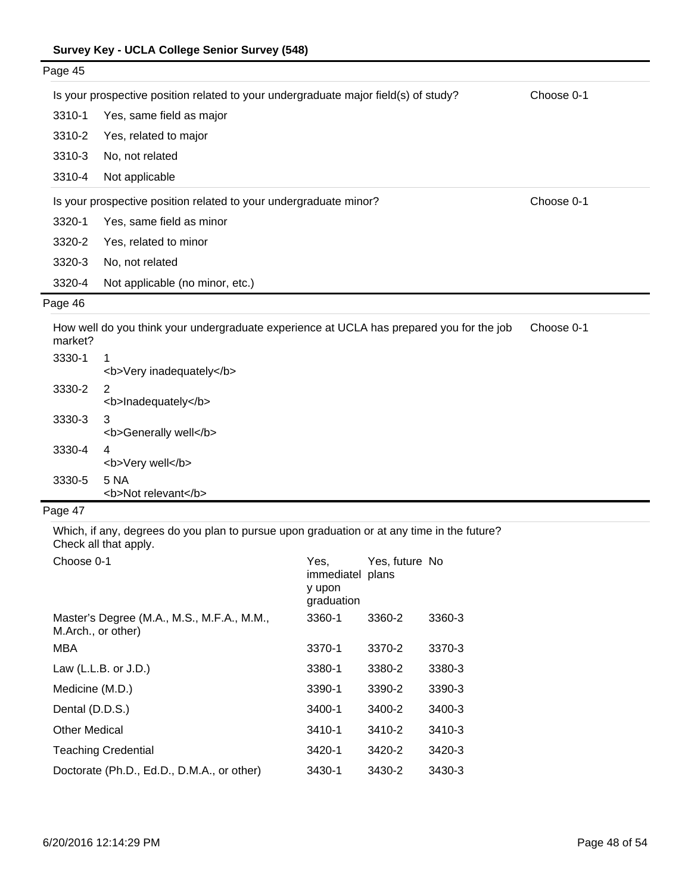Page 45

| Is your prospective position related to your undergraduate major field(s) of study? | | Choose 0-1 |
|---|---|---|
| 3310-1 | Yes, same field as major | |
| 3310-2 | Yes, related to major | |
| 3310-3 | No, not related | |
| 3310-4 | Not applicable | |

| Is your prospective position related to your undergraduate minor? | | Choose 0-1 |
|---|---|---|
| 3320-1 | Yes, same field as minor | |
| 3320-2 | Yes, related to minor | |
| 3320-3 | No, not related | |
| 3320-4 | Not applicable (no minor, etc.) | |

Page 46

| How well do you think your undergraduate experience at UCLA has prepared you for the job market? | | Choose 0-1 |
|---|---|---|
| 3330-1 | 1 <b>Very inadequately</b> | |
| 3330-2 | 2 <b>Inadequately</b> | |
| 3330-3 | 3 <b>Generally well</b> | |
| 3330-4 | 4 <b>Very well</b> | |
| 3330-5 | 5 NA <b>Not relevant</b> | |

Page 47

Which, if any, degrees do you plan to pursue upon graduation or at any time in the future? Check all that apply.

| Choose 0-1 | Yes, immediately upon graduation | Yes, future plans | No |
|---|---|---|---|
| Master's Degree (M.A., M.S., M.F.A., M.M., M.Arch., or other) | 3360-1 | 3360-2 | 3360-3 |
| MBA | 3370-1 | 3370-2 | 3370-3 |
| Law (L.L.B. or J.D.) | 3380-1 | 3380-2 | 3380-3 |
| Medicine (M.D.) | 3390-1 | 3390-2 | 3390-3 |
| Dental (D.D.S.) | 3400-1 | 3400-2 | 3400-3 |
| Other Medical | 3410-1 | 3410-2 | 3410-3 |
| Teaching Credential | 3420-1 | 3420-2 | 3420-3 |
| Doctorate (Ph.D., Ed.D., D.M.A., or other) | 3430-1 | 3430-2 | 3430-3 |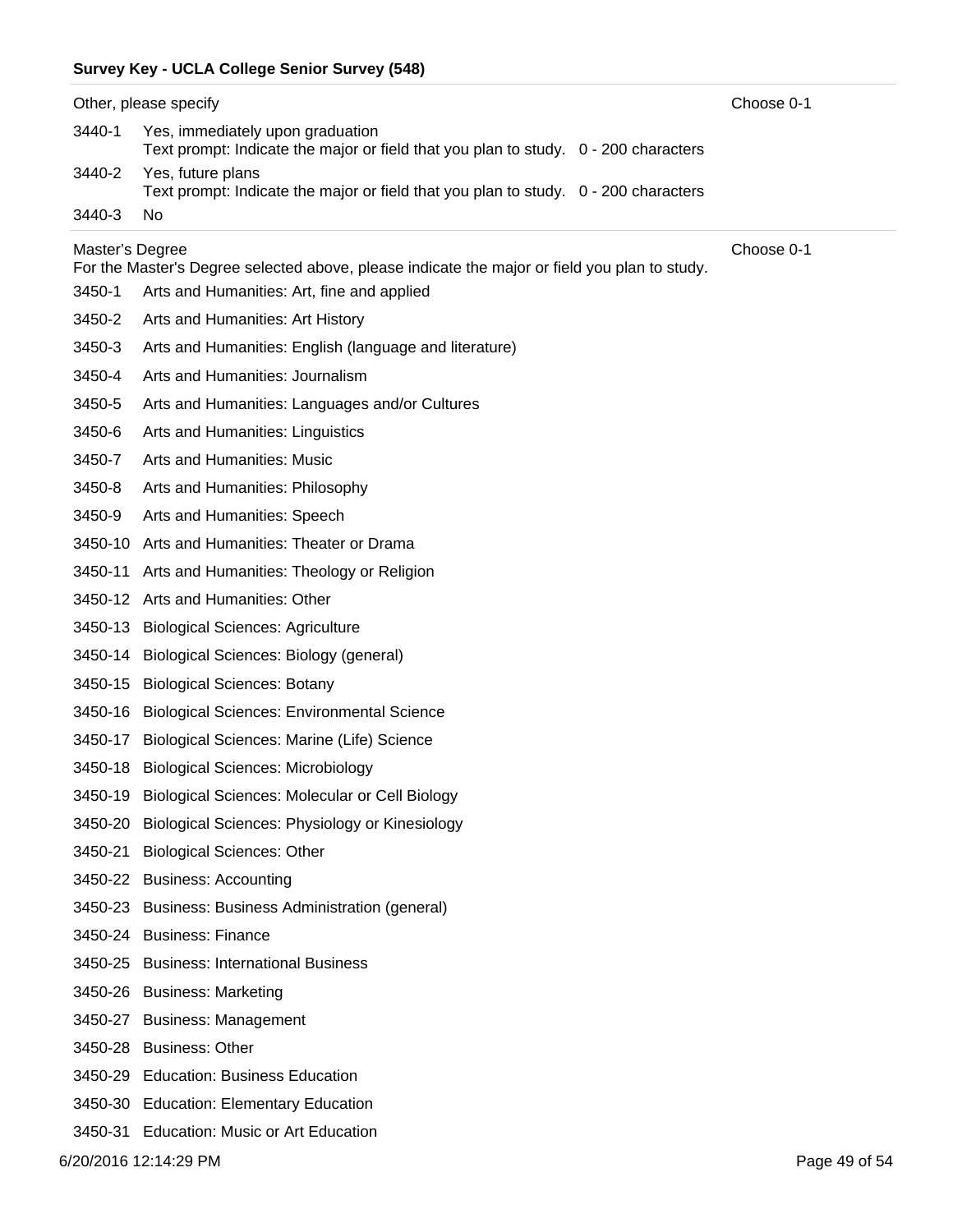**Survey Key - UCLA College Senior Survey (548)**

Other, please specify — Choose 0-1

| Code | Response |
|---|---|
| 3440-1 | Yes, immediately upon graduation<br>Text prompt: Indicate the major or field that you plan to study. 0 - 200 characters |
| 3440-2 | Yes, future plans<br>Text prompt: Indicate the major or field that you plan to study. 0 - 200 characters |
| 3440-3 | No |

Master's Degree — Choose 0-1

For the Master's Degree selected above, please indicate the major or field you plan to study.

| Code | Response |
|---|---|
| 3450-1 | Arts and Humanities: Art, fine and applied |
| 3450-2 | Arts and Humanities: Art History |
| 3450-3 | Arts and Humanities: English (language and literature) |
| 3450-4 | Arts and Humanities: Journalism |
| 3450-5 | Arts and Humanities: Languages and/or Cultures |
| 3450-6 | Arts and Humanities: Linguistics |
| 3450-7 | Arts and Humanities: Music |
| 3450-8 | Arts and Humanities: Philosophy |
| 3450-9 | Arts and Humanities: Speech |
| 3450-10 | Arts and Humanities: Theater or Drama |
| 3450-11 | Arts and Humanities: Theology or Religion |
| 3450-12 | Arts and Humanities: Other |
| 3450-13 | Biological Sciences: Agriculture |
| 3450-14 | Biological Sciences: Biology (general) |
| 3450-15 | Biological Sciences: Botany |
| 3450-16 | Biological Sciences: Environmental Science |
| 3450-17 | Biological Sciences: Marine (Life) Science |
| 3450-18 | Biological Sciences: Microbiology |
| 3450-19 | Biological Sciences: Molecular or Cell Biology |
| 3450-20 | Biological Sciences: Physiology or Kinesiology |
| 3450-21 | Biological Sciences: Other |
| 3450-22 | Business: Accounting |
| 3450-23 | Business: Business Administration (general) |
| 3450-24 | Business: Finance |
| 3450-25 | Business: International Business |
| 3450-26 | Business: Marketing |
| 3450-27 | Business: Management |
| 3450-28 | Business: Other |
| 3450-29 | Education: Business Education |
| 3450-30 | Education: Elementary Education |
| 3450-31 | Education: Music or Art Education |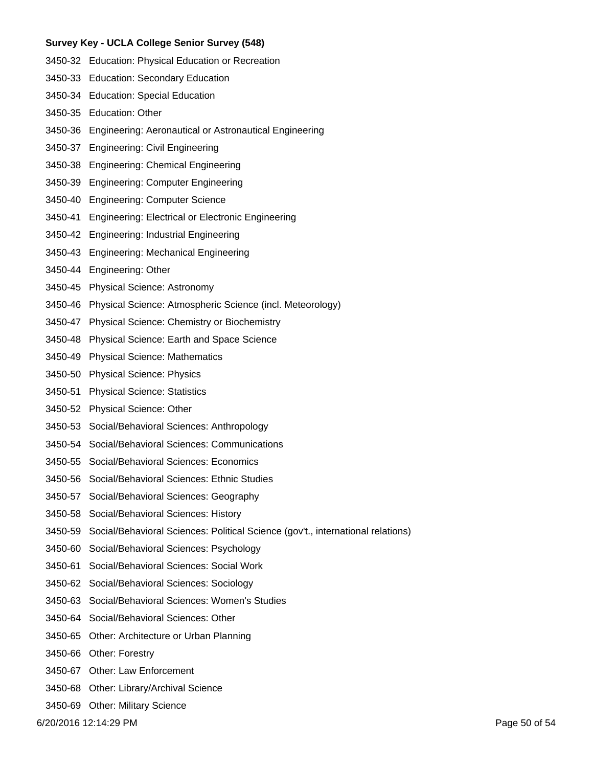**Survey Key - UCLA College Senior Survey (548)**

3450-32 Education: Physical Education or Recreation

3450-33 Education: Secondary Education

3450-34 Education: Special Education

3450-35 Education: Other

3450-36 Engineering: Aeronautical or Astronautical Engineering

3450-37 Engineering: Civil Engineering

3450-38 Engineering: Chemical Engineering

3450-39 Engineering: Computer Engineering

3450-40 Engineering: Computer Science

3450-41 Engineering: Electrical or Electronic Engineering

3450-42 Engineering: Industrial Engineering

3450-43 Engineering: Mechanical Engineering

3450-44 Engineering: Other

3450-45 Physical Science: Astronomy

3450-46 Physical Science: Atmospheric Science (incl. Meteorology)

3450-47 Physical Science: Chemistry or Biochemistry

3450-48 Physical Science: Earth and Space Science

3450-49 Physical Science: Mathematics

3450-50 Physical Science: Physics

3450-51 Physical Science: Statistics

3450-52 Physical Science: Other

3450-53 Social/Behavioral Sciences: Anthropology

3450-54 Social/Behavioral Sciences: Communications

3450-55 Social/Behavioral Sciences: Economics

3450-56 Social/Behavioral Sciences: Ethnic Studies

3450-57 Social/Behavioral Sciences: Geography

3450-58 Social/Behavioral Sciences: History

3450-59 Social/Behavioral Sciences: Political Science (gov't., international relations)

3450-60 Social/Behavioral Sciences: Psychology

3450-61 Social/Behavioral Sciences: Social Work

3450-62 Social/Behavioral Sciences: Sociology

3450-63 Social/Behavioral Sciences: Women's Studies

3450-64 Social/Behavioral Sciences: Other

3450-65 Other: Architecture or Urban Planning

3450-66 Other: Forestry

3450-67 Other: Law Enforcement

3450-68 Other: Library/Archival Science

3450-69 Other: Military Science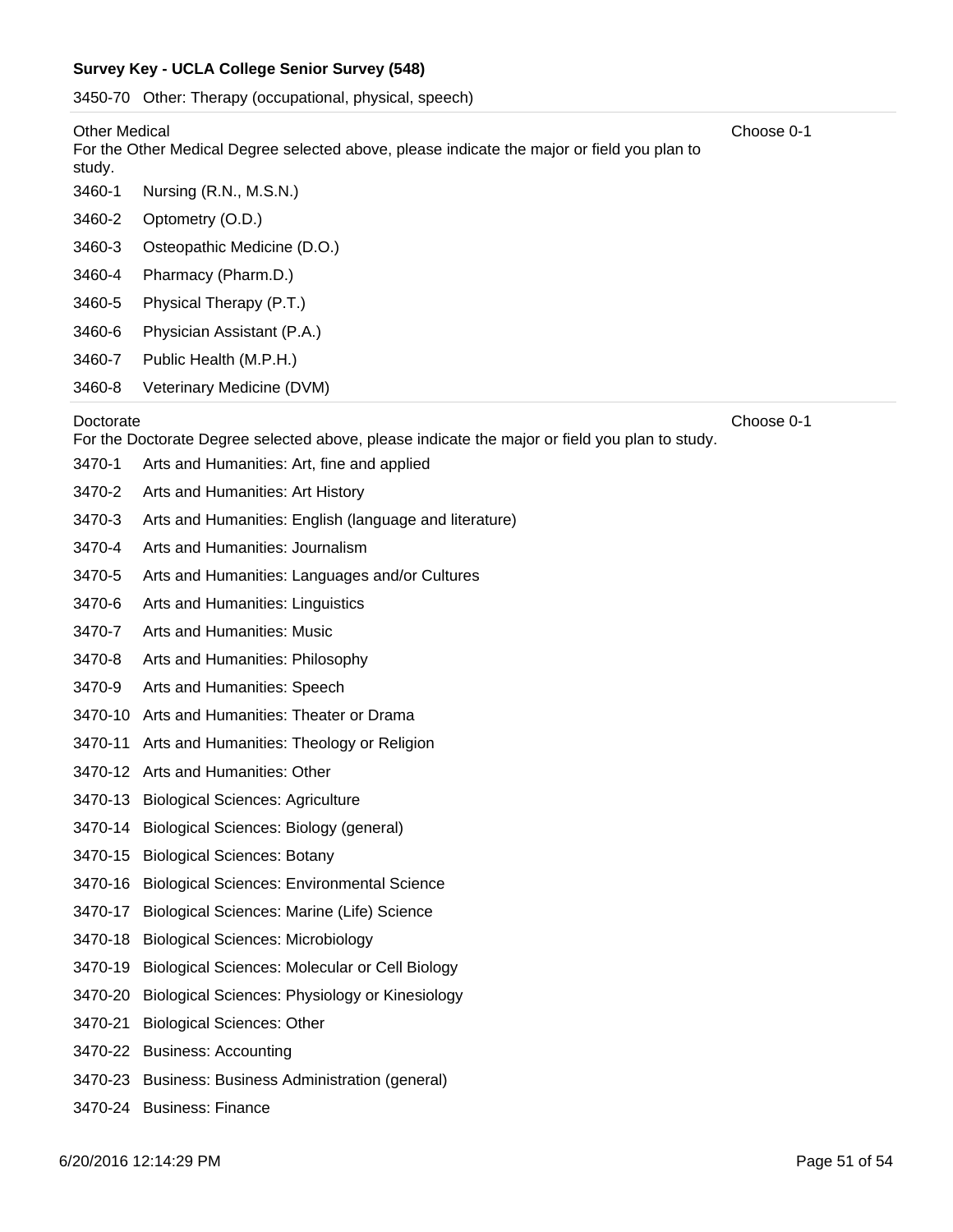**Survey Key - UCLA College Senior Survey (548)**

3450-70 Other: Therapy (occupational, physical, speech)

---

Other Medical
For the Other Medical Degree selected above, please indicate the major or field you plan to study.

Choose 0-1

3460-1 Nursing (R.N., M.S.N.)

3460-2 Optometry (O.D.)

3460-3 Osteopathic Medicine (D.O.)

3460-4 Pharmacy (Pharm.D.)

3460-5 Physical Therapy (P.T.)

3460-6 Physician Assistant (P.A.)

3460-7 Public Health (M.P.H.)

3460-8 Veterinary Medicine (DVM)

---

Doctorate
For the Doctorate Degree selected above, please indicate the major or field you plan to study.

Choose 0-1

3470-1 Arts and Humanities: Art, fine and applied

3470-2 Arts and Humanities: Art History

3470-3 Arts and Humanities: English (language and literature)

3470-4 Arts and Humanities: Journalism

3470-5 Arts and Humanities: Languages and/or Cultures

3470-6 Arts and Humanities: Linguistics

3470-7 Arts and Humanities: Music

3470-8 Arts and Humanities: Philosophy

3470-9 Arts and Humanities: Speech

3470-10 Arts and Humanities: Theater or Drama

3470-11 Arts and Humanities: Theology or Religion

3470-12 Arts and Humanities: Other

3470-13 Biological Sciences: Agriculture

3470-14 Biological Sciences: Biology (general)

3470-15 Biological Sciences: Botany

3470-16 Biological Sciences: Environmental Science

3470-17 Biological Sciences: Marine (Life) Science

3470-18 Biological Sciences: Microbiology

3470-19 Biological Sciences: Molecular or Cell Biology

3470-20 Biological Sciences: Physiology or Kinesiology

3470-21 Biological Sciences: Other

3470-22 Business: Accounting

3470-23 Business: Business Administration (general)

3470-24 Business: Finance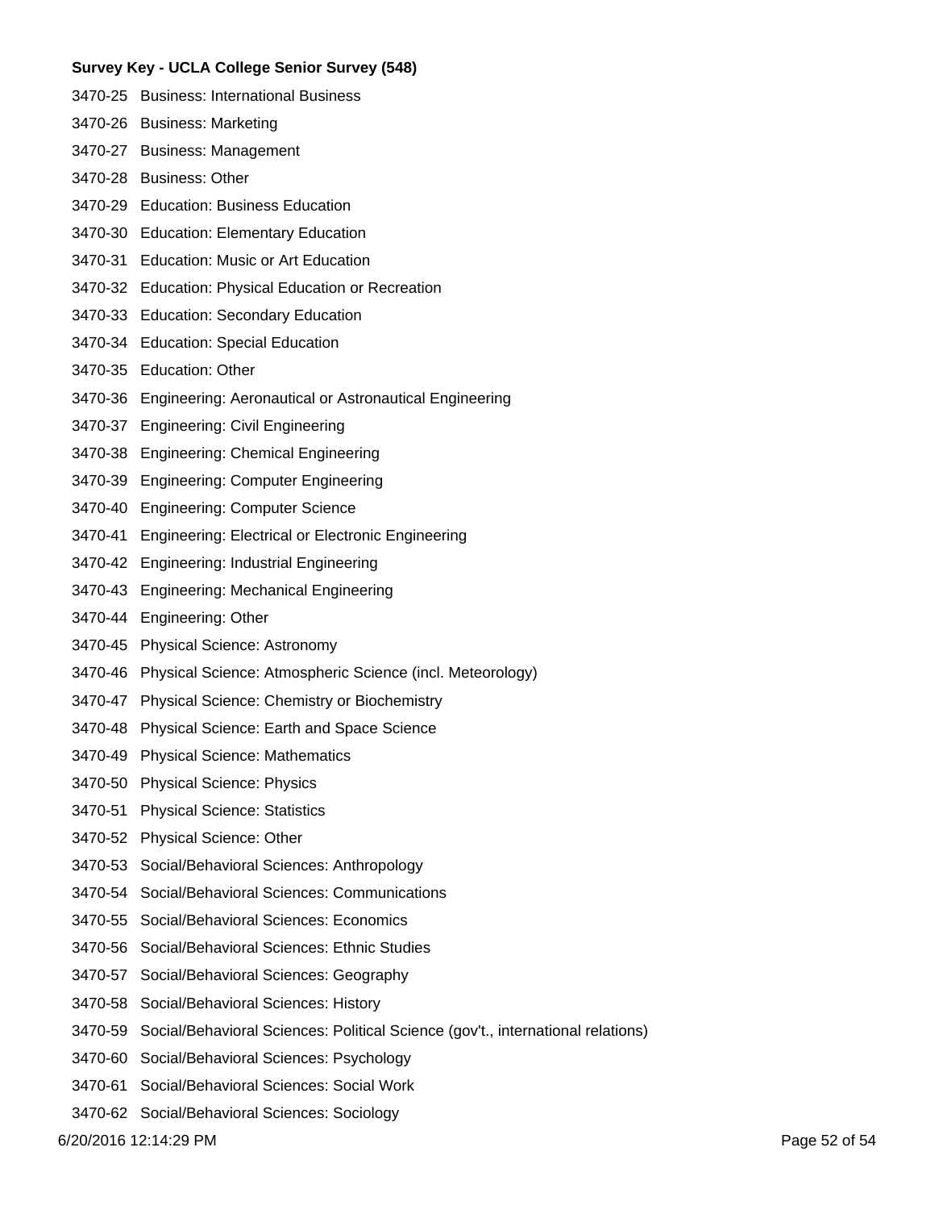**Survey Key - UCLA College Senior Survey (548)**

3470-25 Business: International Business

3470-26 Business: Marketing

3470-27 Business: Management

3470-28 Business: Other

3470-29 Education: Business Education

3470-30 Education: Elementary Education

3470-31 Education: Music or Art Education

3470-32 Education: Physical Education or Recreation

3470-33 Education: Secondary Education

3470-34 Education: Special Education

3470-35 Education: Other

3470-36 Engineering: Aeronautical or Astronautical Engineering

3470-37 Engineering: Civil Engineering

3470-38 Engineering: Chemical Engineering

3470-39 Engineering: Computer Engineering

3470-40 Engineering: Computer Science

3470-41 Engineering: Electrical or Electronic Engineering

3470-42 Engineering: Industrial Engineering

3470-43 Engineering: Mechanical Engineering

3470-44 Engineering: Other

3470-45 Physical Science: Astronomy

3470-46 Physical Science: Atmospheric Science (incl. Meteorology)

3470-47 Physical Science: Chemistry or Biochemistry

3470-48 Physical Science: Earth and Space Science

3470-49 Physical Science: Mathematics

3470-50 Physical Science: Physics

3470-51 Physical Science: Statistics

3470-52 Physical Science: Other

3470-53 Social/Behavioral Sciences: Anthropology

3470-54 Social/Behavioral Sciences: Communications

3470-55 Social/Behavioral Sciences: Economics

3470-56 Social/Behavioral Sciences: Ethnic Studies

3470-57 Social/Behavioral Sciences: Geography

3470-58 Social/Behavioral Sciences: History

3470-59 Social/Behavioral Sciences: Political Science (gov't., international relations)

3470-60 Social/Behavioral Sciences: Psychology

3470-61 Social/Behavioral Sciences: Social Work

3470-62 Social/Behavioral Sciences: Sociology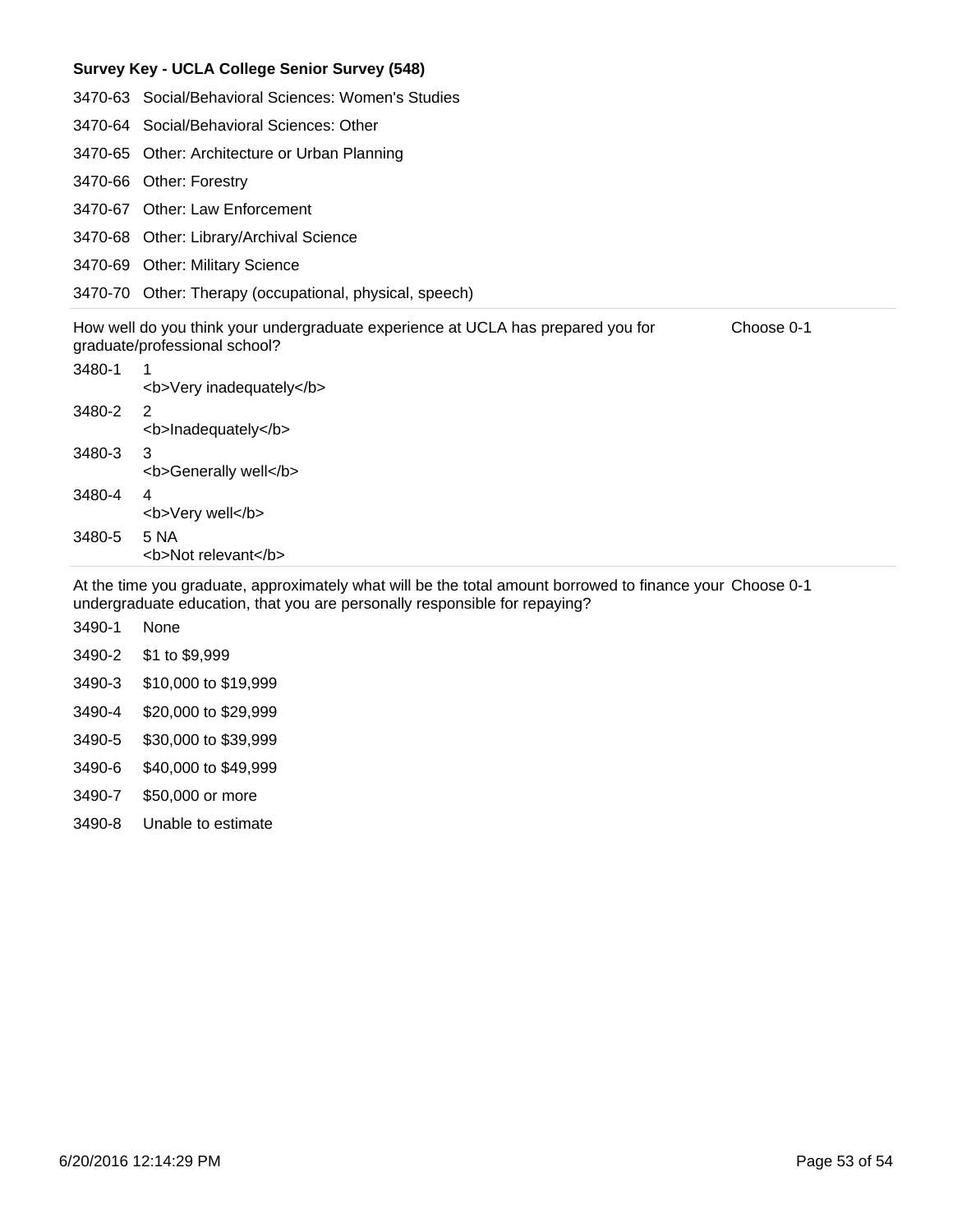**Survey Key - UCLA College Senior Survey (548)**

| | |
|---|---|
| 3470-63 | Social/Behavioral Sciences: Women's Studies |
| 3470-64 | Social/Behavioral Sciences: Other |
| 3470-65 | Other: Architecture or Urban Planning |
| 3470-66 | Other: Forestry |
| 3470-67 | Other: Law Enforcement |
| 3470-68 | Other: Library/Archival Science |
| 3470-69 | Other: Military Science |
| 3470-70 | Other: Therapy (occupational, physical, speech) |

How well do you think your undergraduate experience at UCLA has prepared you for graduate/professional school? — Choose 0-1

| | |
|---|---|
| 3480-1 | 1 <b>Very inadequately</b> |
| 3480-2 | 2 <b>Inadequately</b> |
| 3480-3 | 3 <b>Generally well</b> |
| 3480-4 | 4 <b>Very well</b> |
| 3480-5 | 5 NA <b>Not relevant</b> |

At the time you graduate, approximately what will be the total amount borrowed to finance your undergraduate education, that you are personally responsible for repaying? — Choose 0-1

| | |
|---|---|
| 3490-1 | None |
| 3490-2 | $1 to $9,999 |
| 3490-3 | $10,000 to $19,999 |
| 3490-4 | $20,000 to $29,999 |
| 3490-5 | $30,000 to $39,999 |
| 3490-6 | $40,000 to $49,999 |
| 3490-7 | $50,000 or more |
| 3490-8 | Unable to estimate |

6/20/2016 12:14:29 PM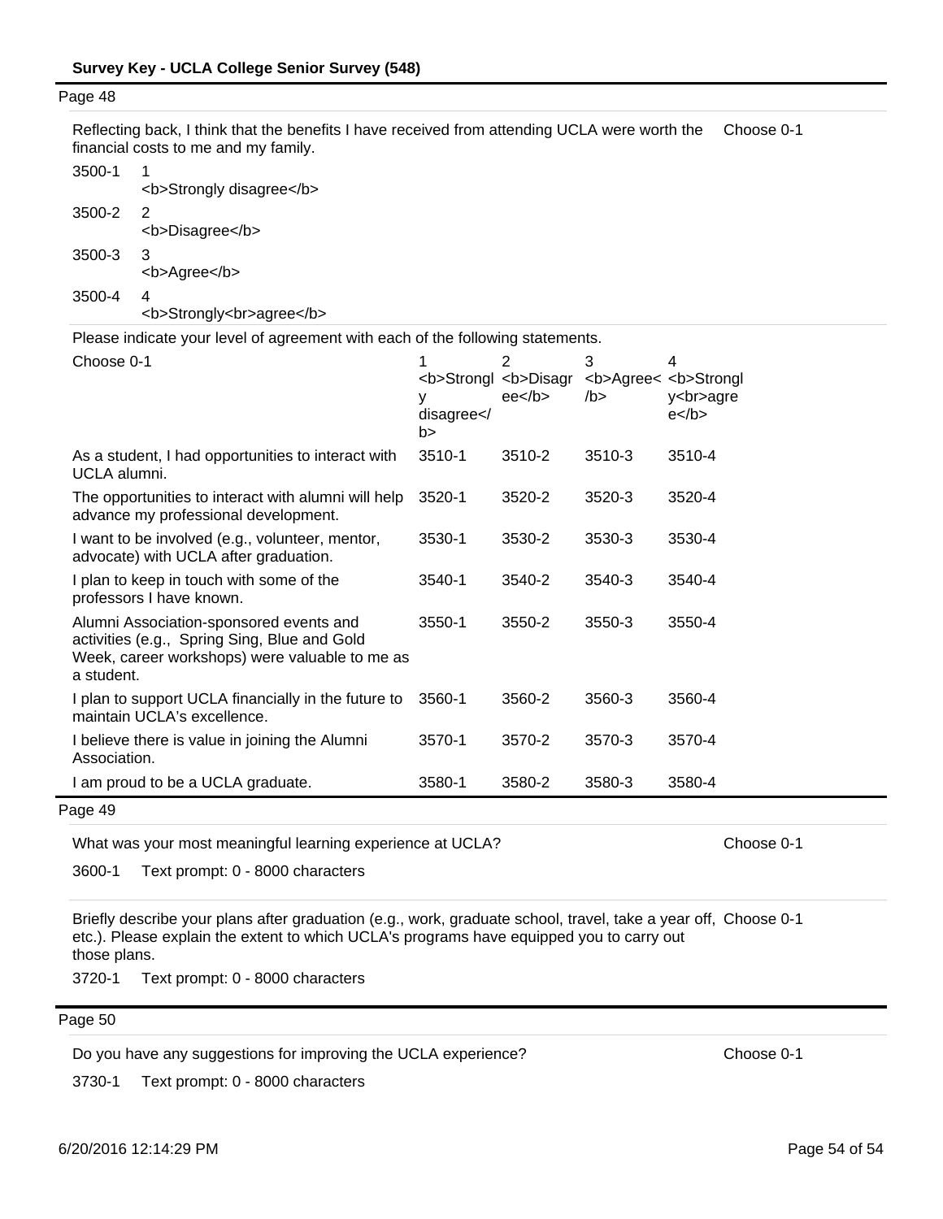Page 48

Reflecting back, I think that the benefits I have received from attending UCLA were worth the financial costs to me and my family. Choose 0-1

3500-1 1
<b>Strongly disagree</b>

3500-2 2
<b>Disagree</b>

3500-3 3
<b>Agree</b>

3500-4 4
<b>Strongly<br>agree</b>

Please indicate your level of agreement with each of the following statements.

| Choose 0-1 | 1 <b>Strongly disagree</b> | 2 <b>Disagree</b> | 3 <b>Agree</b> | 4 <b>Strongly<br>agree</b> |
|---|---|---|---|---|
| As a student, I had opportunities to interact with UCLA alumni. | 3510-1 | 3510-2 | 3510-3 | 3510-4 |
| The opportunities to interact with alumni will help advance my professional development. | 3520-1 | 3520-2 | 3520-3 | 3520-4 |
| I want to be involved (e.g., volunteer, mentor, advocate) with UCLA after graduation. | 3530-1 | 3530-2 | 3530-3 | 3530-4 |
| I plan to keep in touch with some of the professors I have known. | 3540-1 | 3540-2 | 3540-3 | 3540-4 |
| Alumni Association-sponsored events and activities (e.g., Spring Sing, Blue and Gold Week, career workshops) were valuable to me as a student. | 3550-1 | 3550-2 | 3550-3 | 3550-4 |
| I plan to support UCLA financially in the future to maintain UCLA's excellence. | 3560-1 | 3560-2 | 3560-3 | 3560-4 |
| I believe there is value in joining the Alumni Association. | 3570-1 | 3570-2 | 3570-3 | 3570-4 |
| I am proud to be a UCLA graduate. | 3580-1 | 3580-2 | 3580-3 | 3580-4 |

Page 49

What was your most meaningful learning experience at UCLA? Choose 0-1

3600-1 Text prompt: 0 - 8000 characters

Briefly describe your plans after graduation (e.g., work, graduate school, travel, take a year off, etc.). Please explain the extent to which UCLA's programs have equipped you to carry out those plans. Choose 0-1

3720-1 Text prompt: 0 - 8000 characters

Page 50

Do you have any suggestions for improving the UCLA experience? Choose 0-1

3730-1 Text prompt: 0 - 8000 characters